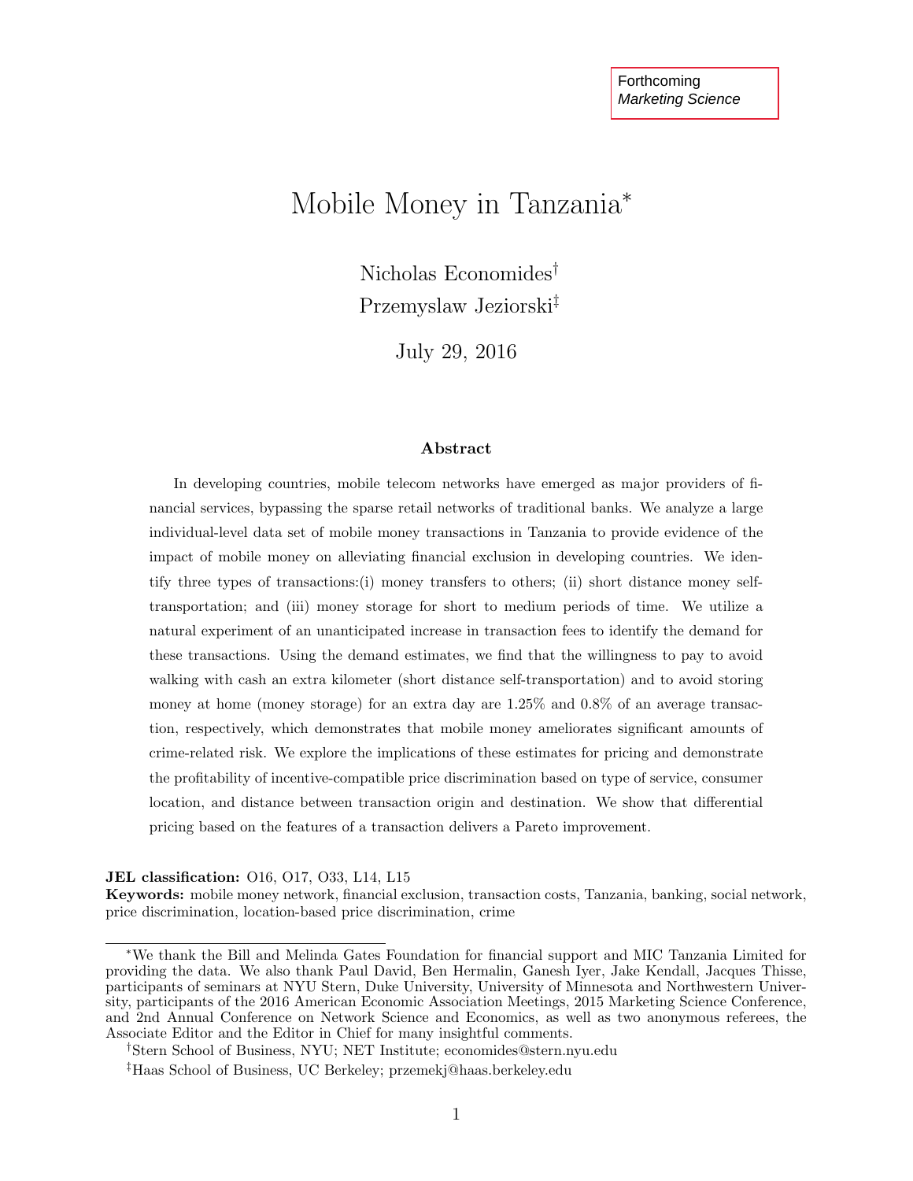Forthcoming
*Marketing Science*

# Mobile Money in Tanzania*

Nicholas Economides†

Przemyslaw Jeziorski‡

July 29, 2016

## Abstract

In developing countries, mobile telecom networks have emerged as major providers of financial services, bypassing the sparse retail networks of traditional banks. We analyze a large individual-level data set of mobile money transactions in Tanzania to provide evidence of the impact of mobile money on alleviating financial exclusion in developing countries. We identify three types of transactions:(i) money transfers to others; (ii) short distance money self-transportation; and (iii) money storage for short to medium periods of time. We utilize a natural experiment of an unanticipated increase in transaction fees to identify the demand for these transactions. Using the demand estimates, we find that the willingness to pay to avoid walking with cash an extra kilometer (short distance self-transportation) and to avoid storing money at home (money storage) for an extra day are 1.25% and 0.8% of an average transaction, respectively, which demonstrates that mobile money ameliorates significant amounts of crime-related risk. We explore the implications of these estimates for pricing and demonstrate the profitability of incentive-compatible price discrimination based on type of service, consumer location, and distance between transaction origin and destination. We show that differential pricing based on the features of a transaction delivers a Pareto improvement.

**JEL classification:** O16, O17, O33, L14, L15
**Keywords:** mobile money network, financial exclusion, transaction costs, Tanzania, banking, social network, price discrimination, location-based price discrimination, crime

---

*We thank the Bill and Melinda Gates Foundation for financial support and MIC Tanzania Limited for providing the data. We also thank Paul David, Ben Hermalin, Ganesh Iyer, Jake Kendall, Jacques Thisse, participants of seminars at NYU Stern, Duke University, University of Minnesota and Northwestern University, participants of the 2016 American Economic Association Meetings, 2015 Marketing Science Conference, and 2nd Annual Conference on Network Science and Economics, as well as two anonymous referees, the Associate Editor and the Editor in Chief for many insightful comments.

†Stern School of Business, NYU; NET Institute; economides@stern.nyu.edu

‡Haas School of Business, UC Berkeley; przemekj@haas.berkeley.edu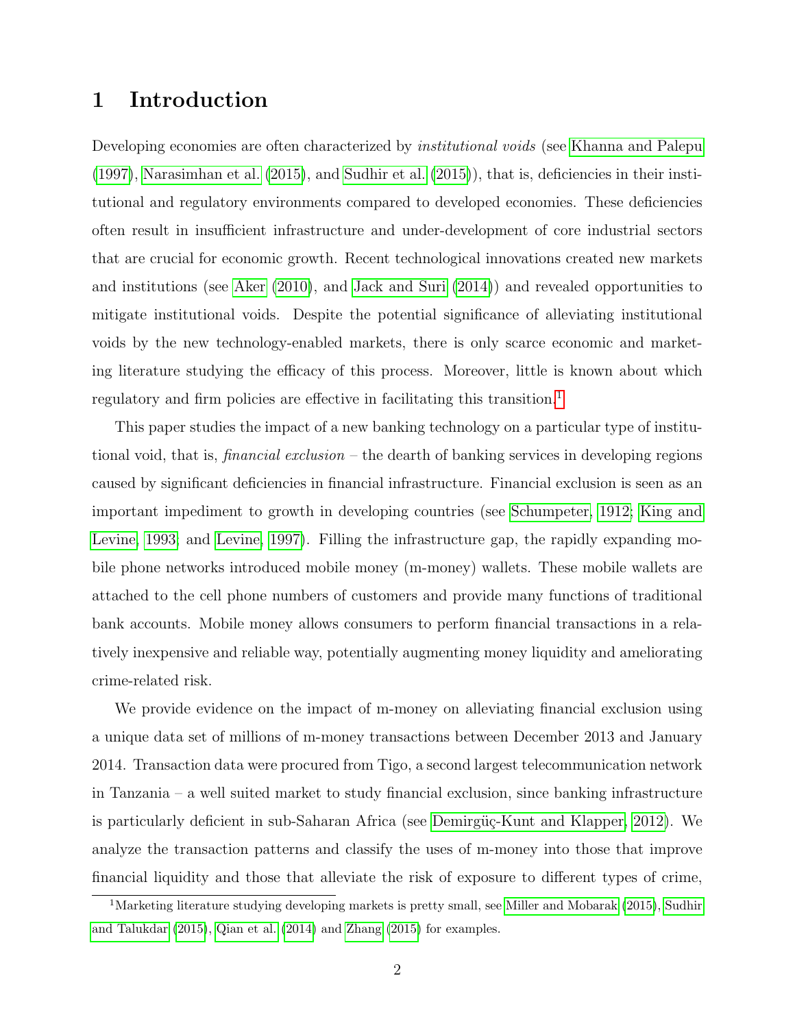# 1 Introduction

Developing economies are often characterized by *institutional voids* (see Khanna and Palepu (1997), Narasimhan et al. (2015), and Sudhir et al. (2015)), that is, deficiencies in their institutional and regulatory environments compared to developed economies. These deficiencies often result in insufficient infrastructure and under-development of core industrial sectors that are crucial for economic growth. Recent technological innovations created new markets and institutions (see Aker (2010), and Jack and Suri (2014)) and revealed opportunities to mitigate institutional voids. Despite the potential significance of alleviating institutional voids by the new technology-enabled markets, there is only scarce economic and marketing literature studying the efficacy of this process. Moreover, little is known about which regulatory and firm policies are effective in facilitating this transition.[1]

This paper studies the impact of a new banking technology on a particular type of institutional void, that is, *financial exclusion* – the dearth of banking services in developing regions caused by significant deficiencies in financial infrastructure. Financial exclusion is seen as an important impediment to growth in developing countries (see Schumpeter, 1912; King and Levine, 1993; and Levine, 1997). Filling the infrastructure gap, the rapidly expanding mobile phone networks introduced mobile money (m-money) wallets. These mobile wallets are attached to the cell phone numbers of customers and provide many functions of traditional bank accounts. Mobile money allows consumers to perform financial transactions in a relatively inexpensive and reliable way, potentially augmenting money liquidity and ameliorating crime-related risk.

We provide evidence on the impact of m-money on alleviating financial exclusion using a unique data set of millions of m-money transactions between December 2013 and January 2014. Transaction data were procured from Tigo, a second largest telecommunication network in Tanzania – a well suited market to study financial exclusion, since banking infrastructure is particularly deficient in sub-Saharan Africa (see Demirgüç-Kunt and Klapper, 2012). We analyze the transaction patterns and classify the uses of m-money into those that improve financial liquidity and those that alleviate the risk of exposure to different types of crime,

[1] Marketing literature studying developing markets is pretty small, see Miller and Mobarak (2015), Sudhir and Talukdar (2015), Qian et al. (2014) and Zhang (2015) for examples.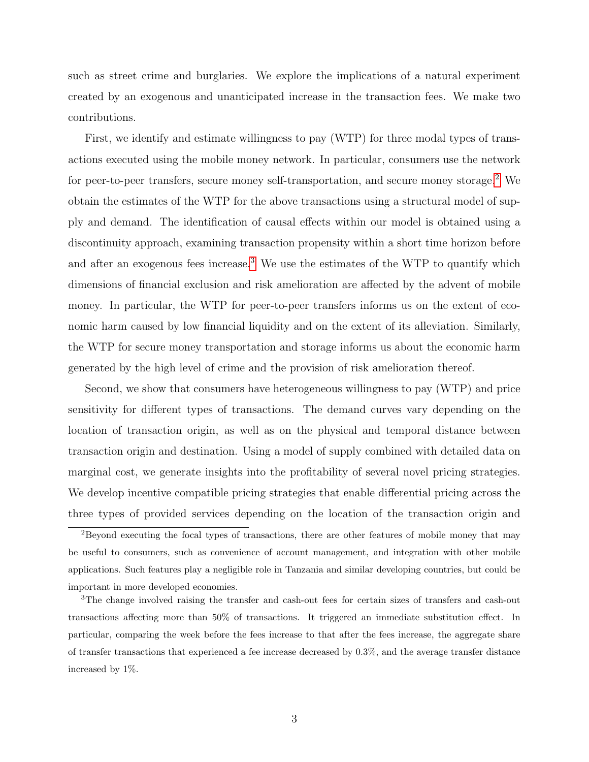such as street crime and burglaries. We explore the implications of a natural experiment created by an exogenous and unanticipated increase in the transaction fees. We make two contributions.

First, we identify and estimate willingness to pay (WTP) for three modal types of transactions executed using the mobile money network. In particular, consumers use the network for peer-to-peer transfers, secure money self-transportation, and secure money storage.[2] We obtain the estimates of the WTP for the above transactions using a structural model of supply and demand. The identification of causal effects within our model is obtained using a discontinuity approach, examining transaction propensity within a short time horizon before and after an exogenous fees increase.[3] We use the estimates of the WTP to quantify which dimensions of financial exclusion and risk amelioration are affected by the advent of mobile money. In particular, the WTP for peer-to-peer transfers informs us on the extent of economic harm caused by low financial liquidity and on the extent of its alleviation. Similarly, the WTP for secure money transportation and storage informs us about the economic harm generated by the high level of crime and the provision of risk amelioration thereof.

Second, we show that consumers have heterogeneous willingness to pay (WTP) and price sensitivity for different types of transactions. The demand curves vary depending on the location of transaction origin, as well as on the physical and temporal distance between transaction origin and destination. Using a model of supply combined with detailed data on marginal cost, we generate insights into the profitability of several novel pricing strategies. We develop incentive compatible pricing strategies that enable differential pricing across the three types of provided services depending on the location of the transaction origin and

[2] Beyond executing the focal types of transactions, there are other features of mobile money that may be useful to consumers, such as convenience of account management, and integration with other mobile applications. Such features play a negligible role in Tanzania and similar developing countries, but could be important in more developed economies.

[3] The change involved raising the transfer and cash-out fees for certain sizes of transfers and cash-out transactions affecting more than 50% of transactions. It triggered an immediate substitution effect. In particular, comparing the week before the fees increase to that after the fees increase, the aggregate share of transfer transactions that experienced a fee increase decreased by 0.3%, and the average transfer distance increased by 1%.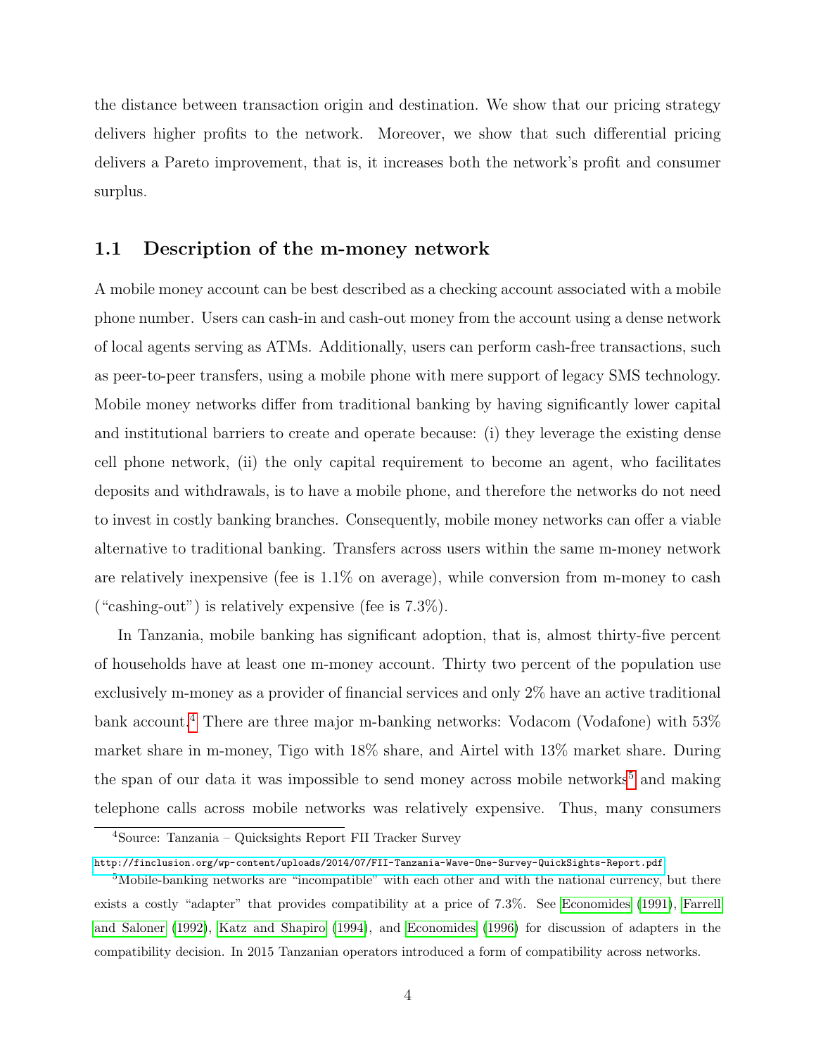the distance between transaction origin and destination. We show that our pricing strategy delivers higher profits to the network. Moreover, we show that such differential pricing delivers a Pareto improvement, that is, it increases both the network's profit and consumer surplus.

## 1.1 Description of the m-money network

A mobile money account can be best described as a checking account associated with a mobile phone number. Users can cash-in and cash-out money from the account using a dense network of local agents serving as ATMs. Additionally, users can perform cash-free transactions, such as peer-to-peer transfers, using a mobile phone with mere support of legacy SMS technology. Mobile money networks differ from traditional banking by having significantly lower capital and institutional barriers to create and operate because: (i) they leverage the existing dense cell phone network, (ii) the only capital requirement to become an agent, who facilitates deposits and withdrawals, is to have a mobile phone, and therefore the networks do not need to invest in costly banking branches. Consequently, mobile money networks can offer a viable alternative to traditional banking. Transfers across users within the same m-money network are relatively inexpensive (fee is 1.1% on average), while conversion from m-money to cash ("cashing-out") is relatively expensive (fee is 7.3%).

In Tanzania, mobile banking has significant adoption, that is, almost thirty-five percent of households have at least one m-money account. Thirty two percent of the population use exclusively m-money as a provider of financial services and only 2% have an active traditional bank account.[4] There are three major m-banking networks: Vodacom (Vodafone) with 53% market share in m-money, Tigo with 18% share, and Airtel with 13% market share. During the span of our data it was impossible to send money across mobile networks[5] and making telephone calls across mobile networks was relatively expensive. Thus, many consumers

[4]Source: Tanzania – Quicksights Report FII Tracker Survey
http://finclusion.org/wp-content/uploads/2014/07/FII-Tanzania-Wave-One-Survey-QuickSights-Report.pdf

[5]Mobile-banking networks are "incompatible" with each other and with the national currency, but there exists a costly "adapter" that provides compatibility at a price of 7.3%. See Economides (1991), Farrell and Saloner (1992), Katz and Shapiro (1994), and Economides (1996) for discussion of adapters in the compatibility decision. In 2015 Tanzanian operators introduced a form of compatibility across networks.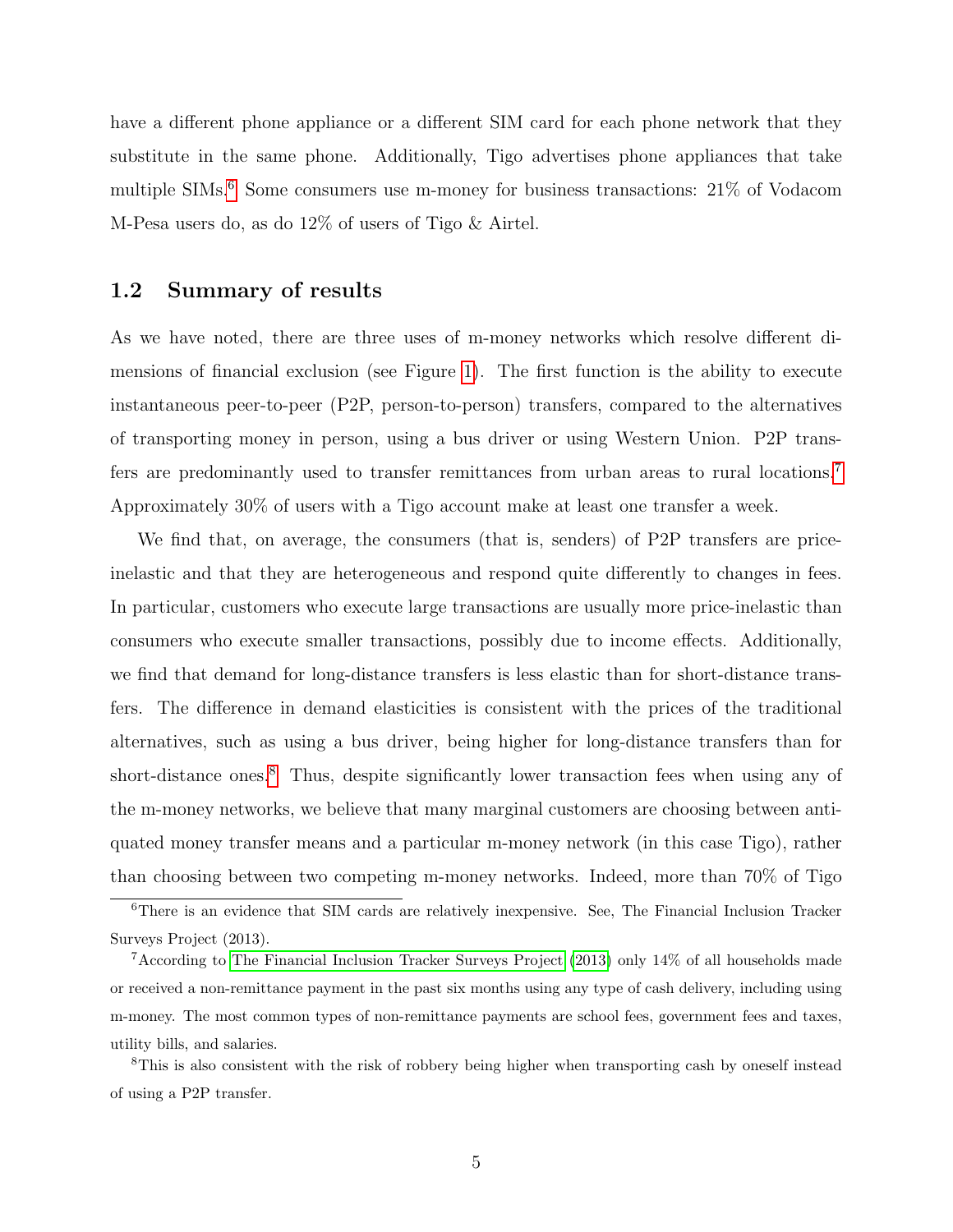have a different phone appliance or a different SIM card for each phone network that they substitute in the same phone. Additionally, Tigo advertises phone appliances that take multiple SIMs.[6] Some consumers use m-money for business transactions: 21% of Vodacom M-Pesa users do, as do 12% of users of Tigo & Airtel.

### 1.2 Summary of results

As we have noted, there are three uses of m-money networks which resolve different dimensions of financial exclusion (see Figure 1). The first function is the ability to execute instantaneous peer-to-peer (P2P, person-to-person) transfers, compared to the alternatives of transporting money in person, using a bus driver or using Western Union. P2P transfers are predominantly used to transfer remittances from urban areas to rural locations.[7] Approximately 30% of users with a Tigo account make at least one transfer a week.

We find that, on average, the consumers (that is, senders) of P2P transfers are price-inelastic and that they are heterogeneous and respond quite differently to changes in fees. In particular, customers who execute large transactions are usually more price-inelastic than consumers who execute smaller transactions, possibly due to income effects. Additionally, we find that demand for long-distance transfers is less elastic than for short-distance transfers. The difference in demand elasticities is consistent with the prices of the traditional alternatives, such as using a bus driver, being higher for long-distance transfers than for short-distance ones.[8] Thus, despite significantly lower transaction fees when using any of the m-money networks, we believe that many marginal customers are choosing between antiquated money transfer means and a particular m-money network (in this case Tigo), rather than choosing between two competing m-money networks. Indeed, more than 70% of Tigo

[6] There is an evidence that SIM cards are relatively inexpensive. See, The Financial Inclusion Tracker Surveys Project (2013).

[7] According to The Financial Inclusion Tracker Surveys Project (2013) only 14% of all households made or received a non-remittance payment in the past six months using any type of cash delivery, including using m-money. The most common types of non-remittance payments are school fees, government fees and taxes, utility bills, and salaries.

[8] This is also consistent with the risk of robbery being higher when transporting cash by oneself instead of using a P2P transfer.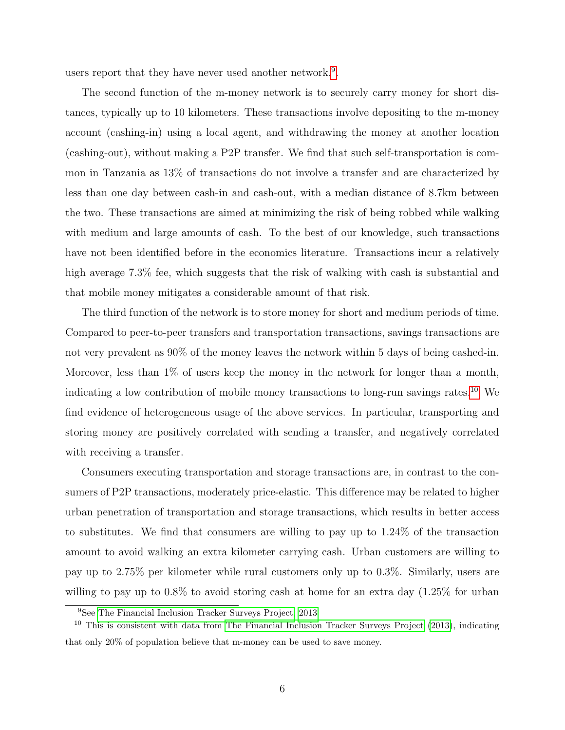users report that they have never used another network.[9].

The second function of the m-money network is to securely carry money for short distances, typically up to 10 kilometers. These transactions involve depositing to the m-money account (cashing-in) using a local agent, and withdrawing the money at another location (cashing-out), without making a P2P transfer. We find that such self-transportation is common in Tanzania as 13% of transactions do not involve a transfer and are characterized by less than one day between cash-in and cash-out, with a median distance of 8.7km between the two. These transactions are aimed at minimizing the risk of being robbed while walking with medium and large amounts of cash. To the best of our knowledge, such transactions have not been identified before in the economics literature. Transactions incur a relatively high average 7.3% fee, which suggests that the risk of walking with cash is substantial and that mobile money mitigates a considerable amount of that risk.

The third function of the network is to store money for short and medium periods of time. Compared to peer-to-peer transfers and transportation transactions, savings transactions are not very prevalent as 90% of the money leaves the network within 5 days of being cashed-in. Moreover, less than 1% of users keep the money in the network for longer than a month, indicating a low contribution of mobile money transactions to long-run savings rates.[10] We find evidence of heterogeneous usage of the above services. In particular, transporting and storing money are positively correlated with sending a transfer, and negatively correlated with receiving a transfer.

Consumers executing transportation and storage transactions are, in contrast to the consumers of P2P transactions, moderately price-elastic. This difference may be related to higher urban penetration of transportation and storage transactions, which results in better access to substitutes. We find that consumers are willing to pay up to 1.24% of the transaction amount to avoid walking an extra kilometer carrying cash. Urban customers are willing to pay up to 2.75% per kilometer while rural customers only up to 0.3%. Similarly, users are willing to pay up to 0.8% to avoid storing cash at home for an extra day (1.25% for urban

[9] See The Financial Inclusion Tracker Surveys Project, 2013

[10] This is consistent with data from The Financial Inclusion Tracker Surveys Project (2013), indicating that only 20% of population believe that m-money can be used to save money.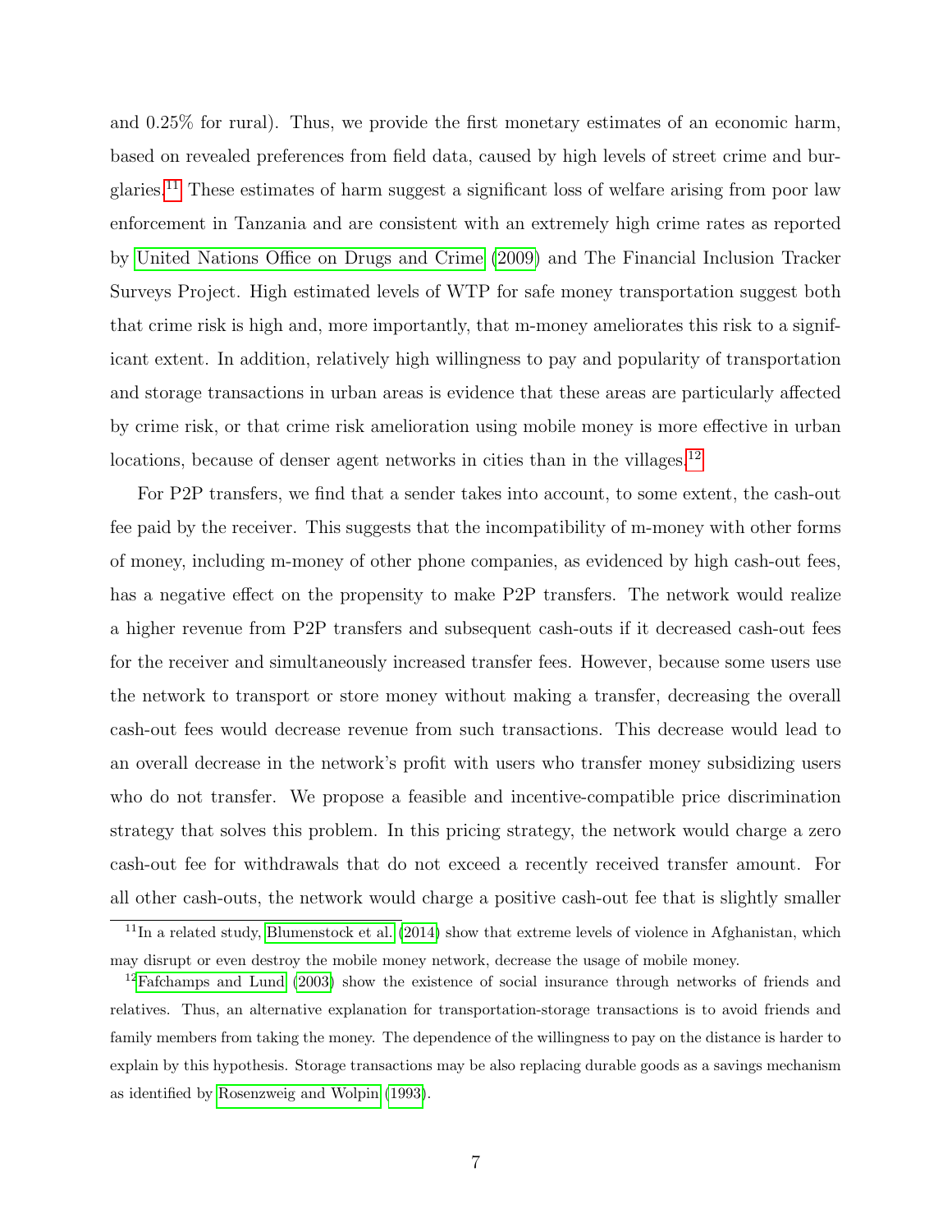and 0.25% for rural). Thus, we provide the first monetary estimates of an economic harm, based on revealed preferences from field data, caused by high levels of street crime and burglaries.[11] These estimates of harm suggest a significant loss of welfare arising from poor law enforcement in Tanzania and are consistent with an extremely high crime rates as reported by United Nations Office on Drugs and Crime (2009) and The Financial Inclusion Tracker Surveys Project. High estimated levels of WTP for safe money transportation suggest both that crime risk is high and, more importantly, that m-money ameliorates this risk to a significant extent. In addition, relatively high willingness to pay and popularity of transportation and storage transactions in urban areas is evidence that these areas are particularly affected by crime risk, or that crime risk amelioration using mobile money is more effective in urban locations, because of denser agent networks in cities than in the villages.[12]

For P2P transfers, we find that a sender takes into account, to some extent, the cash-out fee paid by the receiver. This suggests that the incompatibility of m-money with other forms of money, including m-money of other phone companies, as evidenced by high cash-out fees, has a negative effect on the propensity to make P2P transfers. The network would realize a higher revenue from P2P transfers and subsequent cash-outs if it decreased cash-out fees for the receiver and simultaneously increased transfer fees. However, because some users use the network to transport or store money without making a transfer, decreasing the overall cash-out fees would decrease revenue from such transactions. This decrease would lead to an overall decrease in the network's profit with users who transfer money subsidizing users who do not transfer. We propose a feasible and incentive-compatible price discrimination strategy that solves this problem. In this pricing strategy, the network would charge a zero cash-out fee for withdrawals that do not exceed a recently received transfer amount. For all other cash-outs, the network would charge a positive cash-out fee that is slightly smaller

[11] In a related study, Blumenstock et al. (2014) show that extreme levels of violence in Afghanistan, which may disrupt or even destroy the mobile money network, decrease the usage of mobile money.

[12] Fafchamps and Lund (2003) show the existence of social insurance through networks of friends and relatives. Thus, an alternative explanation for transportation-storage transactions is to avoid friends and family members from taking the money. The dependence of the willingness to pay on the distance is harder to explain by this hypothesis. Storage transactions may be also replacing durable goods as a savings mechanism as identified by Rosenzweig and Wolpin (1993).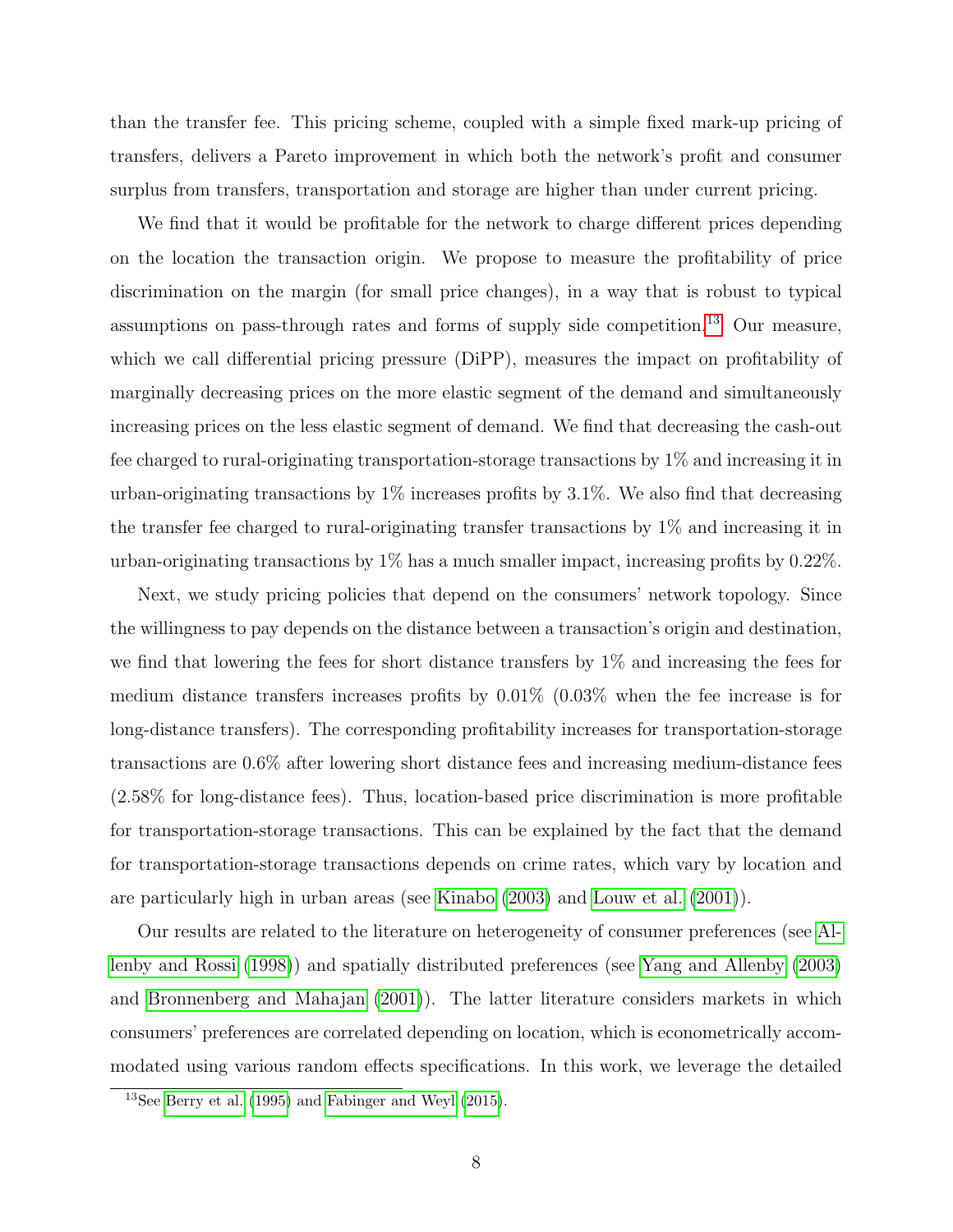than the transfer fee. This pricing scheme, coupled with a simple fixed mark-up pricing of transfers, delivers a Pareto improvement in which both the network's profit and consumer surplus from transfers, transportation and storage are higher than under current pricing.

We find that it would be profitable for the network to charge different prices depending on the location the transaction origin. We propose to measure the profitability of price discrimination on the margin (for small price changes), in a way that is robust to typical assumptions on pass-through rates and forms of supply side competition.[13] Our measure, which we call differential pricing pressure (DiPP), measures the impact on profitability of marginally decreasing prices on the more elastic segment of the demand and simultaneously increasing prices on the less elastic segment of demand. We find that decreasing the cash-out fee charged to rural-originating transportation-storage transactions by 1% and increasing it in urban-originating transactions by 1% increases profits by 3.1%. We also find that decreasing the transfer fee charged to rural-originating transfer transactions by 1% and increasing it in urban-originating transactions by 1% has a much smaller impact, increasing profits by 0.22%.

Next, we study pricing policies that depend on the consumers' network topology. Since the willingness to pay depends on the distance between a transaction's origin and destination, we find that lowering the fees for short distance transfers by 1% and increasing the fees for medium distance transfers increases profits by 0.01% (0.03% when the fee increase is for long-distance transfers). The corresponding profitability increases for transportation-storage transactions are 0.6% after lowering short distance fees and increasing medium-distance fees (2.58% for long-distance fees). Thus, location-based price discrimination is more profitable for transportation-storage transactions. This can be explained by the fact that the demand for transportation-storage transactions depends on crime rates, which vary by location and are particularly high in urban areas (see Kinabo (2003) and Louw et al. (2001)).

Our results are related to the literature on heterogeneity of consumer preferences (see Allenby and Rossi (1998)) and spatially distributed preferences (see Yang and Allenby (2003) and Bronnenberg and Mahajan (2001)). The latter literature considers markets in which consumers' preferences are correlated depending on location, which is econometrically accommodated using various random effects specifications. In this work, we leverage the detailed

[13] See Berry et al. (1995) and Fabinger and Weyl (2015).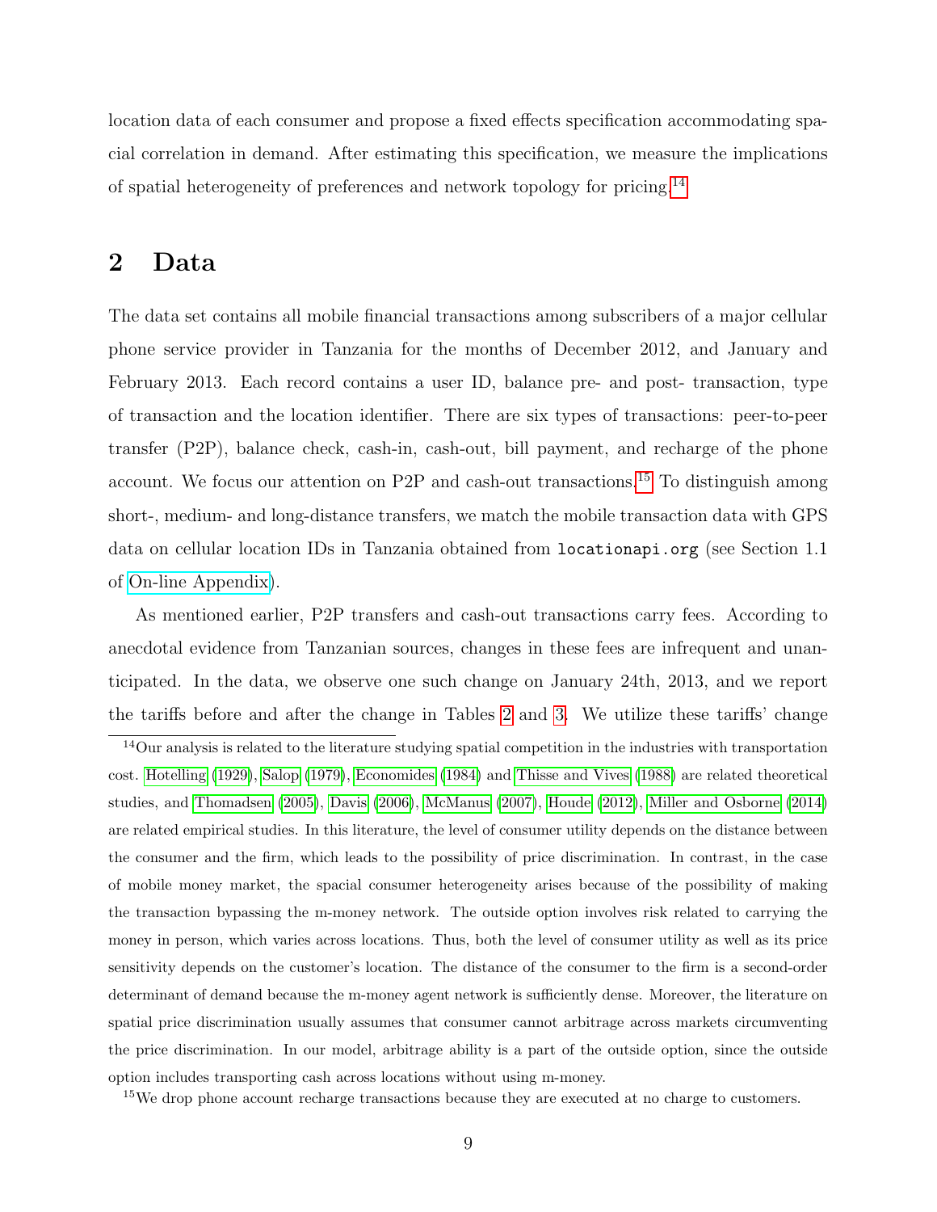location data of each consumer and propose a fixed effects specification accommodating spacial correlation in demand. After estimating this specification, we measure the implications of spatial heterogeneity of preferences and network topology for pricing.[14]

## 2 Data

The data set contains all mobile financial transactions among subscribers of a major cellular phone service provider in Tanzania for the months of December 2012, and January and February 2013. Each record contains a user ID, balance pre- and post- transaction, type of transaction and the location identifier. There are six types of transactions: peer-to-peer transfer (P2P), balance check, cash-in, cash-out, bill payment, and recharge of the phone account. We focus our attention on P2P and cash-out transactions.[15] To distinguish among short-, medium- and long-distance transfers, we match the mobile transaction data with GPS data on cellular location IDs in Tanzania obtained from `locationapi.org` (see Section 1.1 of On-line Appendix).

As mentioned earlier, P2P transfers and cash-out transactions carry fees. According to anecdotal evidence from Tanzanian sources, changes in these fees are infrequent and unanticipated. In the data, we observe one such change on January 24th, 2013, and we report the tariffs before and after the change in Tables 2 and 3. We utilize these tariffs' change

---

[14] Our analysis is related to the literature studying spatial competition in the industries with transportation cost. Hotelling (1929), Salop (1979), Economides (1984) and Thisse and Vives (1988) are related theoretical studies, and Thomadsen (2005), Davis (2006), McManus (2007), Houde (2012), Miller and Osborne (2014) are related empirical studies. In this literature, the level of consumer utility depends on the distance between the consumer and the firm, which leads to the possibility of price discrimination. In contrast, in the case of mobile money market, the spacial consumer heterogeneity arises because of the possibility of making the transaction bypassing the m-money network. The outside option involves risk related to carrying the money in person, which varies across locations. Thus, both the level of consumer utility as well as its price sensitivity depends on the customer's location. The distance of the consumer to the firm is a second-order determinant of demand because the m-money agent network is sufficiently dense. Moreover, the literature on spatial price discrimination usually assumes that consumer cannot arbitrage across markets circumventing the price discrimination. In our model, arbitrage ability is a part of the outside option, since the outside option includes transporting cash across locations without using m-money.

[15] We drop phone account recharge transactions because they are executed at no charge to customers.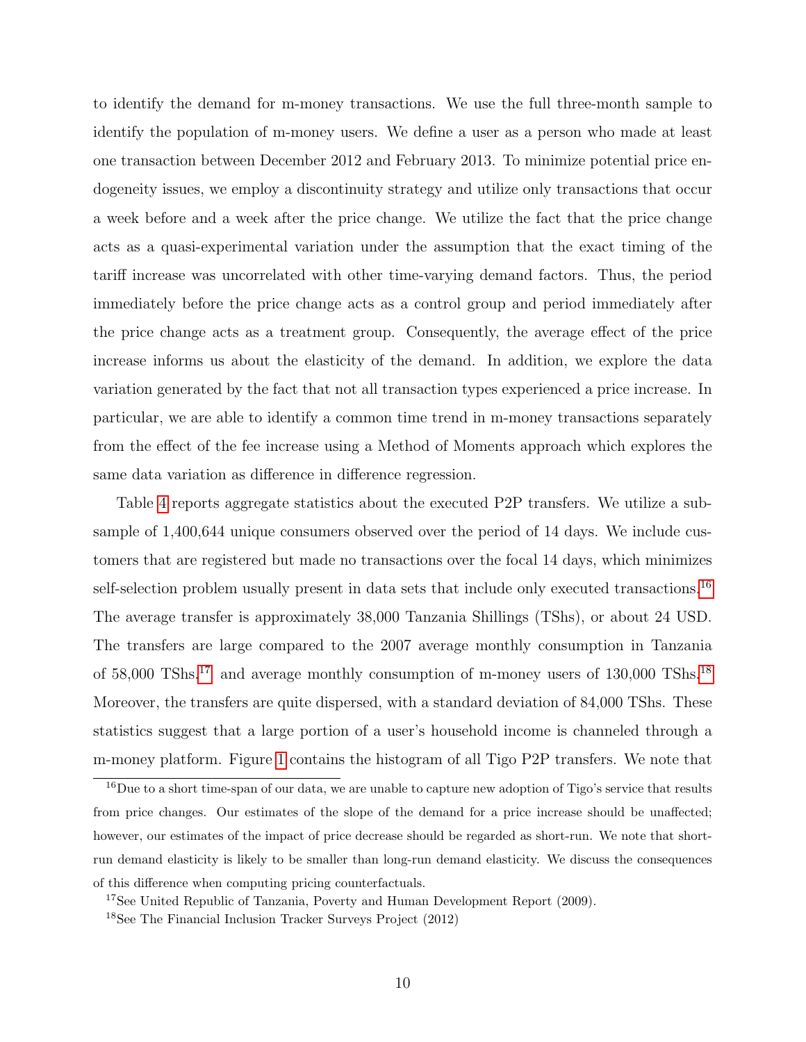to identify the demand for m-money transactions. We use the full three-month sample to identify the population of m-money users. We define a user as a person who made at least one transaction between December 2012 and February 2013. To minimize potential price endogeneity issues, we employ a discontinuity strategy and utilize only transactions that occur a week before and a week after the price change. We utilize the fact that the price change acts as a quasi-experimental variation under the assumption that the exact timing of the tariff increase was uncorrelated with other time-varying demand factors. Thus, the period immediately before the price change acts as a control group and period immediately after the price change acts as a treatment group. Consequently, the average effect of the price increase informs us about the elasticity of the demand. In addition, we explore the data variation generated by the fact that not all transaction types experienced a price increase. In particular, we are able to identify a common time trend in m-money transactions separately from the effect of the fee increase using a Method of Moments approach which explores the same data variation as difference in difference regression.

Table 4 reports aggregate statistics about the executed P2P transfers. We utilize a subsample of 1,400,644 unique consumers observed over the period of 14 days. We include customers that are registered but made no transactions over the focal 14 days, which minimizes self-selection problem usually present in data sets that include only executed transactions.[16] The average transfer is approximately 38,000 Tanzania Shillings (TShs), or about 24 USD. The transfers are large compared to the 2007 average monthly consumption in Tanzania of 58,000 TShs,[17] and average monthly consumption of m-money users of 130,000 TShs.[18] Moreover, the transfers are quite dispersed, with a standard deviation of 84,000 TShs. These statistics suggest that a large portion of a user's household income is channeled through a m-money platform. Figure 1 contains the histogram of all Tigo P2P transfers. We note that

[16] Due to a short time-span of our data, we are unable to capture new adoption of Tigo's service that results from price changes. Our estimates of the slope of the demand for a price increase should be unaffected; however, our estimates of the impact of price decrease should be regarded as short-run. We note that short-run demand elasticity is likely to be smaller than long-run demand elasticity. We discuss the consequences of this difference when computing pricing counterfactuals.

[17] See United Republic of Tanzania, Poverty and Human Development Report (2009).

[18] See The Financial Inclusion Tracker Surveys Project (2012)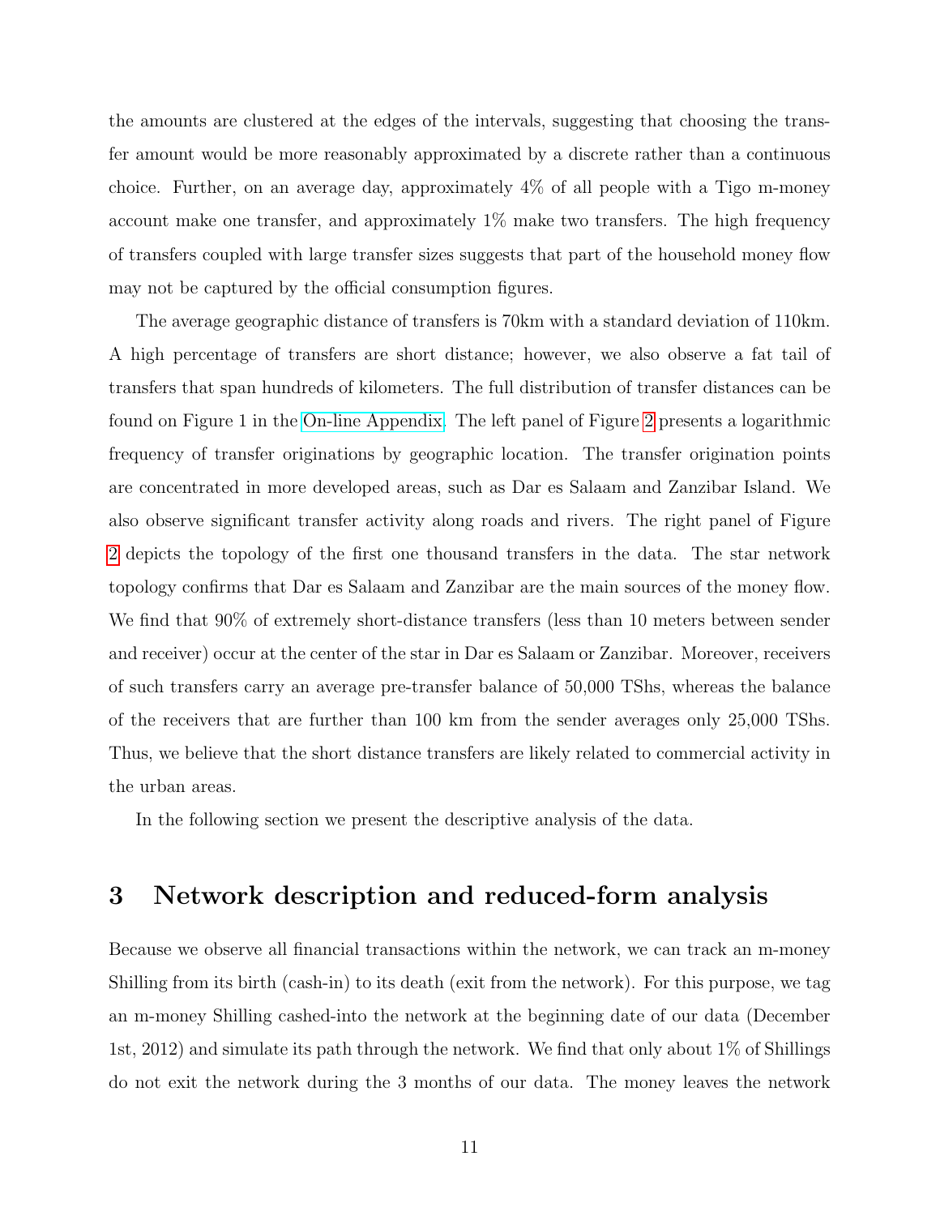the amounts are clustered at the edges of the intervals, suggesting that choosing the transfer amount would be more reasonably approximated by a discrete rather than a continuous choice. Further, on an average day, approximately 4% of all people with a Tigo m-money account make one transfer, and approximately 1% make two transfers. The high frequency of transfers coupled with large transfer sizes suggests that part of the household money flow may not be captured by the official consumption figures.

The average geographic distance of transfers is 70km with a standard deviation of 110km. A high percentage of transfers are short distance; however, we also observe a fat tail of transfers that span hundreds of kilometers. The full distribution of transfer distances can be found on Figure 1 in the On-line Appendix. The left panel of Figure 2 presents a logarithmic frequency of transfer originations by geographic location. The transfer origination points are concentrated in more developed areas, such as Dar es Salaam and Zanzibar Island. We also observe significant transfer activity along roads and rivers. The right panel of Figure 2 depicts the topology of the first one thousand transfers in the data. The star network topology confirms that Dar es Salaam and Zanzibar are the main sources of the money flow. We find that 90% of extremely short-distance transfers (less than 10 meters between sender and receiver) occur at the center of the star in Dar es Salaam or Zanzibar. Moreover, receivers of such transfers carry an average pre-transfer balance of 50,000 TShs, whereas the balance of the receivers that are further than 100 km from the sender averages only 25,000 TShs. Thus, we believe that the short distance transfers are likely related to commercial activity in the urban areas.

In the following section we present the descriptive analysis of the data.

# 3 Network description and reduced-form analysis

Because we observe all financial transactions within the network, we can track an m-money Shilling from its birth (cash-in) to its death (exit from the network). For this purpose, we tag an m-money Shilling cashed-into the network at the beginning date of our data (December 1st, 2012) and simulate its path through the network. We find that only about 1% of Shillings do not exit the network during the 3 months of our data. The money leaves the network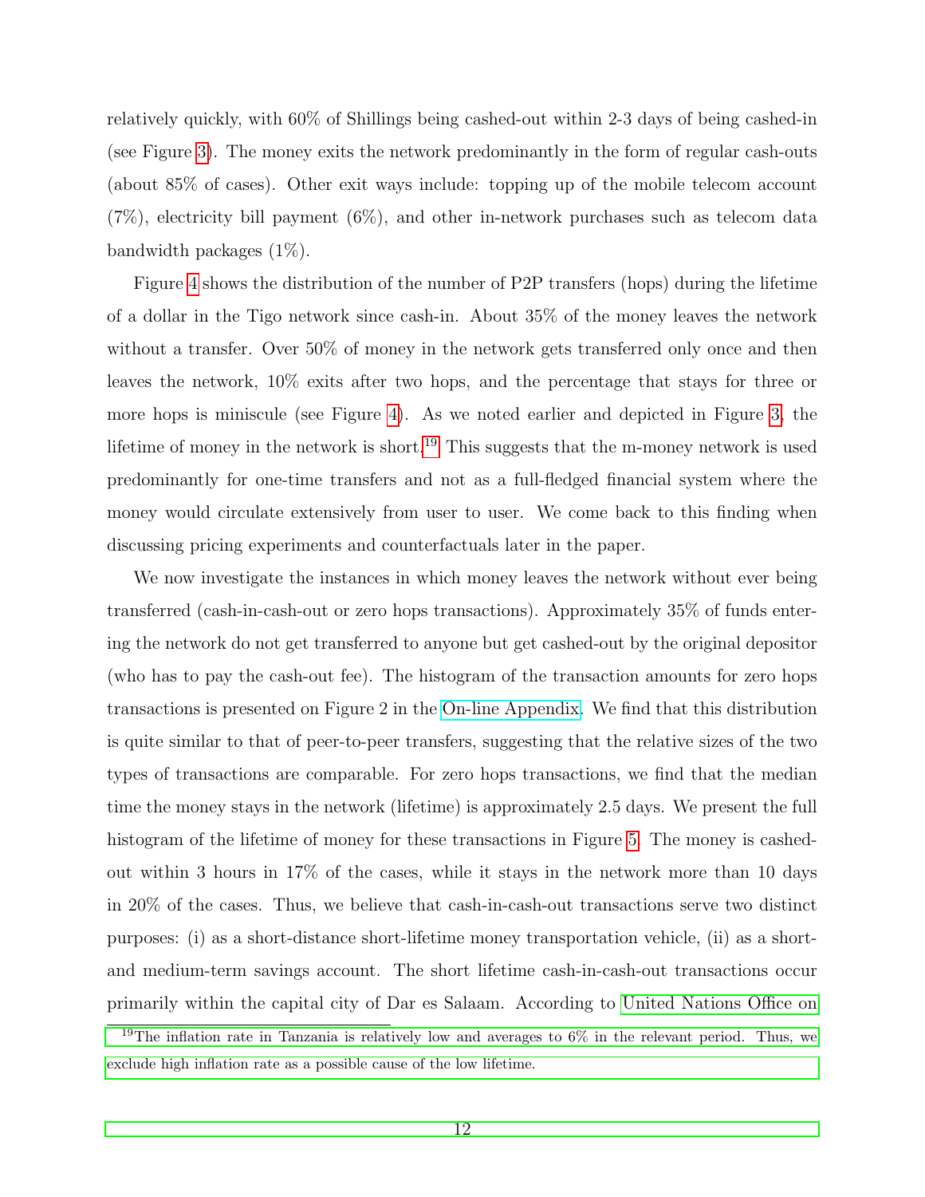relatively quickly, with 60% of Shillings being cashed-out within 2-3 days of being cashed-in (see Figure 3). The money exits the network predominantly in the form of regular cash-outs (about 85% of cases). Other exit ways include: topping up of the mobile telecom account (7%), electricity bill payment (6%), and other in-network purchases such as telecom data bandwidth packages (1%).

Figure 4 shows the distribution of the number of P2P transfers (hops) during the lifetime of a dollar in the Tigo network since cash-in. About 35% of the money leaves the network without a transfer. Over 50% of money in the network gets transferred only once and then leaves the network, 10% exits after two hops, and the percentage that stays for three or more hops is miniscule (see Figure 4). As we noted earlier and depicted in Figure 3, the lifetime of money in the network is short.[19] This suggests that the m-money network is used predominantly for one-time transfers and not as a full-fledged financial system where the money would circulate extensively from user to user. We come back to this finding when discussing pricing experiments and counterfactuals later in the paper.

We now investigate the instances in which money leaves the network without ever being transferred (cash-in-cash-out or zero hops transactions). Approximately 35% of funds entering the network do not get transferred to anyone but get cashed-out by the original depositor (who has to pay the cash-out fee). The histogram of the transaction amounts for zero hops transactions is presented on Figure 2 in the On-line Appendix. We find that this distribution is quite similar to that of peer-to-peer transfers, suggesting that the relative sizes of the two types of transactions are comparable. For zero hops transactions, we find that the median time the money stays in the network (lifetime) is approximately 2.5 days. We present the full histogram of the lifetime of money for these transactions in Figure 5. The money is cashed-out within 3 hours in 17% of the cases, while it stays in the network more than 10 days in 20% of the cases. Thus, we believe that cash-in-cash-out transactions serve two distinct purposes: (i) as a short-distance short-lifetime money transportation vehicle, (ii) as a short- and medium-term savings account. The short lifetime cash-in-cash-out transactions occur primarily within the capital city of Dar es Salaam. According to United Nations Office on

[19] The inflation rate in Tanzania is relatively low and averages to 6% in the relevant period. Thus, we exclude high inflation rate as a possible cause of the low lifetime.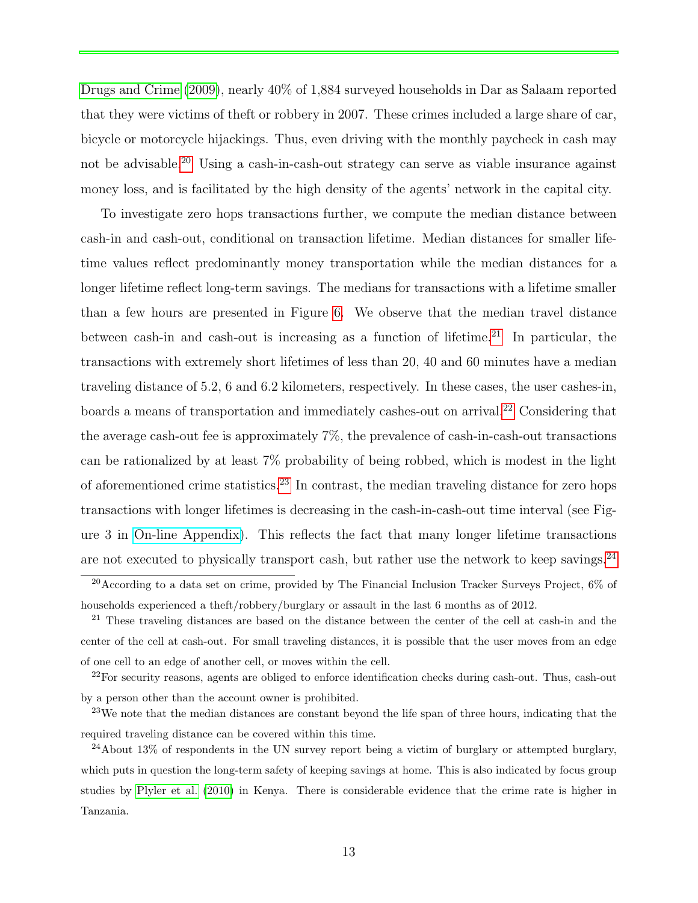Drugs and Crime (2009), nearly 40% of 1,884 surveyed households in Dar as Salaam reported that they were victims of theft or robbery in 2007. These crimes included a large share of car, bicycle or motorcycle hijackings. Thus, even driving with the monthly paycheck in cash may not be advisable.[20] Using a cash-in-cash-out strategy can serve as viable insurance against money loss, and is facilitated by the high density of the agents' network in the capital city.

To investigate zero hops transactions further, we compute the median distance between cash-in and cash-out, conditional on transaction lifetime. Median distances for smaller lifetime values reflect predominantly money transportation while the median distances for a longer lifetime reflect long-term savings. The medians for transactions with a lifetime smaller than a few hours are presented in Figure 6. We observe that the median travel distance between cash-in and cash-out is increasing as a function of lifetime.[21] In particular, the transactions with extremely short lifetimes of less than 20, 40 and 60 minutes have a median traveling distance of 5.2, 6 and 6.2 kilometers, respectively. In these cases, the user cashes-in, boards a means of transportation and immediately cashes-out on arrival.[22] Considering that the average cash-out fee is approximately 7%, the prevalence of cash-in-cash-out transactions can be rationalized by at least 7% probability of being robbed, which is modest in the light of aforementioned crime statistics.[23] In contrast, the median traveling distance for zero hops transactions with longer lifetimes is decreasing in the cash-in-cash-out time interval (see Figure 3 in On-line Appendix). This reflects the fact that many longer lifetime transactions are not executed to physically transport cash, but rather use the network to keep savings.[24]

[20] According to a data set on crime, provided by The Financial Inclusion Tracker Surveys Project, 6% of households experienced a theft/robbery/burglary or assault in the last 6 months as of 2012.

[21] These traveling distances are based on the distance between the center of the cell at cash-in and the center of the cell at cash-out. For small traveling distances, it is possible that the user moves from an edge of one cell to an edge of another cell, or moves within the cell.

[22] For security reasons, agents are obliged to enforce identification checks during cash-out. Thus, cash-out by a person other than the account owner is prohibited.

[23] We note that the median distances are constant beyond the life span of three hours, indicating that the required traveling distance can be covered within this time.

[24] About 13% of respondents in the UN survey report being a victim of burglary or attempted burglary, which puts in question the long-term safety of keeping savings at home. This is also indicated by focus group studies by Plyler et al. (2010) in Kenya. There is considerable evidence that the crime rate is higher in Tanzania.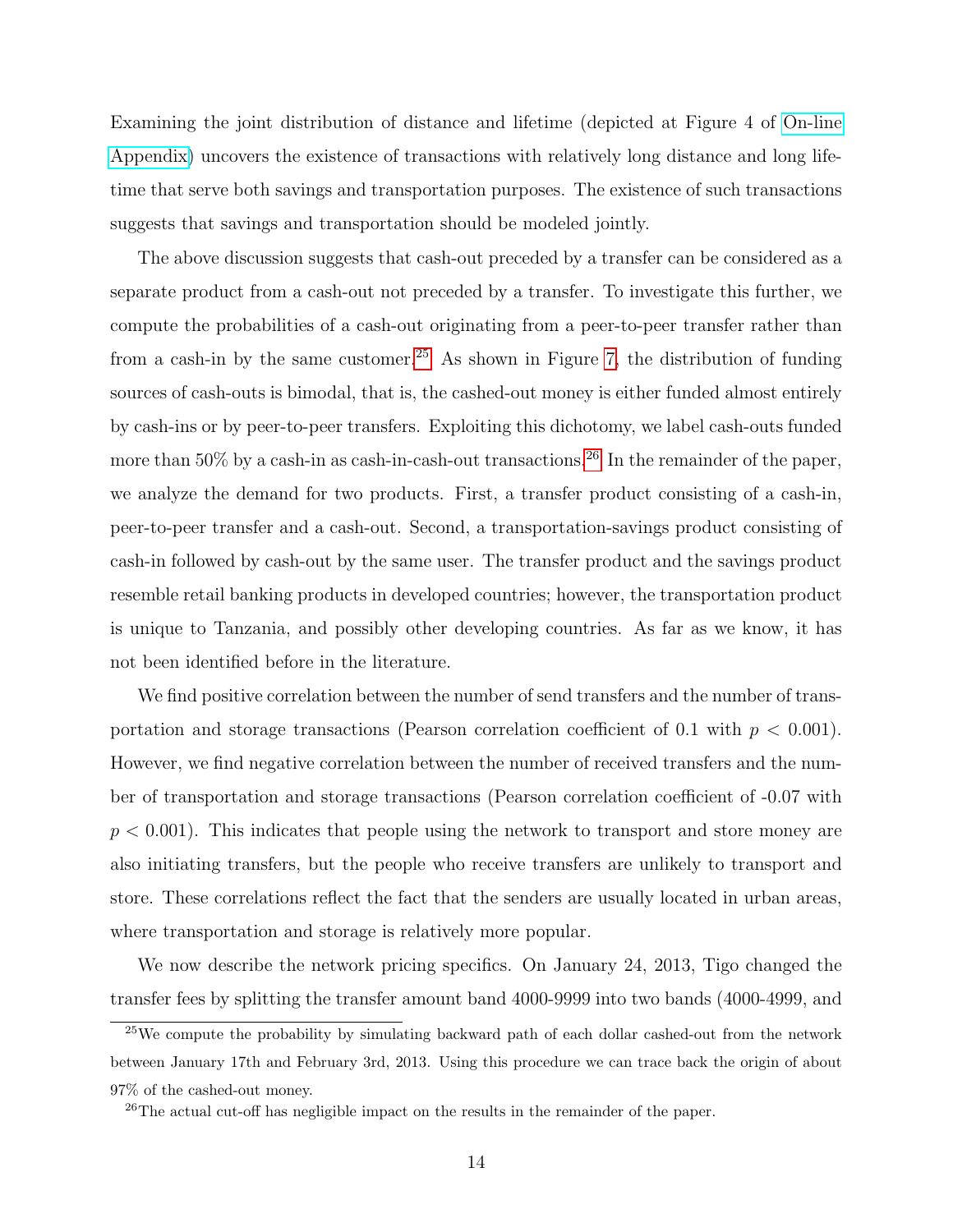Examining the joint distribution of distance and lifetime (depicted at Figure 4 of On-line Appendix) uncovers the existence of transactions with relatively long distance and long lifetime that serve both savings and transportation purposes. The existence of such transactions suggests that savings and transportation should be modeled jointly.

The above discussion suggests that cash-out preceded by a transfer can be considered as a separate product from a cash-out not preceded by a transfer. To investigate this further, we compute the probabilities of a cash-out originating from a peer-to-peer transfer rather than from a cash-in by the same customer.[25] As shown in Figure 7, the distribution of funding sources of cash-outs is bimodal, that is, the cashed-out money is either funded almost entirely by cash-ins or by peer-to-peer transfers. Exploiting this dichotomy, we label cash-outs funded more than 50% by a cash-in as cash-in-cash-out transactions.[26] In the remainder of the paper, we analyze the demand for two products. First, a transfer product consisting of a cash-in, peer-to-peer transfer and a cash-out. Second, a transportation-savings product consisting of cash-in followed by cash-out by the same user. The transfer product and the savings product resemble retail banking products in developed countries; however, the transportation product is unique to Tanzania, and possibly other developing countries. As far as we know, it has not been identified before in the literature.

We find positive correlation between the number of send transfers and the number of transportation and storage transactions (Pearson correlation coefficient of 0.1 with $p < 0.001$). However, we find negative correlation between the number of received transfers and the number of transportation and storage transactions (Pearson correlation coefficient of -0.07 with $p < 0.001$). This indicates that people using the network to transport and store money are also initiating transfers, but the people who receive transfers are unlikely to transport and store. These correlations reflect the fact that the senders are usually located in urban areas, where transportation and storage is relatively more popular.

We now describe the network pricing specifics. On January 24, 2013, Tigo changed the transfer fees by splitting the transfer amount band 4000-9999 into two bands (4000-4999, and

[25] We compute the probability by simulating backward path of each dollar cashed-out from the network between January 17th and February 3rd, 2013. Using this procedure we can trace back the origin of about 97% of the cashed-out money.

[26] The actual cut-off has negligible impact on the results in the remainder of the paper.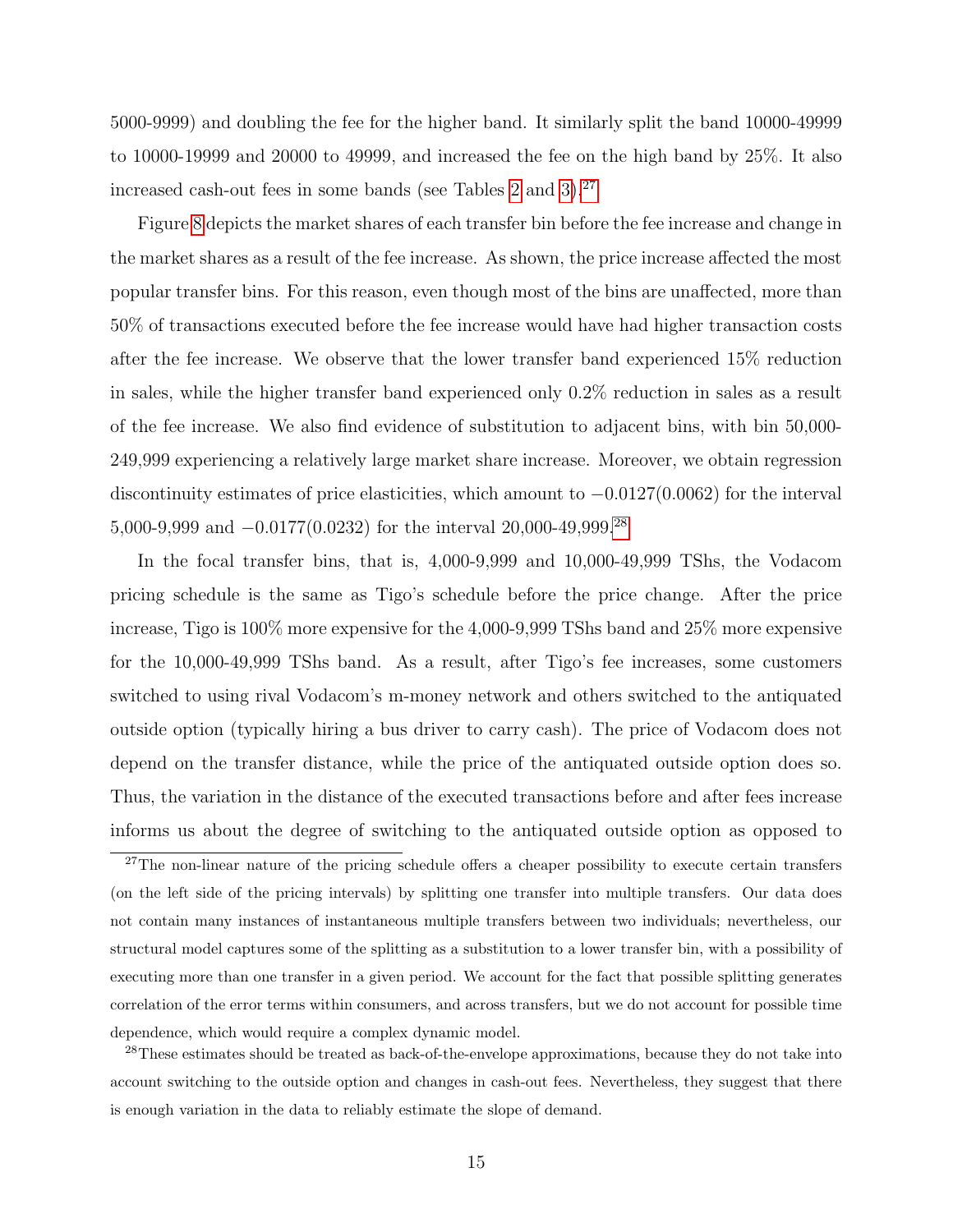5000-9999) and doubling the fee for the higher band. It similarly split the band 10000-49999 to 10000-19999 and 20000 to 49999, and increased the fee on the high band by 25%. It also increased cash-out fees in some bands (see Tables 2 and 3).[27]

Figure 8 depicts the market shares of each transfer bin before the fee increase and change in the market shares as a result of the fee increase. As shown, the price increase affected the most popular transfer bins. For this reason, even though most of the bins are unaffected, more than 50% of transactions executed before the fee increase would have had higher transaction costs after the fee increase. We observe that the lower transfer band experienced 15% reduction in sales, while the higher transfer band experienced only 0.2% reduction in sales as a result of the fee increase. We also find evidence of substitution to adjacent bins, with bin 50,000-249,999 experiencing a relatively large market share increase. Moreover, we obtain regression discontinuity estimates of price elasticities, which amount to $-0.0127(0.0062)$ for the interval 5,000-9,999 and $-0.0177(0.0232)$ for the interval 20,000-49,999.[28]

In the focal transfer bins, that is, 4,000-9,999 and 10,000-49,999 TShs, the Vodacom pricing schedule is the same as Tigo's schedule before the price change. After the price increase, Tigo is 100% more expensive for the 4,000-9,999 TShs band and 25% more expensive for the 10,000-49,999 TShs band. As a result, after Tigo's fee increases, some customers switched to using rival Vodacom's m-money network and others switched to the antiquated outside option (typically hiring a bus driver to carry cash). The price of Vodacom does not depend on the transfer distance, while the price of the antiquated outside option does so. Thus, the variation in the distance of the executed transactions before and after fees increase informs us about the degree of switching to the antiquated outside option as opposed to

[27] The non-linear nature of the pricing schedule offers a cheaper possibility to execute certain transfers (on the left side of the pricing intervals) by splitting one transfer into multiple transfers. Our data does not contain many instances of instantaneous multiple transfers between two individuals; nevertheless, our structural model captures some of the splitting as a substitution to a lower transfer bin, with a possibility of executing more than one transfer in a given period. We account for the fact that possible splitting generates correlation of the error terms within consumers, and across transfers, but we do not account for possible time dependence, which would require a complex dynamic model.

[28] These estimates should be treated as back-of-the-envelope approximations, because they do not take into account switching to the outside option and changes in cash-out fees. Nevertheless, they suggest that there is enough variation in the data to reliably estimate the slope of demand.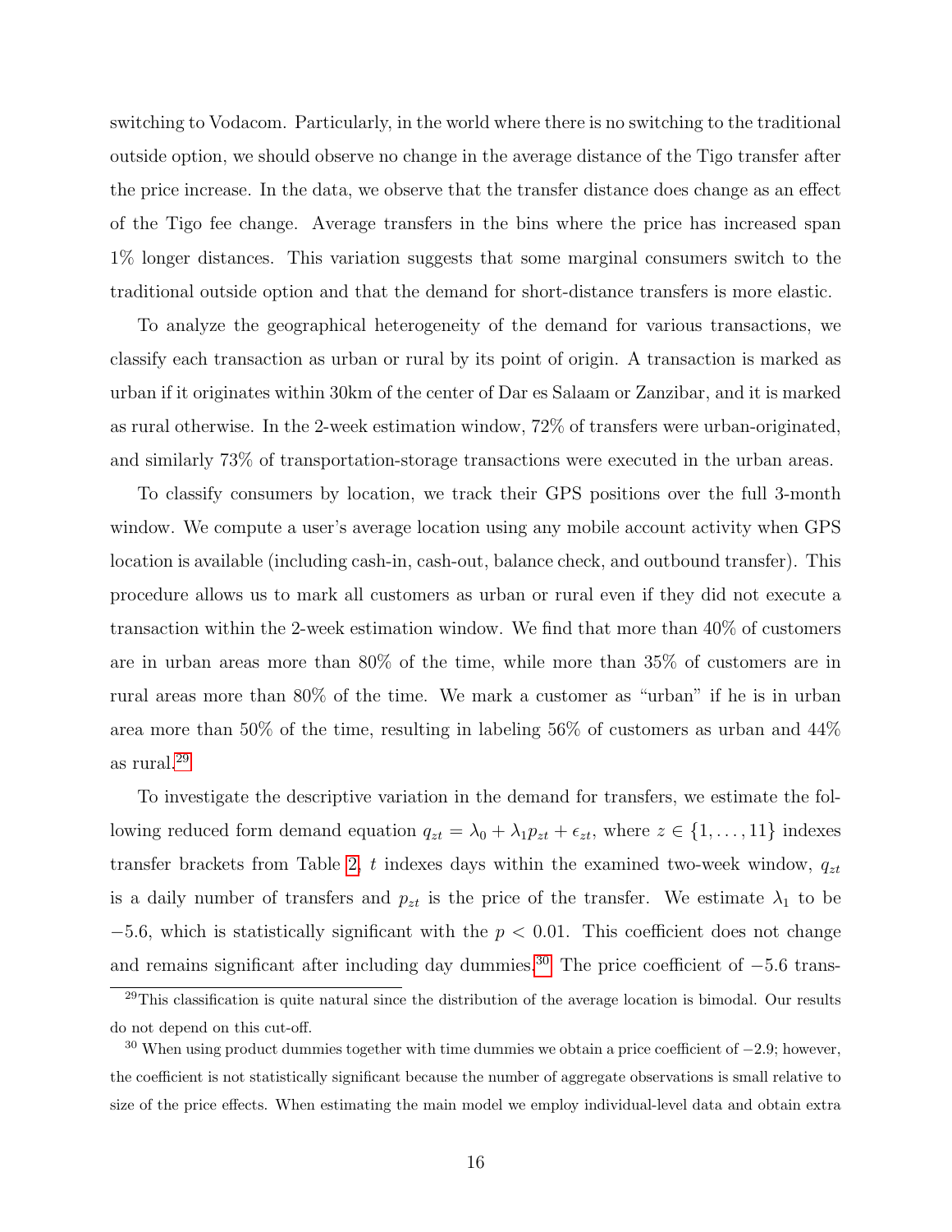switching to Vodacom. Particularly, in the world where there is no switching to the traditional outside option, we should observe no change in the average distance of the Tigo transfer after the price increase. In the data, we observe that the transfer distance does change as an effect of the Tigo fee change. Average transfers in the bins where the price has increased span 1% longer distances. This variation suggests that some marginal consumers switch to the traditional outside option and that the demand for short-distance transfers is more elastic.

To analyze the geographical heterogeneity of the demand for various transactions, we classify each transaction as urban or rural by its point of origin. A transaction is marked as urban if it originates within 30km of the center of Dar es Salaam or Zanzibar, and it is marked as rural otherwise. In the 2-week estimation window, 72% of transfers were urban-originated, and similarly 73% of transportation-storage transactions were executed in the urban areas.

To classify consumers by location, we track their GPS positions over the full 3-month window. We compute a user's average location using any mobile account activity when GPS location is available (including cash-in, cash-out, balance check, and outbound transfer). This procedure allows us to mark all customers as urban or rural even if they did not execute a transaction within the 2-week estimation window. We find that more than 40% of customers are in urban areas more than 80% of the time, while more than 35% of customers are in rural areas more than 80% of the time. We mark a customer as "urban" if he is in urban area more than 50% of the time, resulting in labeling 56% of customers as urban and 44% as rural.[29]

To investigate the descriptive variation in the demand for transfers, we estimate the following reduced form demand equation $q_{zt} = \lambda_0 + \lambda_1 p_{zt} + \epsilon_{zt}$, where $z \in \{1, \ldots, 11\}$ indexes transfer brackets from Table 2, $t$ indexes days within the examined two-week window, $q_{zt}$ is a daily number of transfers and $p_{zt}$ is the price of the transfer. We estimate $\lambda_1$ to be $-5.6$, which is statistically significant with the $p < 0.01$. This coefficient does not change and remains significant after including day dummies.[30] The price coefficient of $-5.6$ trans-

[29] This classification is quite natural since the distribution of the average location is bimodal. Our results do not depend on this cut-off.

[30] When using product dummies together with time dummies we obtain a price coefficient of $-2.9$; however, the coefficient is not statistically significant because the number of aggregate observations is small relative to size of the price effects. When estimating the main model we employ individual-level data and obtain extra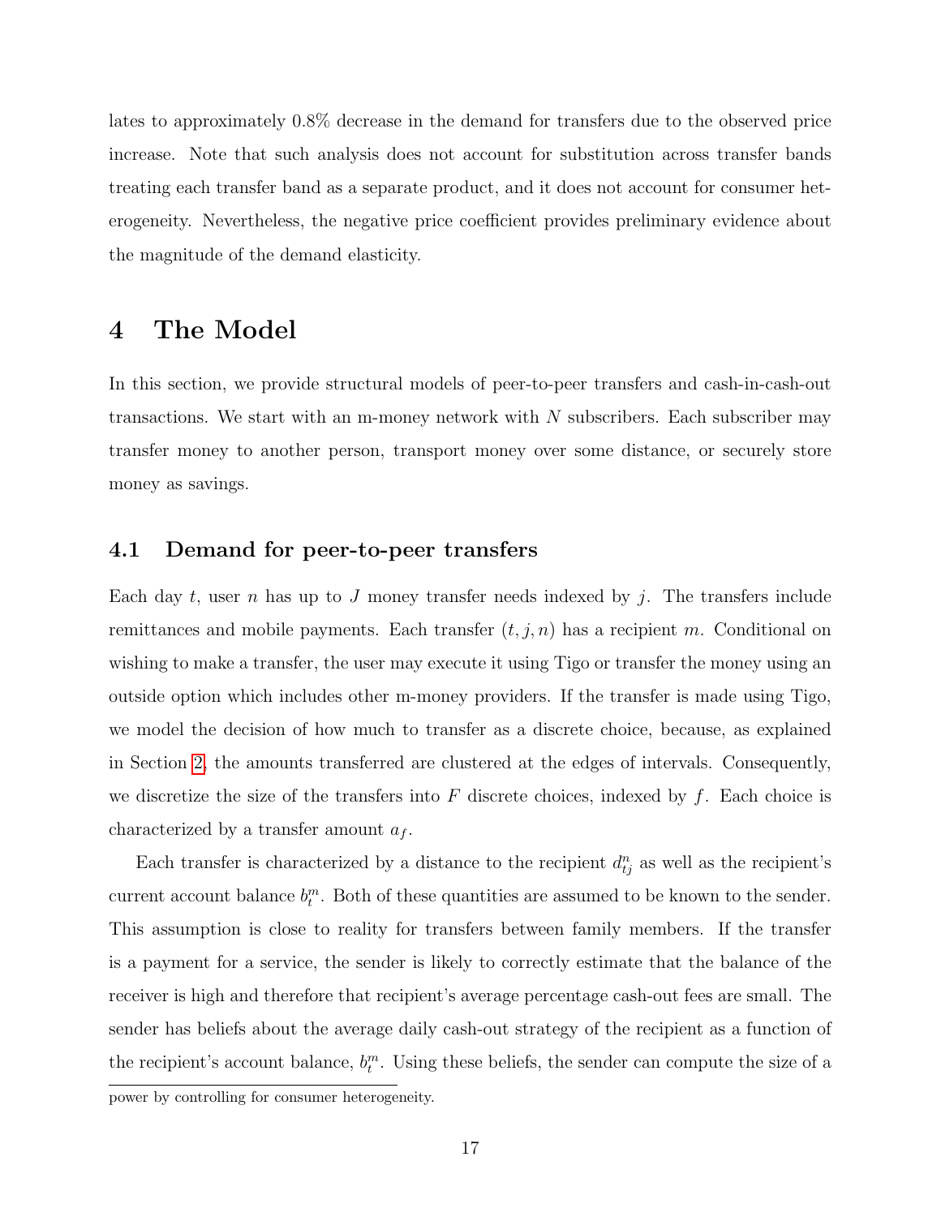lates to approximately 0.8% decrease in the demand for transfers due to the observed price increase. Note that such analysis does not account for substitution across transfer bands treating each transfer band as a separate product, and it does not account for consumer heterogeneity. Nevertheless, the negative price coefficient provides preliminary evidence about the magnitude of the demand elasticity.

# 4 The Model

In this section, we provide structural models of peer-to-peer transfers and cash-in-cash-out transactions. We start with an m-money network with $N$ subscribers. Each subscriber may transfer money to another person, transport money over some distance, or securely store money as savings.

## 4.1 Demand for peer-to-peer transfers

Each day $t$, user $n$ has up to $J$ money transfer needs indexed by $j$. The transfers include remittances and mobile payments. Each transfer $(t, j, n)$ has a recipient $m$. Conditional on wishing to make a transfer, the user may execute it using Tigo or transfer the money using an outside option which includes other m-money providers. If the transfer is made using Tigo, we model the decision of how much to transfer as a discrete choice, because, as explained in Section 2, the amounts transferred are clustered at the edges of intervals. Consequently, we discretize the size of the transfers into $F$ discrete choices, indexed by $f$. Each choice is characterized by a transfer amount $a_f$.

Each transfer is characterized by a distance to the recipient $d_{tj}^n$ as well as the recipient's current account balance $b_t^m$. Both of these quantities are assumed to be known to the sender. This assumption is close to reality for transfers between family members. If the transfer is a payment for a service, the sender is likely to correctly estimate that the balance of the receiver is high and therefore that recipient's average percentage cash-out fees are small. The sender has beliefs about the average daily cash-out strategy of the recipient as a function of the recipient's account balance, $b_t^m$. Using these beliefs, the sender can compute the size of a

power by controlling for consumer heterogeneity.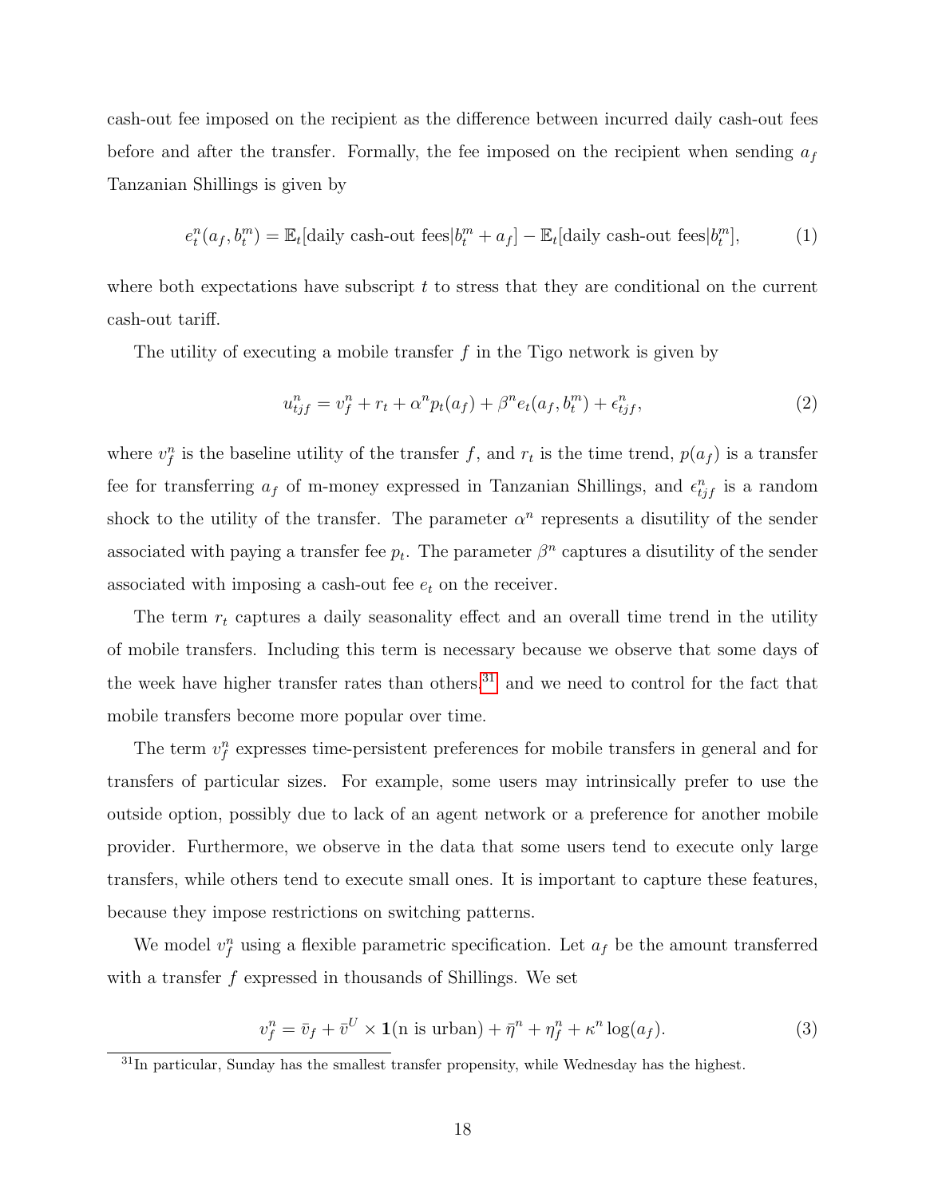cash-out fee imposed on the recipient as the difference between incurred daily cash-out fees before and after the transfer. Formally, the fee imposed on the recipient when sending $a_f$ Tanzanian Shillings is given by

$$e_t^n(a_f, b_t^m) = \mathbb{E}_t[\text{daily cash-out fees}|b_t^m + a_f] - \mathbb{E}_t[\text{daily cash-out fees}|b_t^m], \tag{1}$$

where both expectations have subscript $t$ to stress that they are conditional on the current cash-out tariff.

The utility of executing a mobile transfer $f$ in the Tigo network is given by

$$u_{tjf}^n = v_f^n + r_t + \alpha^n p_t(a_f) + \beta^n e_t(a_f, b_t^m) + \epsilon_{tjf}^n, \tag{2}$$

where $v_f^n$ is the baseline utility of the transfer $f$, and $r_t$ is the time trend, $p(a_f)$ is a transfer fee for transferring $a_f$ of m-money expressed in Tanzanian Shillings, and $\epsilon_{tjf}^n$ is a random shock to the utility of the transfer. The parameter $\alpha^n$ represents a disutility of the sender associated with paying a transfer fee $p_t$. The parameter $\beta^n$ captures a disutility of the sender associated with imposing a cash-out fee $e_t$ on the receiver.

The term $r_t$ captures a daily seasonality effect and an overall time trend in the utility of mobile transfers. Including this term is necessary because we observe that some days of the week have higher transfer rates than others,[31] and we need to control for the fact that mobile transfers become more popular over time.

The term $v_f^n$ expresses time-persistent preferences for mobile transfers in general and for transfers of particular sizes. For example, some users may intrinsically prefer to use the outside option, possibly due to lack of an agent network or a preference for another mobile provider. Furthermore, we observe in the data that some users tend to execute only large transfers, while others tend to execute small ones. It is important to capture these features, because they impose restrictions on switching patterns.

We model $v_f^n$ using a flexible parametric specification. Let $a_f$ be the amount transferred with a transfer $f$ expressed in thousands of Shillings. We set

$$v_f^n = \bar{v}_f + \bar{v}^U \times \mathbf{1}(\text{n is urban}) + \bar{\eta}^n + \eta_f^n + \kappa^n \log(a_f). \tag{3}$$

[31] In particular, Sunday has the smallest transfer propensity, while Wednesday has the highest.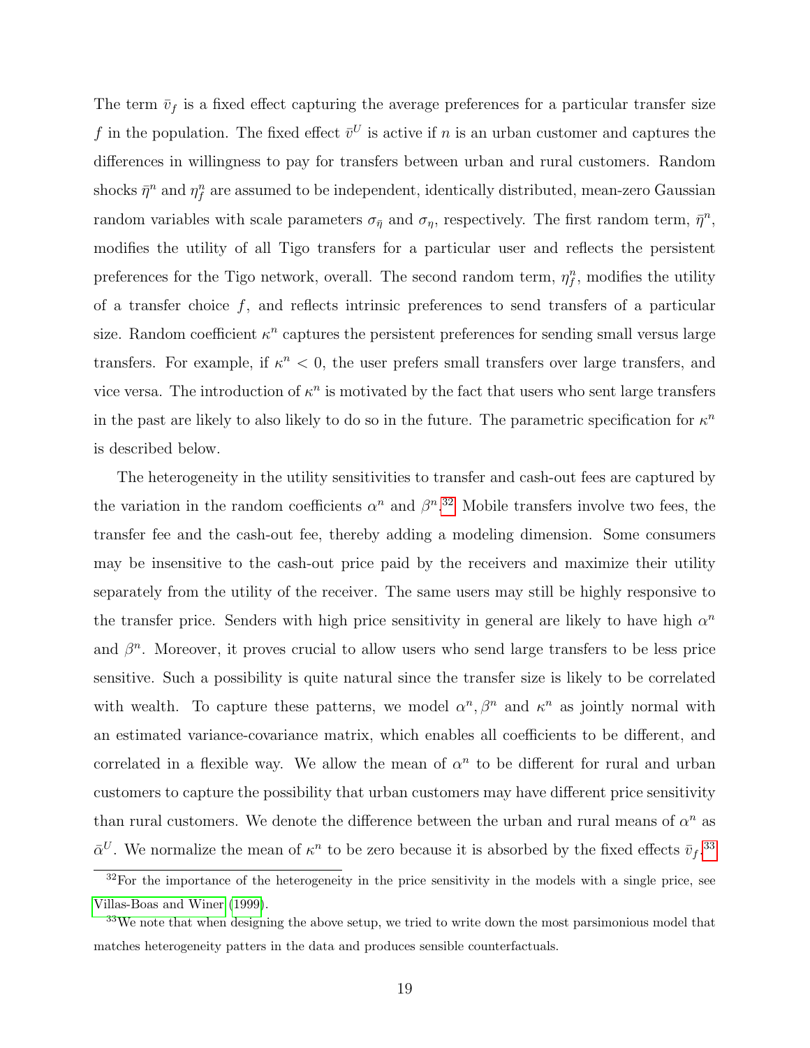The term $\bar{v}_f$ is a fixed effect capturing the average preferences for a particular transfer size $f$ in the population. The fixed effect $\bar{v}^U$ is active if $n$ is an urban customer and captures the differences in willingness to pay for transfers between urban and rural customers. Random shocks $\bar{\eta}^n$ and $\eta_f^n$ are assumed to be independent, identically distributed, mean-zero Gaussian random variables with scale parameters $\sigma_{\bar{\eta}}$ and $\sigma_\eta$, respectively. The first random term, $\bar{\eta}^n$, modifies the utility of all Tigo transfers for a particular user and reflects the persistent preferences for the Tigo network, overall. The second random term, $\eta_f^n$, modifies the utility of a transfer choice $f$, and reflects intrinsic preferences to send transfers of a particular size. Random coefficient $\kappa^n$ captures the persistent preferences for sending small versus large transfers. For example, if $\kappa^n < 0$, the user prefers small transfers over large transfers, and vice versa. The introduction of $\kappa^n$ is motivated by the fact that users who sent large transfers in the past are likely to also likely to do so in the future. The parametric specification for $\kappa^n$ is described below.

The heterogeneity in the utility sensitivities to transfer and cash-out fees are captured by the variation in the random coefficients $\alpha^n$ and $\beta^n$.[32] Mobile transfers involve two fees, the transfer fee and the cash-out fee, thereby adding a modeling dimension. Some consumers may be insensitive to the cash-out price paid by the receivers and maximize their utility separately from the utility of the receiver. The same users may still be highly responsive to the transfer price. Senders with high price sensitivity in general are likely to have high $\alpha^n$ and $\beta^n$. Moreover, it proves crucial to allow users who send large transfers to be less price sensitive. Such a possibility is quite natural since the transfer size is likely to be correlated with wealth. To capture these patterns, we model $\alpha^n, \beta^n$ and $\kappa^n$ as jointly normal with an estimated variance-covariance matrix, which enables all coefficients to be different, and correlated in a flexible way. We allow the mean of $\alpha^n$ to be different for rural and urban customers to capture the possibility that urban customers may have different price sensitivity than rural customers. We denote the difference between the urban and rural means of $\alpha^n$ as $\bar{\alpha}^U$. We normalize the mean of $\kappa^n$ to be zero because it is absorbed by the fixed effects $\bar{v}_f$.[33]

[32] For the importance of the heterogeneity in the price sensitivity in the models with a single price, see Villas-Boas and Winer (1999).

[33] We note that when designing the above setup, we tried to write down the most parsimonious model that matches heterogeneity patters in the data and produces sensible counterfactuals.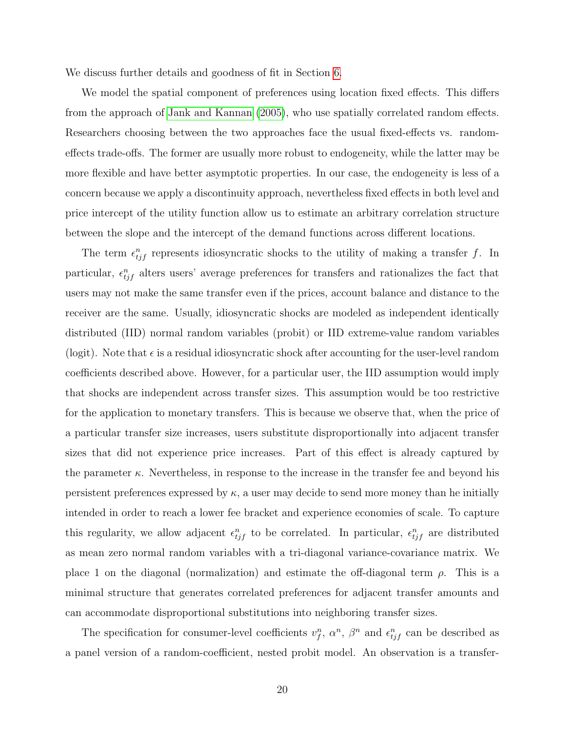We discuss further details and goodness of fit in Section 6.

We model the spatial component of preferences using location fixed effects. This differs from the approach of Jank and Kannan (2005), who use spatially correlated random effects. Researchers choosing between the two approaches face the usual fixed-effects vs. random-effects trade-offs. The former are usually more robust to endogeneity, while the latter may be more flexible and have better asymptotic properties. In our case, the endogeneity is less of a concern because we apply a discontinuity approach, nevertheless fixed effects in both level and price intercept of the utility function allow us to estimate an arbitrary correlation structure between the slope and the intercept of the demand functions across different locations.

The term $\epsilon_{tjf}^n$ represents idiosyncratic shocks to the utility of making a transfer $f$. In particular, $\epsilon_{tjf}^n$ alters users' average preferences for transfers and rationalizes the fact that users may not make the same transfer even if the prices, account balance and distance to the receiver are the same. Usually, idiosyncratic shocks are modeled as independent identically distributed (IID) normal random variables (probit) or IID extreme-value random variables (logit). Note that $\epsilon$ is a residual idiosyncratic shock after accounting for the user-level random coefficients described above. However, for a particular user, the IID assumption would imply that shocks are independent across transfer sizes. This assumption would be too restrictive for the application to monetary transfers. This is because we observe that, when the price of a particular transfer size increases, users substitute disproportionally into adjacent transfer sizes that did not experience price increases. Part of this effect is already captured by the parameter $\kappa$. Nevertheless, in response to the increase in the transfer fee and beyond his persistent preferences expressed by $\kappa$, a user may decide to send more money than he initially intended in order to reach a lower fee bracket and experience economies of scale. To capture this regularity, we allow adjacent $\epsilon_{tjf}^n$ to be correlated. In particular, $\epsilon_{tjf}^n$ are distributed as mean zero normal random variables with a tri-diagonal variance-covariance matrix. We place 1 on the diagonal (normalization) and estimate the off-diagonal term $\rho$. This is a minimal structure that generates correlated preferences for adjacent transfer amounts and can accommodate disproportional substitutions into neighboring transfer sizes.

The specification for consumer-level coefficients $v_f^n$, $\alpha^n$, $\beta^n$ and $\epsilon_{tjf}^n$ can be described as a panel version of a random-coefficient, nested probit model. An observation is a transfer-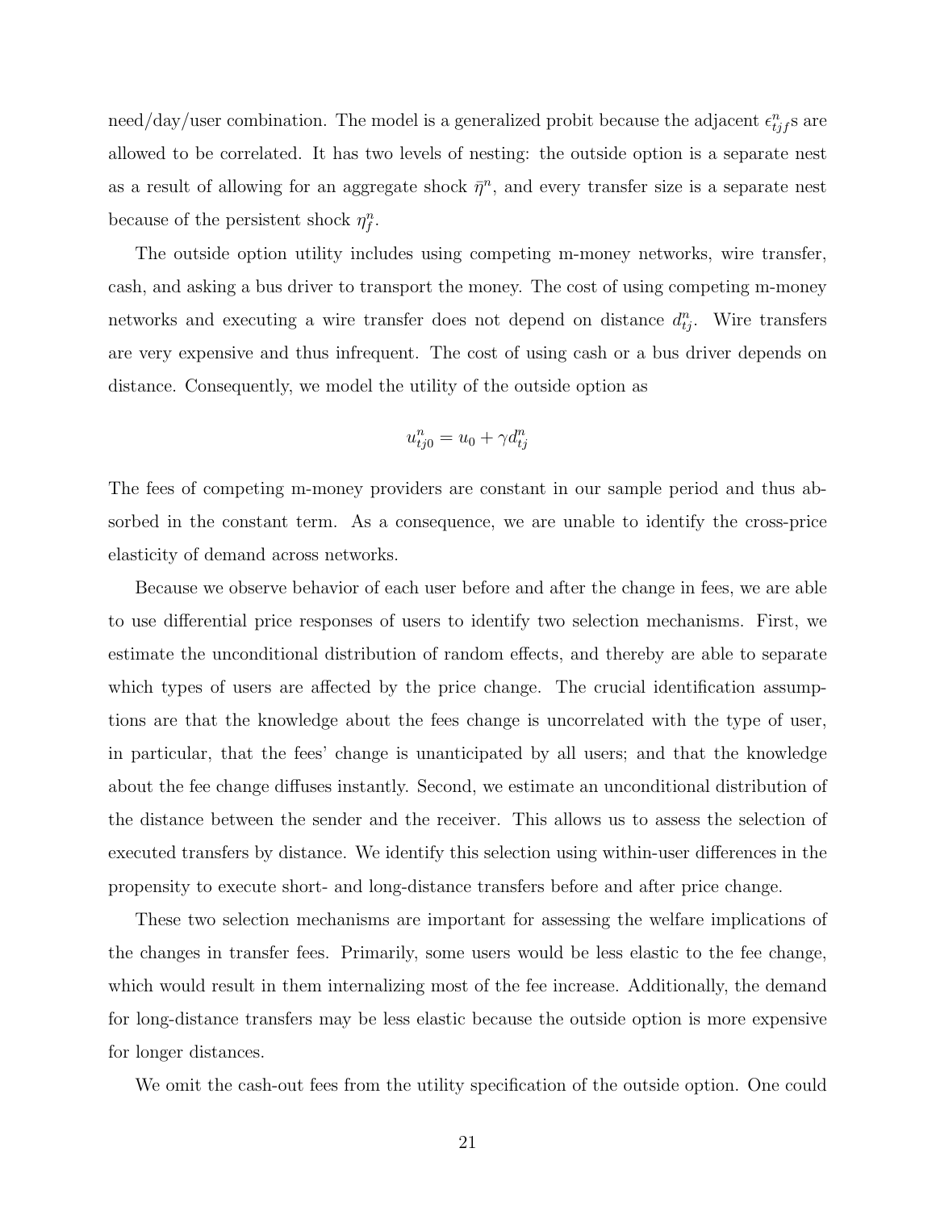need/day/user combination. The model is a generalized probit because the adjacent $\epsilon^n_{tjf}$s are allowed to be correlated. It has two levels of nesting: the outside option is a separate nest as a result of allowing for an aggregate shock $\bar{\eta}^n$, and every transfer size is a separate nest because of the persistent shock $\eta^n_f$.

The outside option utility includes using competing m-money networks, wire transfer, cash, and asking a bus driver to transport the money. The cost of using competing m-money networks and executing a wire transfer does not depend on distance $d^n_{tj}$. Wire transfers are very expensive and thus infrequent. The cost of using cash or a bus driver depends on distance. Consequently, we model the utility of the outside option as

$$u^n_{tj0} = u_0 + \gamma d^n_{tj}$$

The fees of competing m-money providers are constant in our sample period and thus absorbed in the constant term. As a consequence, we are unable to identify the cross-price elasticity of demand across networks.

Because we observe behavior of each user before and after the change in fees, we are able to use differential price responses of users to identify two selection mechanisms. First, we estimate the unconditional distribution of random effects, and thereby are able to separate which types of users are affected by the price change. The crucial identification assumptions are that the knowledge about the fees change is uncorrelated with the type of user, in particular, that the fees' change is unanticipated by all users; and that the knowledge about the fee change diffuses instantly. Second, we estimate an unconditional distribution of the distance between the sender and the receiver. This allows us to assess the selection of executed transfers by distance. We identify this selection using within-user differences in the propensity to execute short- and long-distance transfers before and after price change.

These two selection mechanisms are important for assessing the welfare implications of the changes in transfer fees. Primarily, some users would be less elastic to the fee change, which would result in them internalizing most of the fee increase. Additionally, the demand for long-distance transfers may be less elastic because the outside option is more expensive for longer distances.

We omit the cash-out fees from the utility specification of the outside option. One could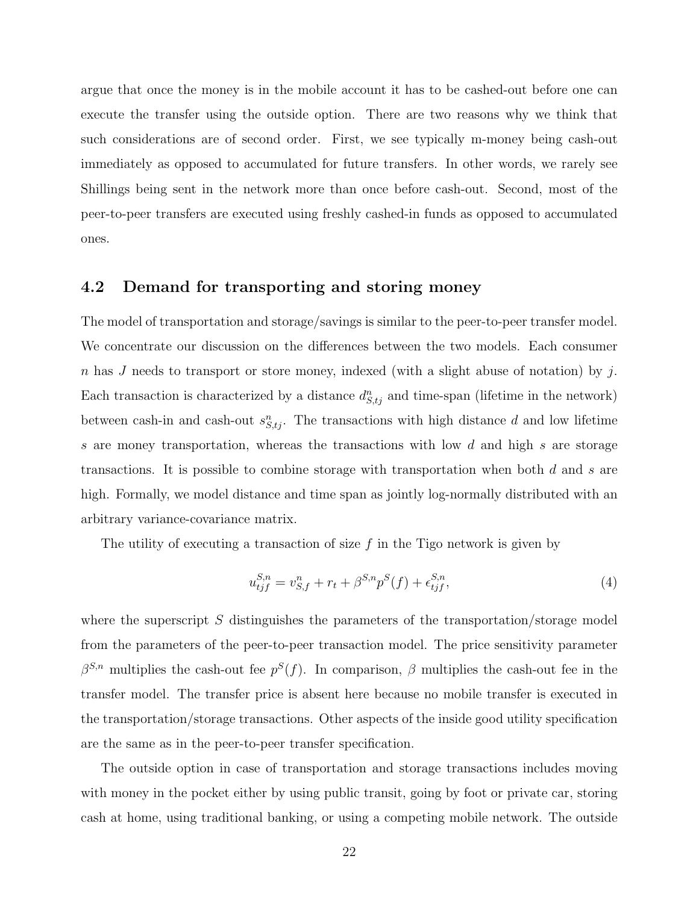argue that once the money is in the mobile account it has to be cashed-out before one can execute the transfer using the outside option. There are two reasons why we think that such considerations are of second order. First, we see typically m-money being cash-out immediately as opposed to accumulated for future transfers. In other words, we rarely see Shillings being sent in the network more than once before cash-out. Second, most of the peer-to-peer transfers are executed using freshly cashed-in funds as opposed to accumulated ones.

## 4.2 Demand for transporting and storing money

The model of transportation and storage/savings is similar to the peer-to-peer transfer model. We concentrate our discussion on the differences between the two models. Each consumer $n$ has $J$ needs to transport or store money, indexed (with a slight abuse of notation) by $j$. Each transaction is characterized by a distance $d^n_{S,tj}$ and time-span (lifetime in the network) between cash-in and cash-out $s^n_{S,tj}$. The transactions with high distance $d$ and low lifetime $s$ are money transportation, whereas the transactions with low $d$ and high $s$ are storage transactions. It is possible to combine storage with transportation when both $d$ and $s$ are high. Formally, we model distance and time span as jointly log-normally distributed with an arbitrary variance-covariance matrix.

The utility of executing a transaction of size $f$ in the Tigo network is given by

$$u^{S,n}_{tjf} = v^n_{S,f} + r_t + \beta^{S,n} p^S(f) + \epsilon^{S,n}_{tjf}, \tag{4}$$

where the superscript $S$ distinguishes the parameters of the transportation/storage model from the parameters of the peer-to-peer transaction model. The price sensitivity parameter $\beta^{S,n}$ multiplies the cash-out fee $p^S(f)$. In comparison, $\beta$ multiplies the cash-out fee in the transfer model. The transfer price is absent here because no mobile transfer is executed in the transportation/storage transactions. Other aspects of the inside good utility specification are the same as in the peer-to-peer transfer specification.

The outside option in case of transportation and storage transactions includes moving with money in the pocket either by using public transit, going by foot or private car, storing cash at home, using traditional banking, or using a competing mobile network. The outside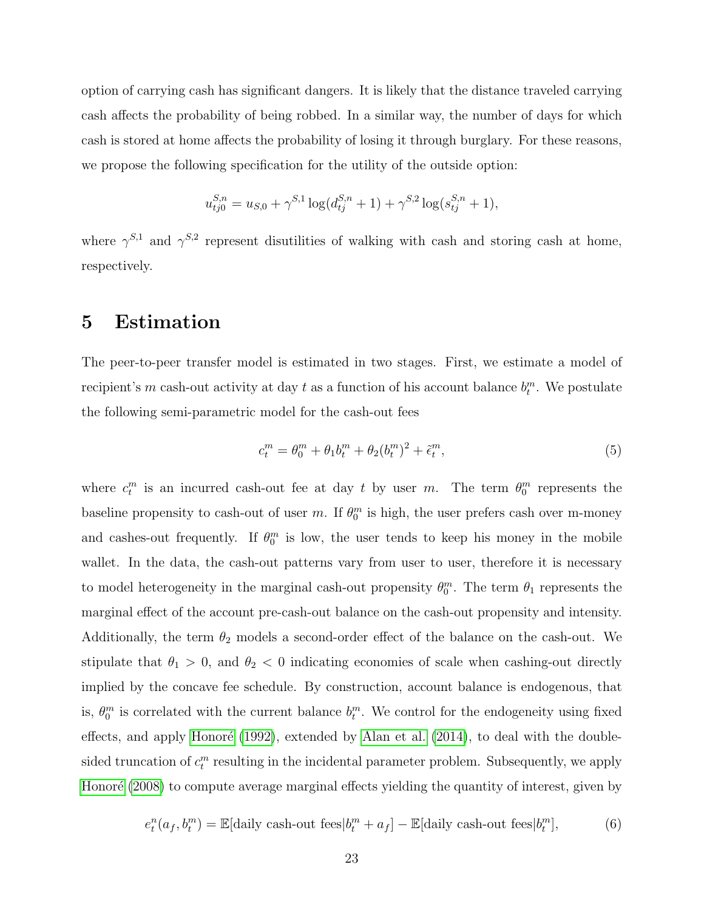option of carrying cash has significant dangers. It is likely that the distance traveled carrying cash affects the probability of being robbed. In a similar way, the number of days for which cash is stored at home affects the probability of losing it through burglary. For these reasons, we propose the following specification for the utility of the outside option:

$$u_{tj0}^{S,n} = u_{S,0} + \gamma^{S,1} \log(d_{tj}^{S,n} + 1) + \gamma^{S,2} \log(s_{tj}^{S,n} + 1),$$

where $\gamma^{S,1}$ and $\gamma^{S,2}$ represent disutilities of walking with cash and storing cash at home, respectively.

# 5 Estimation

The peer-to-peer transfer model is estimated in two stages. First, we estimate a model of recipient's $m$ cash-out activity at day $t$ as a function of his account balance $b_t^m$. We postulate the following semi-parametric model for the cash-out fees

$$c_t^m = \theta_0^m + \theta_1 b_t^m + \theta_2 (b_t^m)^2 + \tilde{\epsilon}_t^m, \tag{5}$$

where $c_t^m$ is an incurred cash-out fee at day $t$ by user $m$. The term $\theta_0^m$ represents the baseline propensity to cash-out of user $m$. If $\theta_0^m$ is high, the user prefers cash over m-money and cashes-out frequently. If $\theta_0^m$ is low, the user tends to keep his money in the mobile wallet. In the data, the cash-out patterns vary from user to user, therefore it is necessary to model heterogeneity in the marginal cash-out propensity $\theta_0^m$. The term $\theta_1$ represents the marginal effect of the account pre-cash-out balance on the cash-out propensity and intensity. Additionally, the term $\theta_2$ models a second-order effect of the balance on the cash-out. We stipulate that $\theta_1 > 0$, and $\theta_2 < 0$ indicating economies of scale when cashing-out directly implied by the concave fee schedule. By construction, account balance is endogenous, that is, $\theta_0^m$ is correlated with the current balance $b_t^m$. We control for the endogeneity using fixed effects, and apply Honoré (1992), extended by Alan et al. (2014), to deal with the double-sided truncation of $c_t^m$ resulting in the incidental parameter problem. Subsequently, we apply Honoré (2008) to compute average marginal effects yielding the quantity of interest, given by

$$e_t^n(a_f, b_t^m) = \mathbb{E}[\text{daily cash-out fees}|b_t^m + a_f] - \mathbb{E}[\text{daily cash-out fees}|b_t^m], \tag{6}$$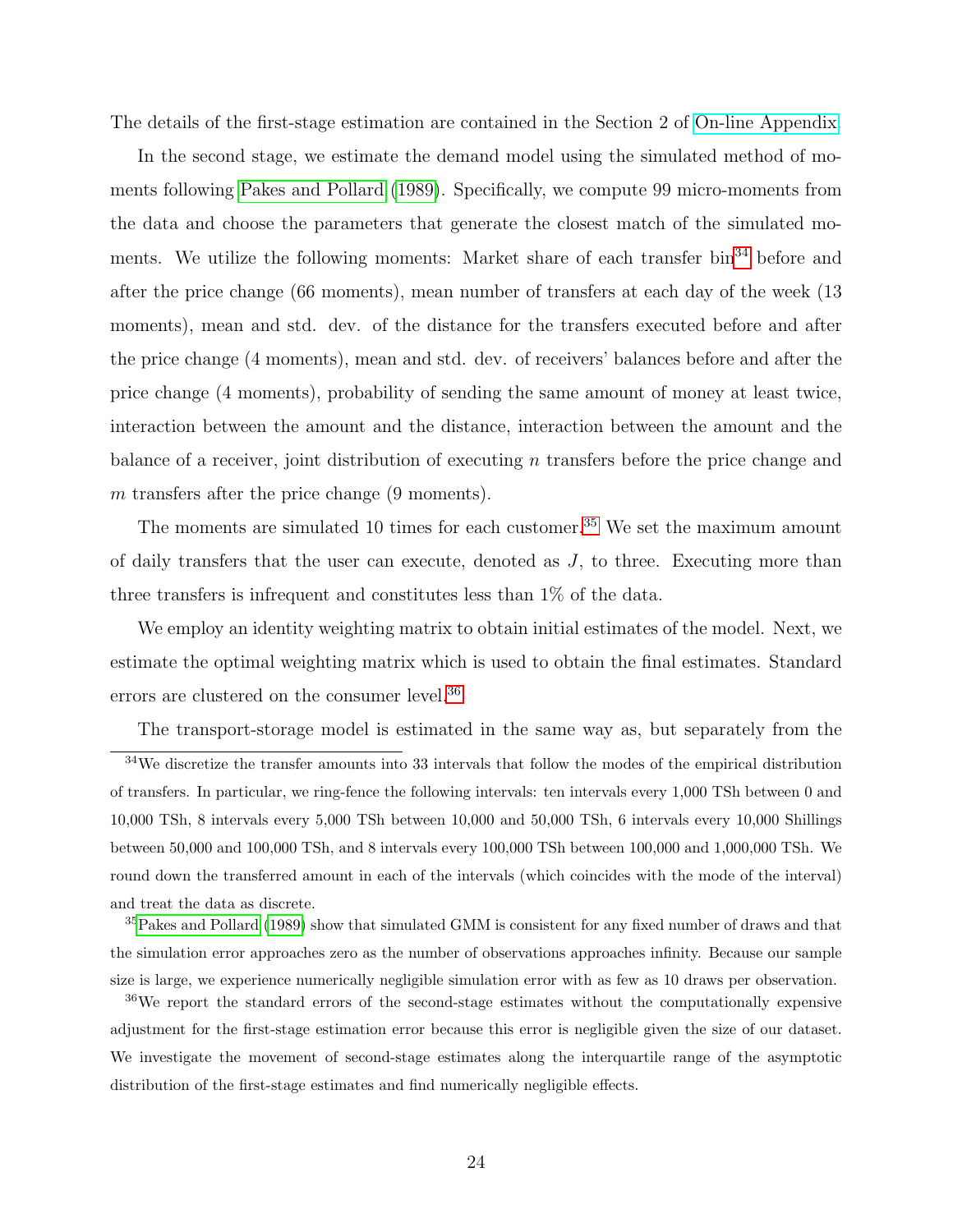The details of the first-stage estimation are contained in the Section 2 of On-line Appendix.

In the second stage, we estimate the demand model using the simulated method of moments following Pakes and Pollard (1989). Specifically, we compute 99 micro-moments from the data and choose the parameters that generate the closest match of the simulated moments. We utilize the following moments: Market share of each transfer bin[34] before and after the price change (66 moments), mean number of transfers at each day of the week (13 moments), mean and std. dev. of the distance for the transfers executed before and after the price change (4 moments), mean and std. dev. of receivers' balances before and after the price change (4 moments), probability of sending the same amount of money at least twice, interaction between the amount and the distance, interaction between the amount and the balance of a receiver, joint distribution of executing $n$ transfers before the price change and $m$ transfers after the price change (9 moments).

The moments are simulated 10 times for each customer.[35] We set the maximum amount of daily transfers that the user can execute, denoted as $J$, to three. Executing more than three transfers is infrequent and constitutes less than 1% of the data.

We employ an identity weighting matrix to obtain initial estimates of the model. Next, we estimate the optimal weighting matrix which is used to obtain the final estimates. Standard errors are clustered on the consumer level.[36]

The transport-storage model is estimated in the same way as, but separately from the

---

[34] We discretize the transfer amounts into 33 intervals that follow the modes of the empirical distribution of transfers. In particular, we ring-fence the following intervals: ten intervals every 1,000 TSh between 0 and 10,000 TSh, 8 intervals every 5,000 TSh between 10,000 and 50,000 TSh, 6 intervals every 10,000 Shillings between 50,000 and 100,000 TSh, and 8 intervals every 100,000 TSh between 100,000 and 1,000,000 TSh. We round down the transferred amount in each of the intervals (which coincides with the mode of the interval) and treat the data as discrete.

[35] Pakes and Pollard (1989) show that simulated GMM is consistent for any fixed number of draws and that the simulation error approaches zero as the number of observations approaches infinity. Because our sample size is large, we experience numerically negligible simulation error with as few as 10 draws per observation.

[36] We report the standard errors of the second-stage estimates without the computationally expensive adjustment for the first-stage estimation error because this error is negligible given the size of our dataset. We investigate the movement of second-stage estimates along the interquartile range of the asymptotic distribution of the first-stage estimates and find numerically negligible effects.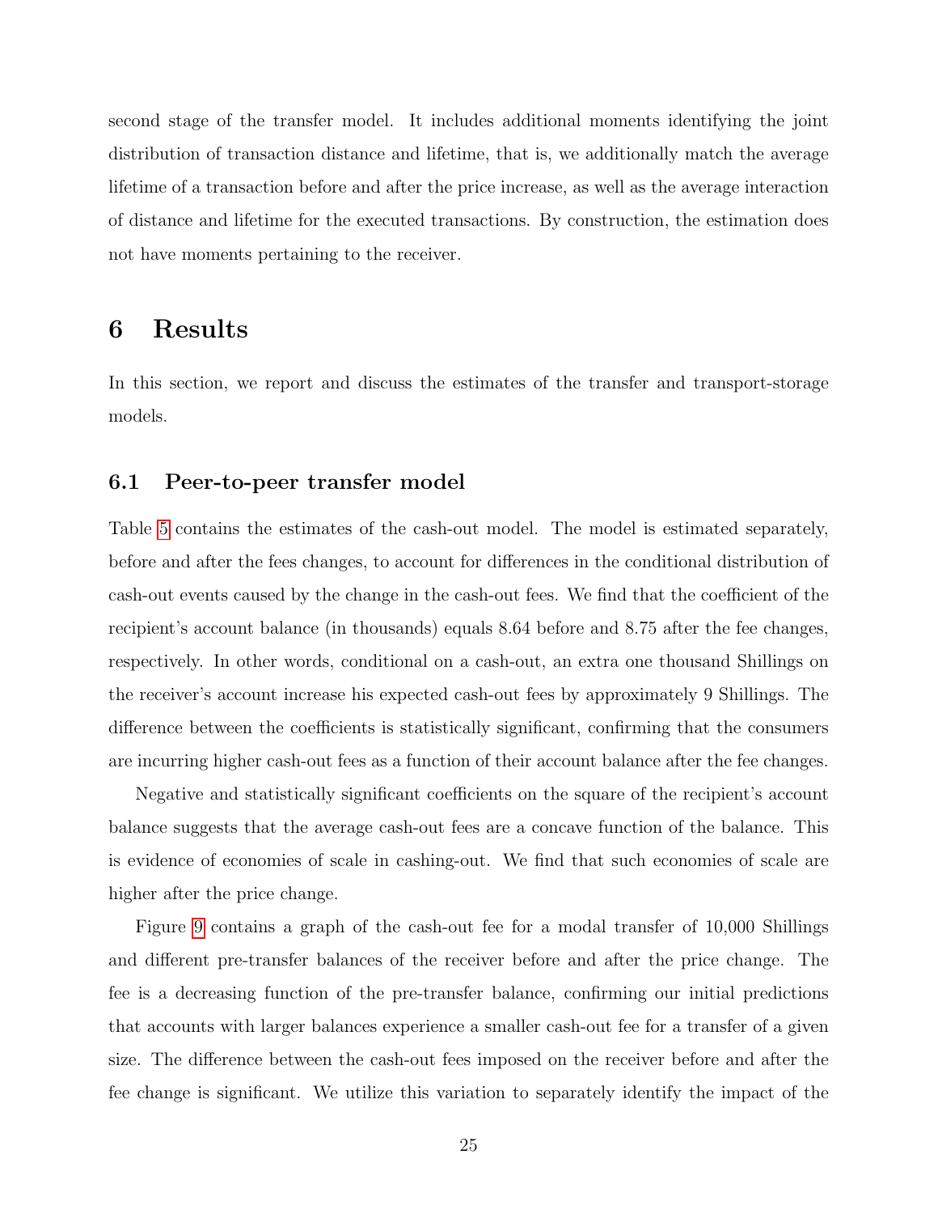second stage of the transfer model. It includes additional moments identifying the joint distribution of transaction distance and lifetime, that is, we additionally match the average lifetime of a transaction before and after the price increase, as well as the average interaction of distance and lifetime for the executed transactions. By construction, the estimation does not have moments pertaining to the receiver.

# 6 Results

In this section, we report and discuss the estimates of the transfer and transport-storage models.

## 6.1 Peer-to-peer transfer model

Table 5 contains the estimates of the cash-out model. The model is estimated separately, before and after the fees changes, to account for differences in the conditional distribution of cash-out events caused by the change in the cash-out fees. We find that the coefficient of the recipient's account balance (in thousands) equals 8.64 before and 8.75 after the fee changes, respectively. In other words, conditional on a cash-out, an extra one thousand Shillings on the receiver's account increase his expected cash-out fees by approximately 9 Shillings. The difference between the coefficients is statistically significant, confirming that the consumers are incurring higher cash-out fees as a function of their account balance after the fee changes.

Negative and statistically significant coefficients on the square of the recipient's account balance suggests that the average cash-out fees are a concave function of the balance. This is evidence of economies of scale in cashing-out. We find that such economies of scale are higher after the price change.

Figure 9 contains a graph of the cash-out fee for a modal transfer of 10,000 Shillings and different pre-transfer balances of the receiver before and after the price change. The fee is a decreasing function of the pre-transfer balance, confirming our initial predictions that accounts with larger balances experience a smaller cash-out fee for a transfer of a given size. The difference between the cash-out fees imposed on the receiver before and after the fee change is significant. We utilize this variation to separately identify the impact of the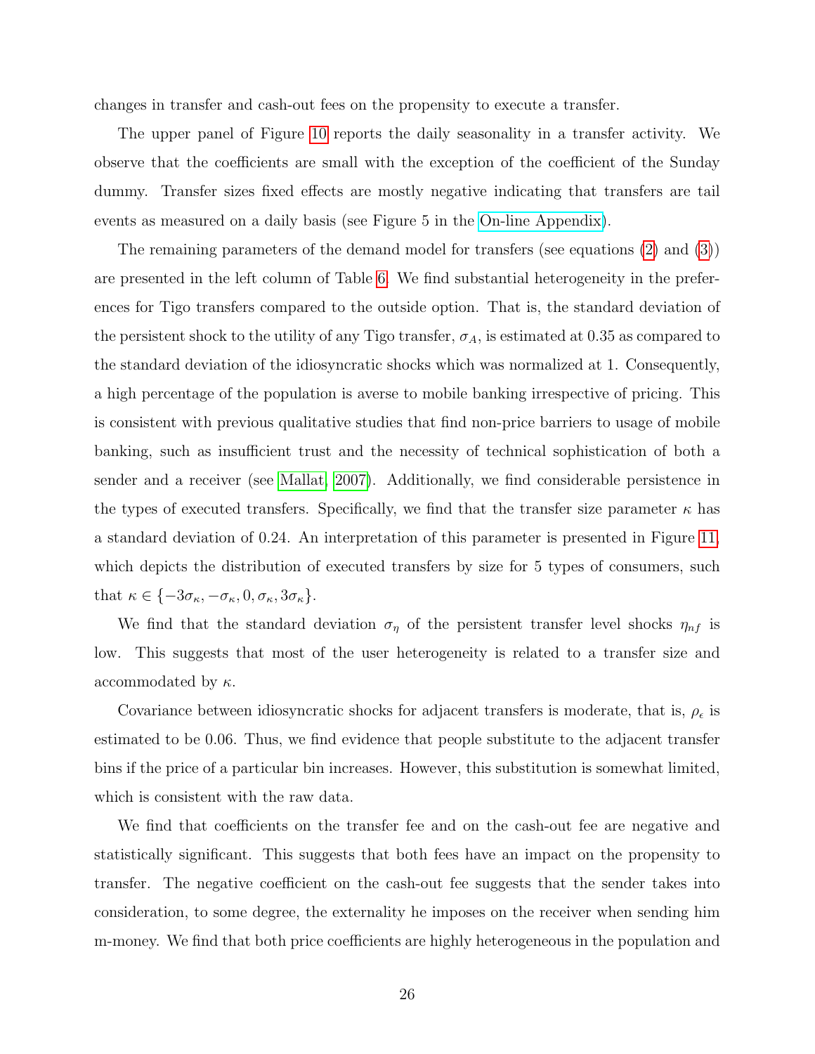changes in transfer and cash-out fees on the propensity to execute a transfer.

The upper panel of Figure 10 reports the daily seasonality in a transfer activity. We observe that the coefficients are small with the exception of the coefficient of the Sunday dummy. Transfer sizes fixed effects are mostly negative indicating that transfers are tail events as measured on a daily basis (see Figure 5 in the On-line Appendix).

The remaining parameters of the demand model for transfers (see equations (2) and (3)) are presented in the left column of Table 6. We find substantial heterogeneity in the preferences for Tigo transfers compared to the outside option. That is, the standard deviation of the persistent shock to the utility of any Tigo transfer, $\sigma_A$, is estimated at 0.35 as compared to the standard deviation of the idiosyncratic shocks which was normalized at 1. Consequently, a high percentage of the population is averse to mobile banking irrespective of pricing. This is consistent with previous qualitative studies that find non-price barriers to usage of mobile banking, such as insufficient trust and the necessity of technical sophistication of both a sender and a receiver (see Mallat, 2007). Additionally, we find considerable persistence in the types of executed transfers. Specifically, we find that the transfer size parameter $\kappa$ has a standard deviation of 0.24. An interpretation of this parameter is presented in Figure 11, which depicts the distribution of executed transfers by size for 5 types of consumers, such that $\kappa \in \{-3\sigma_\kappa, -\sigma_\kappa, 0, \sigma_\kappa, 3\sigma_\kappa\}$.

We find that the standard deviation $\sigma_\eta$ of the persistent transfer level shocks $\eta_{nf}$ is low. This suggests that most of the user heterogeneity is related to a transfer size and accommodated by $\kappa$.

Covariance between idiosyncratic shocks for adjacent transfers is moderate, that is, $\rho_\epsilon$ is estimated to be 0.06. Thus, we find evidence that people substitute to the adjacent transfer bins if the price of a particular bin increases. However, this substitution is somewhat limited, which is consistent with the raw data.

We find that coefficients on the transfer fee and on the cash-out fee are negative and statistically significant. This suggests that both fees have an impact on the propensity to transfer. The negative coefficient on the cash-out fee suggests that the sender takes into consideration, to some degree, the externality he imposes on the receiver when sending him m-money. We find that both price coefficients are highly heterogeneous in the population and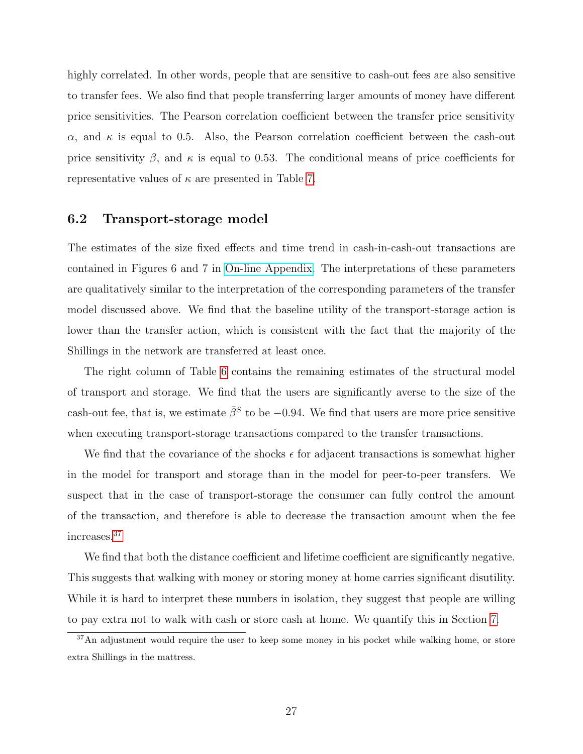highly correlated. In other words, people that are sensitive to cash-out fees are also sensitive to transfer fees. We also find that people transferring larger amounts of money have different price sensitivities. The Pearson correlation coefficient between the transfer price sensitivity $\alpha$, and $\kappa$ is equal to 0.5. Also, the Pearson correlation coefficient between the cash-out price sensitivity $\beta$, and $\kappa$ is equal to 0.53. The conditional means of price coefficients for representative values of $\kappa$ are presented in Table 7.

### 6.2 Transport-storage model

The estimates of the size fixed effects and time trend in cash-in-cash-out transactions are contained in Figures 6 and 7 in On-line Appendix. The interpretations of these parameters are qualitatively similar to the interpretation of the corresponding parameters of the transfer model discussed above. We find that the baseline utility of the transport-storage action is lower than the transfer action, which is consistent with the fact that the majority of the Shillings in the network are transferred at least once.

The right column of Table 6 contains the remaining estimates of the structural model of transport and storage. We find that the users are significantly averse to the size of the cash-out fee, that is, we estimate $\bar{\beta}^S$ to be $-0.94$. We find that users are more price sensitive when executing transport-storage transactions compared to the transfer transactions.

We find that the covariance of the shocks $\epsilon$ for adjacent transactions is somewhat higher in the model for transport and storage than in the model for peer-to-peer transfers. We suspect that in the case of transport-storage the consumer can fully control the amount of the transaction, and therefore is able to decrease the transaction amount when the fee increases.[37]

We find that both the distance coefficient and lifetime coefficient are significantly negative. This suggests that walking with money or storing money at home carries significant disutility. While it is hard to interpret these numbers in isolation, they suggest that people are willing to pay extra not to walk with cash or store cash at home. We quantify this in Section 7.

[37] An adjustment would require the user to keep some money in his pocket while walking home, or store extra Shillings in the mattress.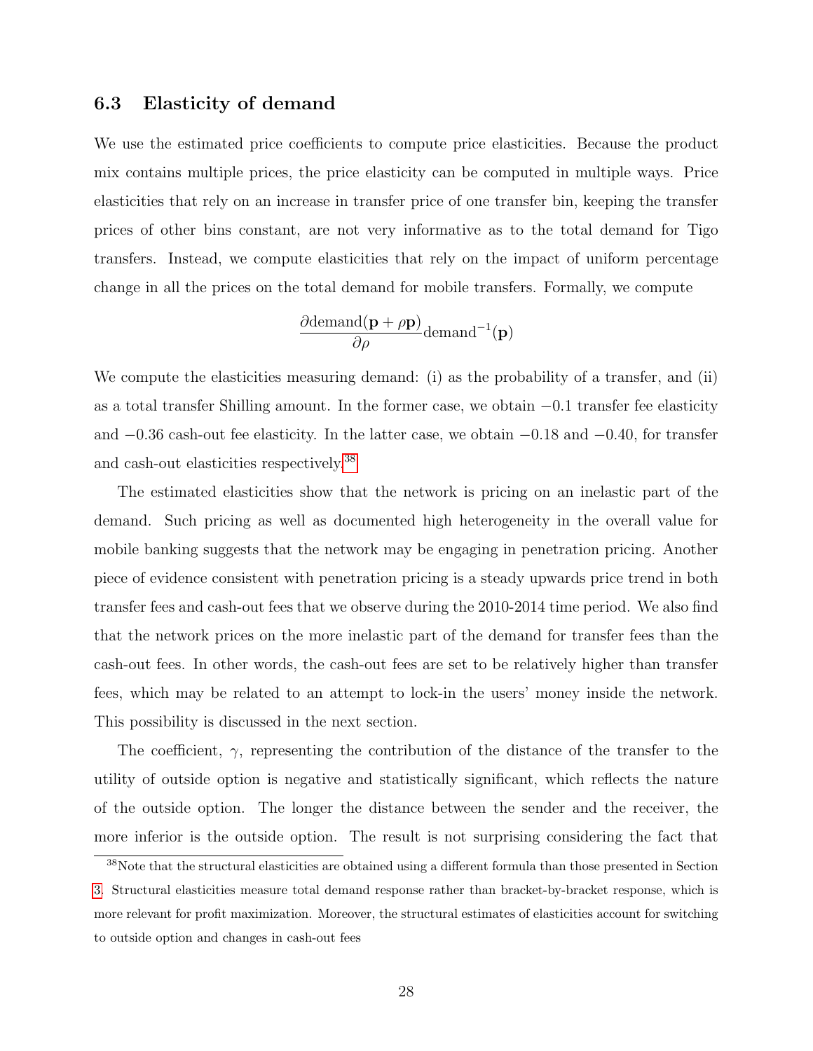### 6.3 Elasticity of demand

We use the estimated price coefficients to compute price elasticities. Because the product mix contains multiple prices, the price elasticity can be computed in multiple ways. Price elasticities that rely on an increase in transfer price of one transfer bin, keeping the transfer prices of other bins constant, are not very informative as to the total demand for Tigo transfers. Instead, we compute elasticities that rely on the impact of uniform percentage change in all the prices on the total demand for mobile transfers. Formally, we compute

$$\frac{\partial \text{demand}(\mathbf{p} + \rho \mathbf{p})}{\partial \rho} \text{demand}^{-1}(\mathbf{p})$$

We compute the elasticities measuring demand: (i) as the probability of a transfer, and (ii) as a total transfer Shilling amount. In the former case, we obtain $-0.1$ transfer fee elasticity and $-0.36$ cash-out fee elasticity. In the latter case, we obtain $-0.18$ and $-0.40$, for transfer and cash-out elasticities respectively.[38]

The estimated elasticities show that the network is pricing on an inelastic part of the demand. Such pricing as well as documented high heterogeneity in the overall value for mobile banking suggests that the network may be engaging in penetration pricing. Another piece of evidence consistent with penetration pricing is a steady upwards price trend in both transfer fees and cash-out fees that we observe during the 2010-2014 time period. We also find that the network prices on the more inelastic part of the demand for transfer fees than the cash-out fees. In other words, the cash-out fees are set to be relatively higher than transfer fees, which may be related to an attempt to lock-in the users' money inside the network. This possibility is discussed in the next section.

The coefficient, $\gamma$, representing the contribution of the distance of the transfer to the utility of outside option is negative and statistically significant, which reflects the nature of the outside option. The longer the distance between the sender and the receiver, the more inferior is the outside option. The result is not surprising considering the fact that

[38] Note that the structural elasticities are obtained using a different formula than those presented in Section 3. Structural elasticities measure total demand response rather than bracket-by-bracket response, which is more relevant for profit maximization. Moreover, the structural estimates of elasticities account for switching to outside option and changes in cash-out fees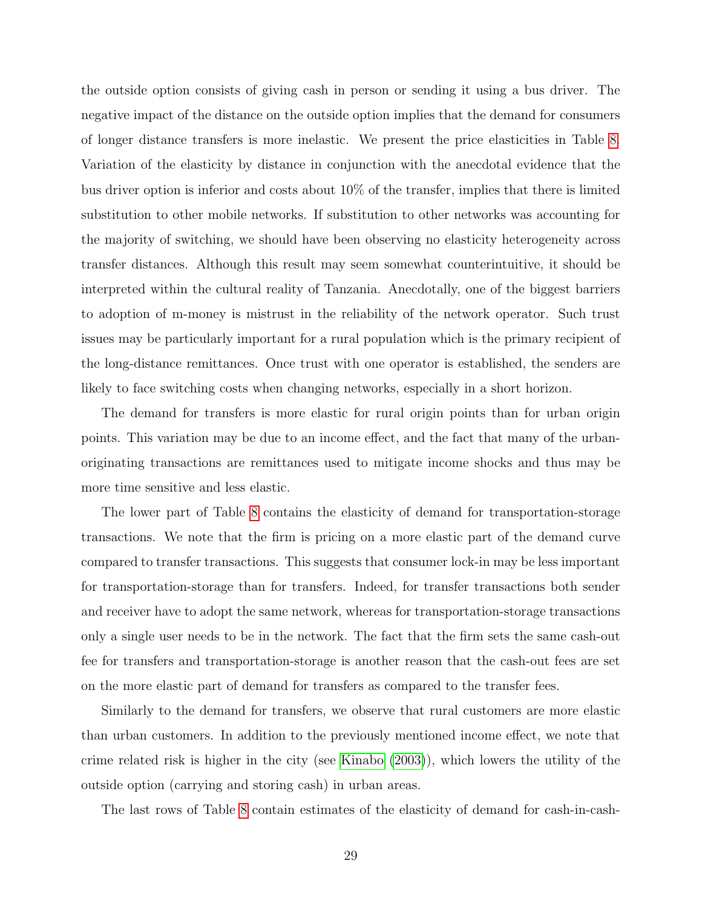the outside option consists of giving cash in person or sending it using a bus driver. The negative impact of the distance on the outside option implies that the demand for consumers of longer distance transfers is more inelastic. We present the price elasticities in Table 8. Variation of the elasticity by distance in conjunction with the anecdotal evidence that the bus driver option is inferior and costs about 10% of the transfer, implies that there is limited substitution to other mobile networks. If substitution to other networks was accounting for the majority of switching, we should have been observing no elasticity heterogeneity across transfer distances. Although this result may seem somewhat counterintuitive, it should be interpreted within the cultural reality of Tanzania. Anecdotally, one of the biggest barriers to adoption of m-money is mistrust in the reliability of the network operator. Such trust issues may be particularly important for a rural population which is the primary recipient of the long-distance remittances. Once trust with one operator is established, the senders are likely to face switching costs when changing networks, especially in a short horizon.

The demand for transfers is more elastic for rural origin points than for urban origin points. This variation may be due to an income effect, and the fact that many of the urban-originating transactions are remittances used to mitigate income shocks and thus may be more time sensitive and less elastic.

The lower part of Table 8 contains the elasticity of demand for transportation-storage transactions. We note that the firm is pricing on a more elastic part of the demand curve compared to transfer transactions. This suggests that consumer lock-in may be less important for transportation-storage than for transfers. Indeed, for transfer transactions both sender and receiver have to adopt the same network, whereas for transportation-storage transactions only a single user needs to be in the network. The fact that the firm sets the same cash-out fee for transfers and transportation-storage is another reason that the cash-out fees are set on the more elastic part of demand for transfers as compared to the transfer fees.

Similarly to the demand for transfers, we observe that rural customers are more elastic than urban customers. In addition to the previously mentioned income effect, we note that crime related risk is higher in the city (see Kinabo (2003)), which lowers the utility of the outside option (carrying and storing cash) in urban areas.

The last rows of Table 8 contain estimates of the elasticity of demand for cash-in-cash-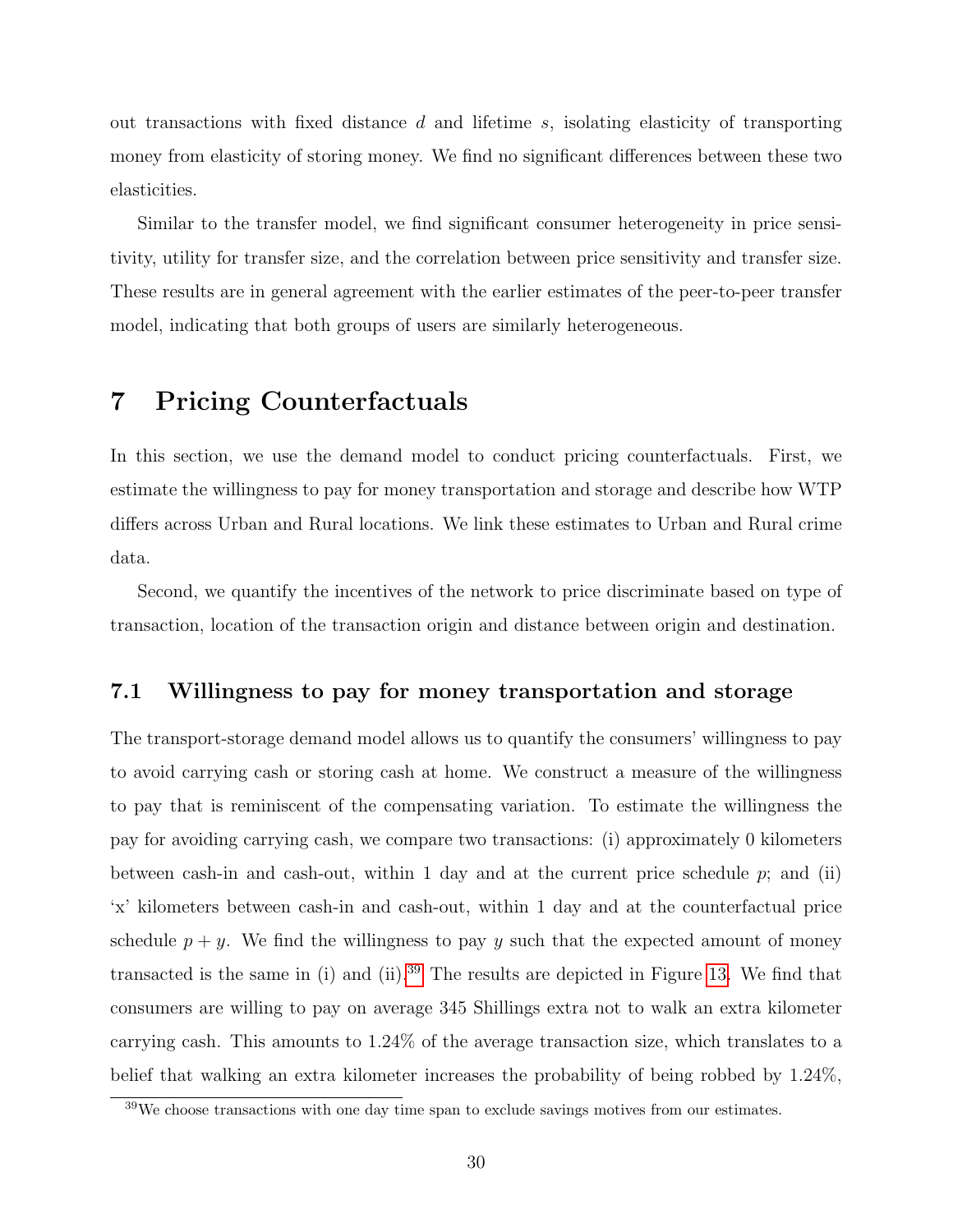out transactions with fixed distance $d$ and lifetime $s$, isolating elasticity of transporting money from elasticity of storing money. We find no significant differences between these two elasticities.

Similar to the transfer model, we find significant consumer heterogeneity in price sensitivity, utility for transfer size, and the correlation between price sensitivity and transfer size. These results are in general agreement with the earlier estimates of the peer-to-peer transfer model, indicating that both groups of users are similarly heterogeneous.

# 7 Pricing Counterfactuals

In this section, we use the demand model to conduct pricing counterfactuals. First, we estimate the willingness to pay for money transportation and storage and describe how WTP differs across Urban and Rural locations. We link these estimates to Urban and Rural crime data.

Second, we quantify the incentives of the network to price discriminate based on type of transaction, location of the transaction origin and distance between origin and destination.

## 7.1 Willingness to pay for money transportation and storage

The transport-storage demand model allows us to quantify the consumers' willingness to pay to avoid carrying cash or storing cash at home. We construct a measure of the willingness to pay that is reminiscent of the compensating variation. To estimate the willingness the pay for avoiding carrying cash, we compare two transactions: (i) approximately 0 kilometers between cash-in and cash-out, within 1 day and at the current price schedule $p$; and (ii) 'x' kilometers between cash-in and cash-out, within 1 day and at the counterfactual price schedule $p + y$. We find the willingness to pay $y$ such that the expected amount of money transacted is the same in (i) and (ii).[39] The results are depicted in Figure 13. We find that consumers are willing to pay on average 345 Shillings extra not to walk an extra kilometer carrying cash. This amounts to 1.24% of the average transaction size, which translates to a belief that walking an extra kilometer increases the probability of being robbed by 1.24%,

[39]We choose transactions with one day time span to exclude savings motives from our estimates.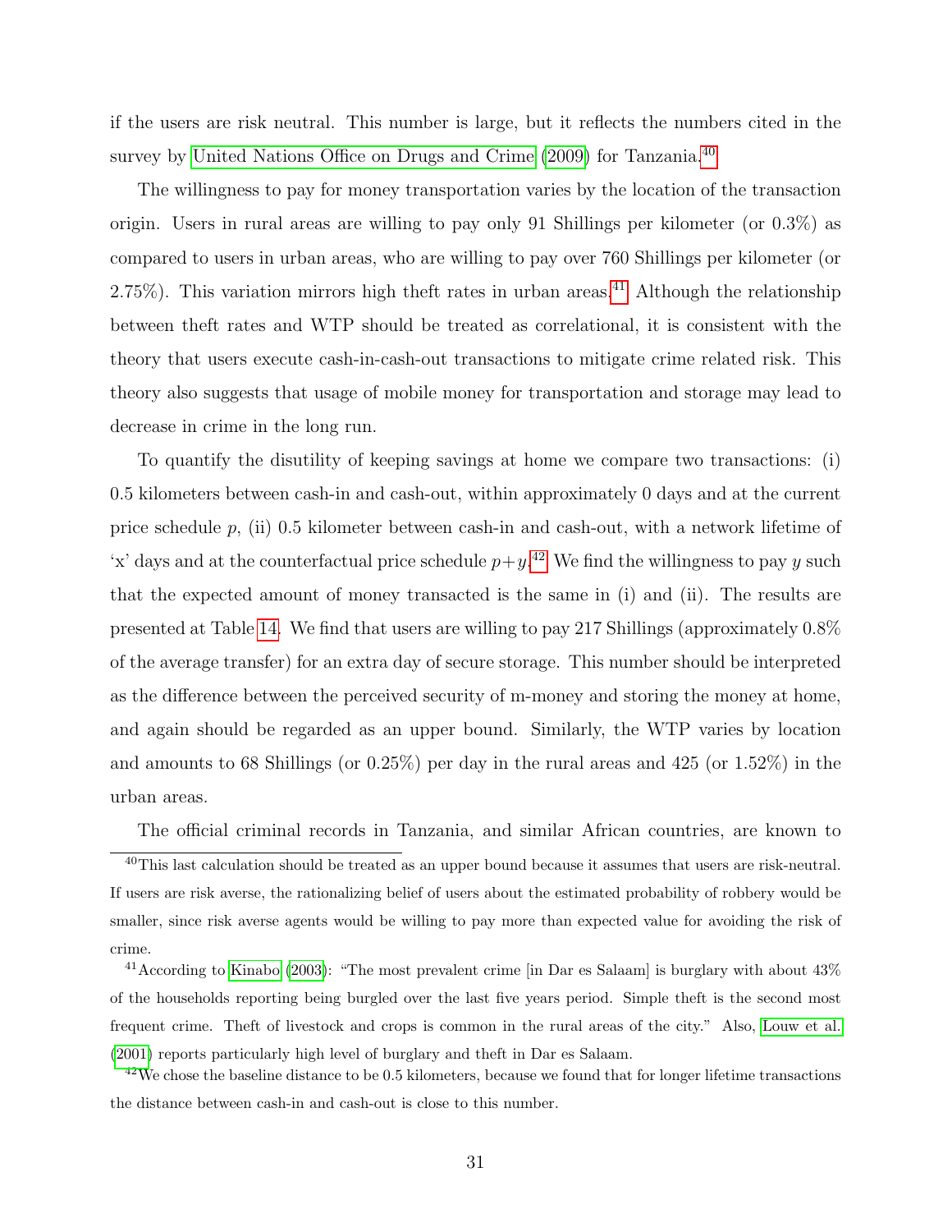if the users are risk neutral. This number is large, but it reflects the numbers cited in the survey by United Nations Office on Drugs and Crime (2009) for Tanzania.[40]

The willingness to pay for money transportation varies by the location of the transaction origin. Users in rural areas are willing to pay only 91 Shillings per kilometer (or 0.3%) as compared to users in urban areas, who are willing to pay over 760 Shillings per kilometer (or 2.75%). This variation mirrors high theft rates in urban areas.[41] Although the relationship between theft rates and WTP should be treated as correlational, it is consistent with the theory that users execute cash-in-cash-out transactions to mitigate crime related risk. This theory also suggests that usage of mobile money for transportation and storage may lead to decrease in crime in the long run.

To quantify the disutility of keeping savings at home we compare two transactions: (i) 0.5 kilometers between cash-in and cash-out, within approximately 0 days and at the current price schedule $p$, (ii) 0.5 kilometer between cash-in and cash-out, with a network lifetime of 'x' days and at the counterfactual price schedule $p+y$.[42] We find the willingness to pay $y$ such that the expected amount of money transacted is the same in (i) and (ii). The results are presented at Table 14. We find that users are willing to pay 217 Shillings (approximately 0.8% of the average transfer) for an extra day of secure storage. This number should be interpreted as the difference between the perceived security of m-money and storing the money at home, and again should be regarded as an upper bound. Similarly, the WTP varies by location and amounts to 68 Shillings (or 0.25%) per day in the rural areas and 425 (or 1.52%) in the urban areas.

The official criminal records in Tanzania, and similar African countries, are known to

---

[40] This last calculation should be treated as an upper bound because it assumes that users are risk-neutral. If users are risk averse, the rationalizing belief of users about the estimated probability of robbery would be smaller, since risk averse agents would be willing to pay more than expected value for avoiding the risk of crime.

[41] According to Kinabo (2003): "The most prevalent crime [in Dar es Salaam] is burglary with about 43% of the households reporting being burgled over the last five years period. Simple theft is the second most frequent crime. Theft of livestock and crops is common in the rural areas of the city." Also, Louw et al. (2001) reports particularly high level of burglary and theft in Dar es Salaam.

[42] We chose the baseline distance to be 0.5 kilometers, because we found that for longer lifetime transactions the distance between cash-in and cash-out is close to this number.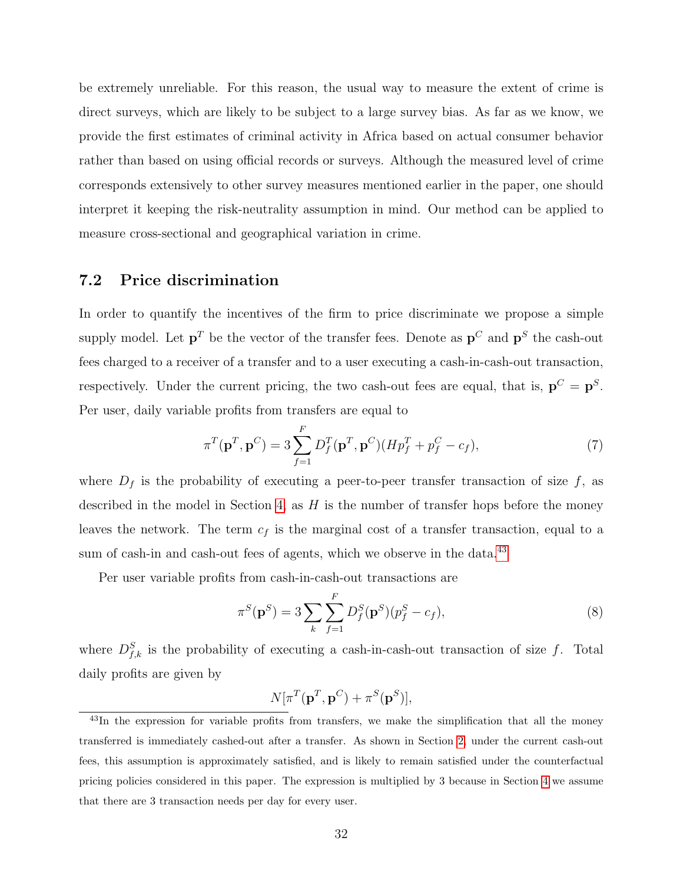be extremely unreliable. For this reason, the usual way to measure the extent of crime is direct surveys, which are likely to be subject to a large survey bias. As far as we know, we provide the first estimates of criminal activity in Africa based on actual consumer behavior rather than based on using official records or surveys. Although the measured level of crime corresponds extensively to other survey measures mentioned earlier in the paper, one should interpret it keeping the risk-neutrality assumption in mind. Our method can be applied to measure cross-sectional and geographical variation in crime.

## 7.2 Price discrimination

In order to quantify the incentives of the firm to price discriminate we propose a simple supply model. Let $\mathbf{p}^T$ be the vector of the transfer fees. Denote as $\mathbf{p}^C$ and $\mathbf{p}^S$ the cash-out fees charged to a receiver of a transfer and to a user executing a cash-in-cash-out transaction, respectively. Under the current pricing, the two cash-out fees are equal, that is, $\mathbf{p}^C = \mathbf{p}^S$. Per user, daily variable profits from transfers are equal to

$$\pi^T(\mathbf{p}^T, \mathbf{p}^C) = 3\sum_{f=1}^{F} D_f^T(\mathbf{p}^T, \mathbf{p}^C)(Hp_f^T + p_f^C - c_f), \tag{7}$$

where $D_f$ is the probability of executing a peer-to-peer transfer transaction of size $f$, as described in the model in Section 4, as $H$ is the number of transfer hops before the money leaves the network. The term $c_f$ is the marginal cost of a transfer transaction, equal to a sum of cash-in and cash-out fees of agents, which we observe in the data.[43]

Per user variable profits from cash-in-cash-out transactions are

$$\pi^S(\mathbf{p}^S) = 3\sum_{k}\sum_{f=1}^{F} D_f^S(\mathbf{p}^S)(p_f^S - c_f), \tag{8}$$

where $D_{f,k}^S$ is the probability of executing a cash-in-cash-out transaction of size $f$. Total daily profits are given by

$$N[\pi^T(\mathbf{p}^T, \mathbf{p}^C) + \pi^S(\mathbf{p}^S)],$$

[43] In the expression for variable profits from transfers, we make the simplification that all the money transferred is immediately cashed-out after a transfer. As shown in Section 2, under the current cash-out fees, this assumption is approximately satisfied, and is likely to remain satisfied under the counterfactual pricing policies considered in this paper. The expression is multiplied by 3 because in Section 4 we assume that there are 3 transaction needs per day for every user.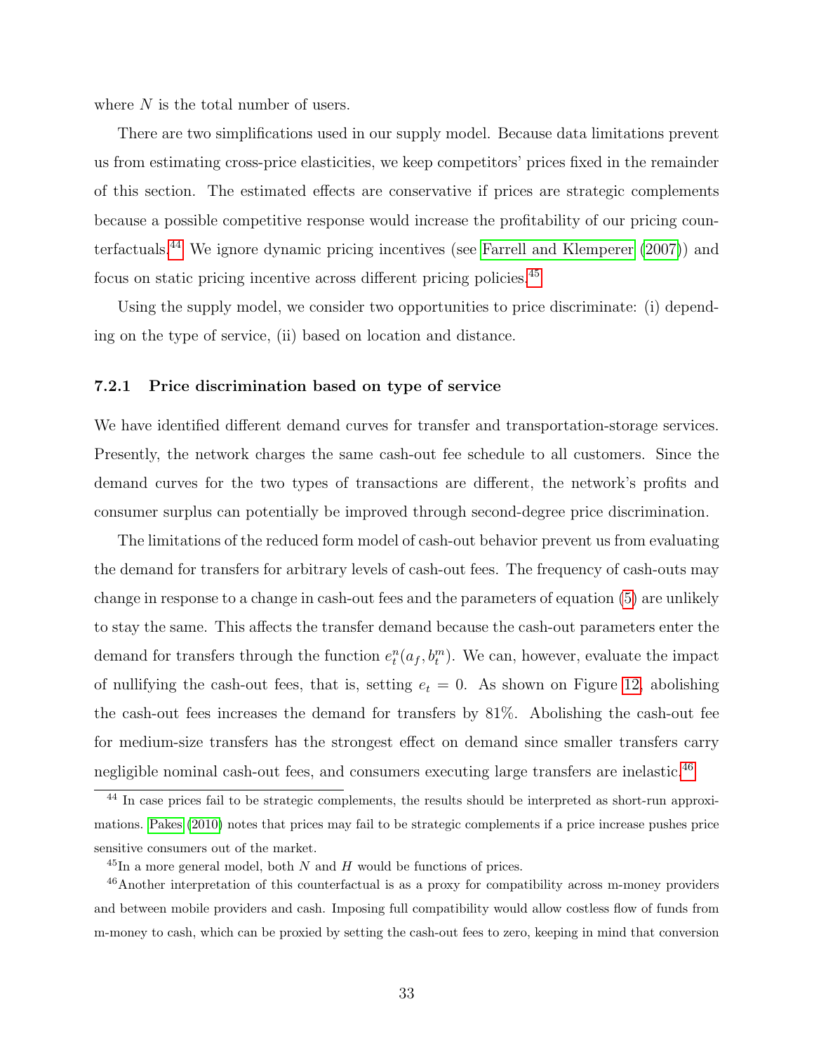where $N$ is the total number of users.

There are two simplifications used in our supply model. Because data limitations prevent us from estimating cross-price elasticities, we keep competitors' prices fixed in the remainder of this section. The estimated effects are conservative if prices are strategic complements because a possible competitive response would increase the profitability of our pricing counterfactuals.[44] We ignore dynamic pricing incentives (see Farrell and Klemperer (2007)) and focus on static pricing incentive across different pricing policies.[45]

Using the supply model, we consider two opportunities to price discriminate: (i) depending on the type of service, (ii) based on location and distance.

### 7.2.1 Price discrimination based on type of service

We have identified different demand curves for transfer and transportation-storage services. Presently, the network charges the same cash-out fee schedule to all customers. Since the demand curves for the two types of transactions are different, the network's profits and consumer surplus can potentially be improved through second-degree price discrimination.

The limitations of the reduced form model of cash-out behavior prevent us from evaluating the demand for transfers for arbitrary levels of cash-out fees. The frequency of cash-outs may change in response to a change in cash-out fees and the parameters of equation (5) are unlikely to stay the same. This affects the transfer demand because the cash-out parameters enter the demand for transfers through the function $e^n_t(a_f, b^m_t)$. We can, however, evaluate the impact of nullifying the cash-out fees, that is, setting $e_t = 0$. As shown on Figure 12, abolishing the cash-out fees increases the demand for transfers by 81%. Abolishing the cash-out fee for medium-size transfers has the strongest effect on demand since smaller transfers carry negligible nominal cash-out fees, and consumers executing large transfers are inelastic.[46]

---

[44] In case prices fail to be strategic complements, the results should be interpreted as short-run approximations. Pakes (2010) notes that prices may fail to be strategic complements if a price increase pushes price sensitive consumers out of the market.

[45] In a more general model, both $N$ and $H$ would be functions of prices.

[46] Another interpretation of this counterfactual is as a proxy for compatibility across m-money providers and between mobile providers and cash. Imposing full compatibility would allow costless flow of funds from m-money to cash, which can be proxied by setting the cash-out fees to zero, keeping in mind that conversion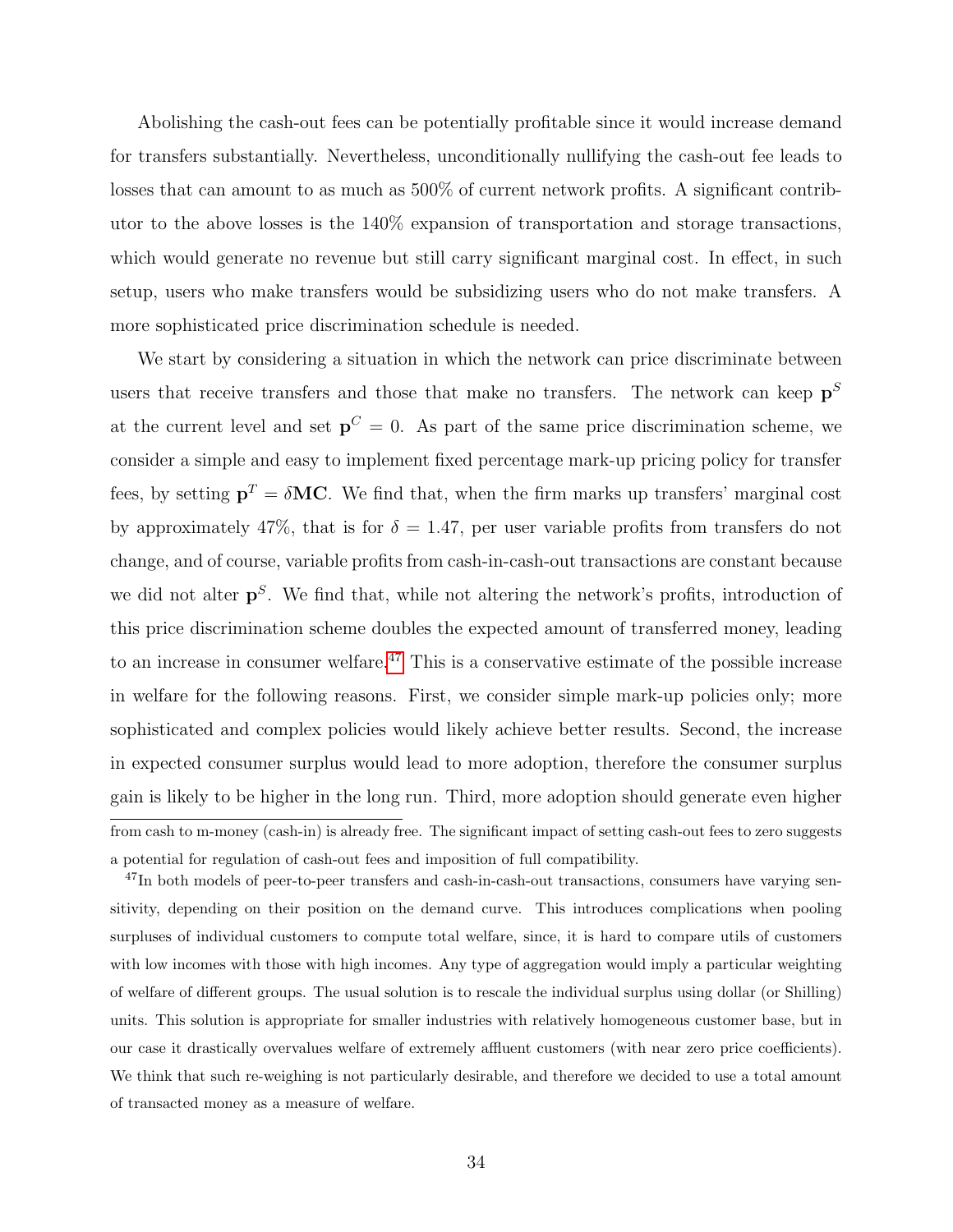Abolishing the cash-out fees can be potentially profitable since it would increase demand for transfers substantially. Nevertheless, unconditionally nullifying the cash-out fee leads to losses that can amount to as much as 500% of current network profits. A significant contributor to the above losses is the 140% expansion of transportation and storage transactions, which would generate no revenue but still carry significant marginal cost. In effect, in such setup, users who make transfers would be subsidizing users who do not make transfers. A more sophisticated price discrimination schedule is needed.

We start by considering a situation in which the network can price discriminate between users that receive transfers and those that make no transfers. The network can keep $\mathbf{p}^S$ at the current level and set $\mathbf{p}^C = 0$. As part of the same price discrimination scheme, we consider a simple and easy to implement fixed percentage mark-up pricing policy for transfer fees, by setting $\mathbf{p}^T = \delta \mathbf{MC}$. We find that, when the firm marks up transfers' marginal cost by approximately 47%, that is for $\delta = 1.47$, per user variable profits from transfers do not change, and of course, variable profits from cash-in-cash-out transactions are constant because we did not alter $\mathbf{p}^S$. We find that, while not altering the network's profits, introduction of this price discrimination scheme doubles the expected amount of transferred money, leading to an increase in consumer welfare.[47] This is a conservative estimate of the possible increase in welfare for the following reasons. First, we consider simple mark-up policies only; more sophisticated and complex policies would likely achieve better results. Second, the increase in expected consumer surplus would lead to more adoption, therefore the consumer surplus gain is likely to be higher in the long run. Third, more adoption should generate even higher

---

from cash to m-money (cash-in) is already free. The significant impact of setting cash-out fees to zero suggests a potential for regulation of cash-out fees and imposition of full compatibility.

[47] In both models of peer-to-peer transfers and cash-in-cash-out transactions, consumers have varying sensitivity, depending on their position on the demand curve. This introduces complications when pooling surpluses of individual customers to compute total welfare, since, it is hard to compare utils of customers with low incomes with those with high incomes. Any type of aggregation would imply a particular weighting of welfare of different groups. The usual solution is to rescale the individual surplus using dollar (or Shilling) units. This solution is appropriate for smaller industries with relatively homogeneous customer base, but in our case it drastically overvalues welfare of extremely affluent customers (with near zero price coefficients). We think that such re-weighing is not particularly desirable, and therefore we decided to use a total amount of transacted money as a measure of welfare.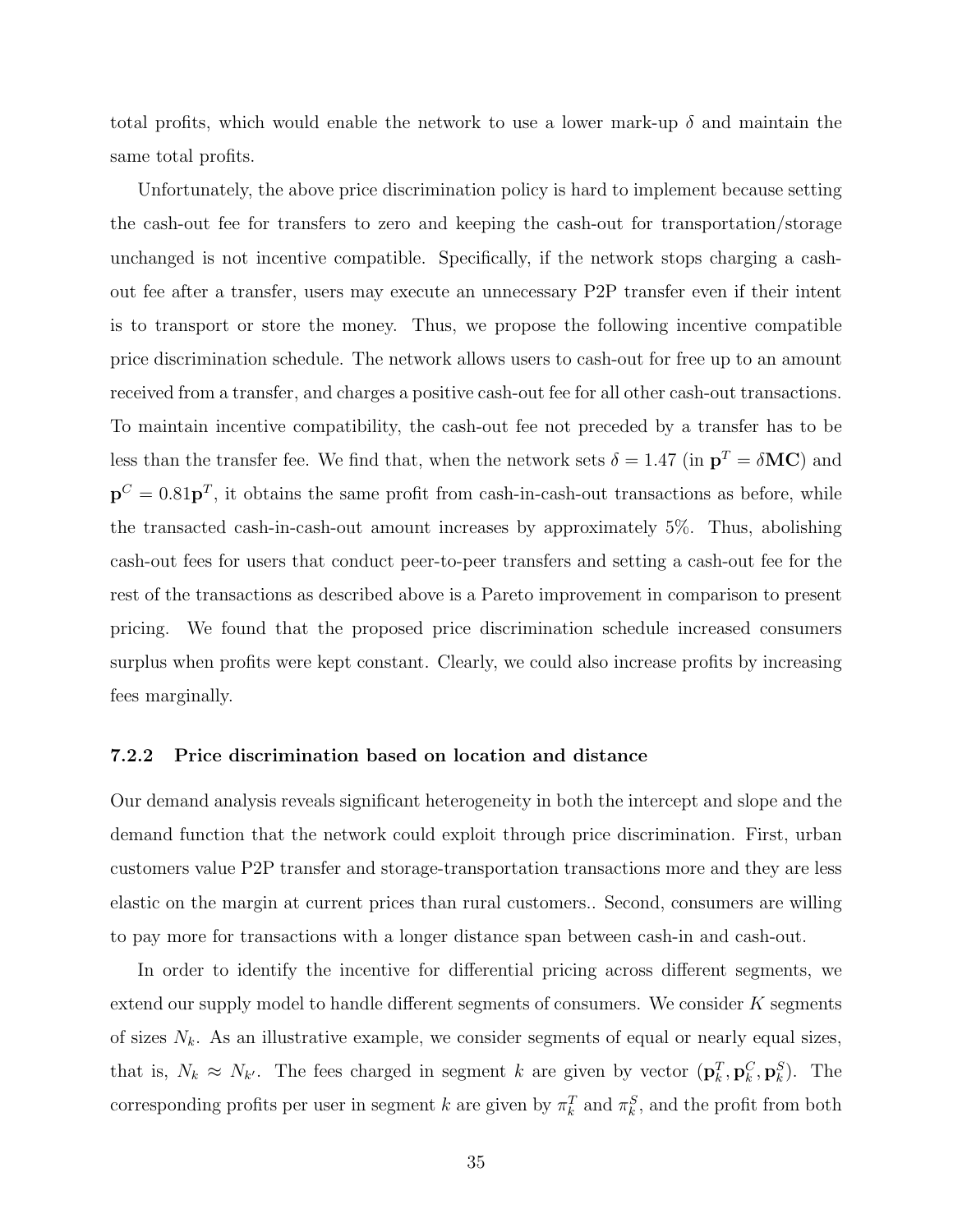total profits, which would enable the network to use a lower mark-up $\delta$ and maintain the same total profits.

Unfortunately, the above price discrimination policy is hard to implement because setting the cash-out fee for transfers to zero and keeping the cash-out for transportation/storage unchanged is not incentive compatible. Specifically, if the network stops charging a cash-out fee after a transfer, users may execute an unnecessary P2P transfer even if their intent is to transport or store the money. Thus, we propose the following incentive compatible price discrimination schedule. The network allows users to cash-out for free up to an amount received from a transfer, and charges a positive cash-out fee for all other cash-out transactions. To maintain incentive compatibility, the cash-out fee not preceded by a transfer has to be less than the transfer fee. We find that, when the network sets $\delta = 1.47$ (in $\mathbf{p}^T = \delta \mathbf{MC}$) and $\mathbf{p}^C = 0.81\mathbf{p}^T$, it obtains the same profit from cash-in-cash-out transactions as before, while the transacted cash-in-cash-out amount increases by approximately 5%. Thus, abolishing cash-out fees for users that conduct peer-to-peer transfers and setting a cash-out fee for the rest of the transactions as described above is a Pareto improvement in comparison to present pricing. We found that the proposed price discrimination schedule increased consumers surplus when profits were kept constant. Clearly, we could also increase profits by increasing fees marginally.

### 7.2.2 Price discrimination based on location and distance

Our demand analysis reveals significant heterogeneity in both the intercept and slope and the demand function that the network could exploit through price discrimination. First, urban customers value P2P transfer and storage-transportation transactions more and they are less elastic on the margin at current prices than rural customers.. Second, consumers are willing to pay more for transactions with a longer distance span between cash-in and cash-out.

In order to identify the incentive for differential pricing across different segments, we extend our supply model to handle different segments of consumers. We consider $K$ segments of sizes $N_k$. As an illustrative example, we consider segments of equal or nearly equal sizes, that is, $N_k \approx N_{k'}$. The fees charged in segment $k$ are given by vector $(\mathbf{p}_k^T, \mathbf{p}_k^C, \mathbf{p}_k^S)$. The corresponding profits per user in segment $k$ are given by $\pi_k^T$ and $\pi_k^S$, and the profit from both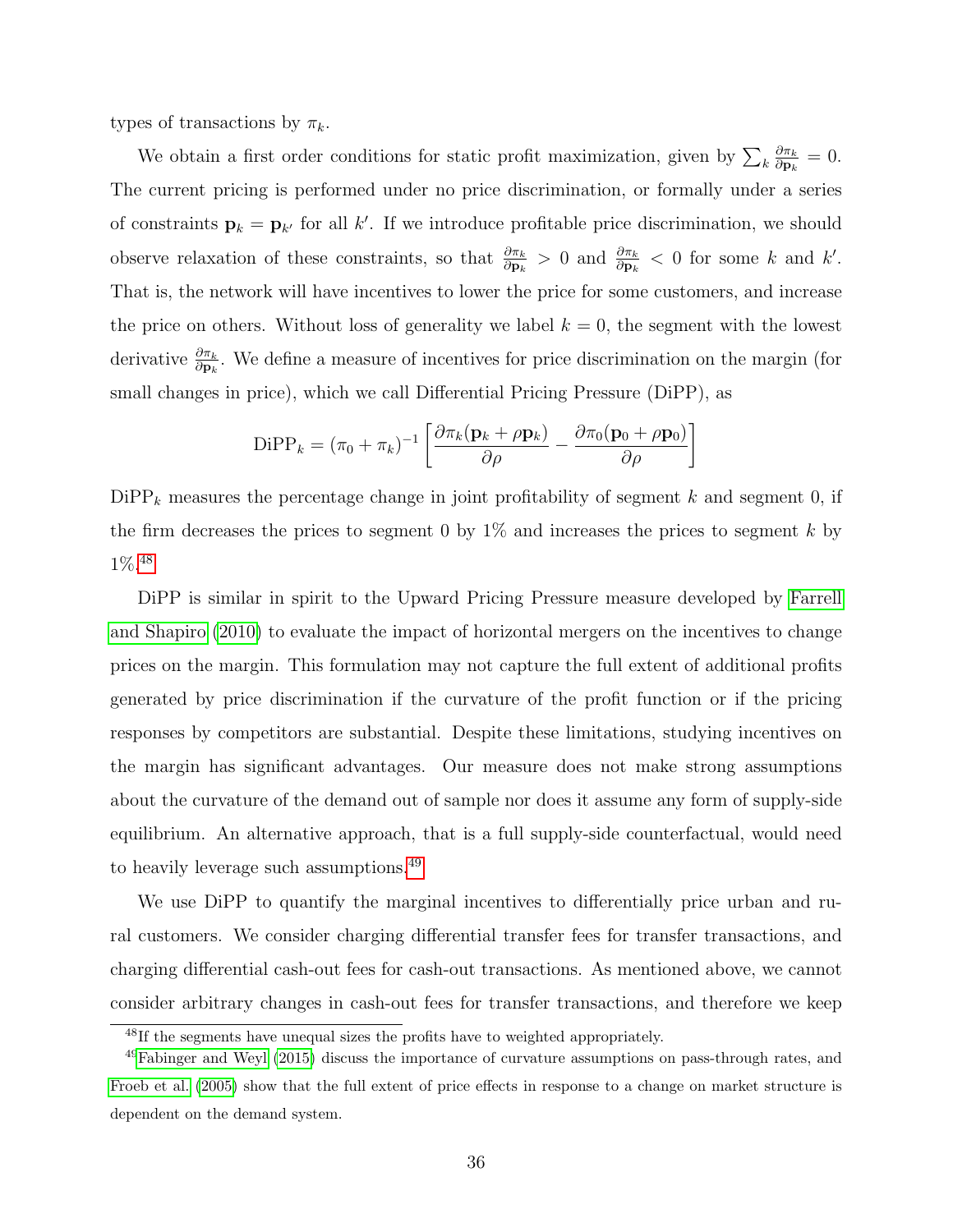types of transactions by $\pi_k$.

We obtain a first order conditions for static profit maximization, given by $\sum_k \frac{\partial \pi_k}{\partial \mathbf{p}_k} = 0$. The current pricing is performed under no price discrimination, or formally under a series of constraints $\mathbf{p}_k = \mathbf{p}_{k'}$ for all $k'$. If we introduce profitable price discrimination, we should observe relaxation of these constraints, so that $\frac{\partial \pi_k}{\partial \mathbf{p}_k} > 0$ and $\frac{\partial \pi_k}{\partial \mathbf{p}_k} < 0$ for some $k$ and $k'$. That is, the network will have incentives to lower the price for some customers, and increase the price on others. Without loss of generality we label $k = 0$, the segment with the lowest derivative $\frac{\partial \pi_k}{\partial \mathbf{p}_k}$. We define a measure of incentives for price discrimination on the margin (for small changes in price), which we call Differential Pricing Pressure (DiPP), as

$$\text{DiPP}_k = (\pi_0 + \pi_k)^{-1} \left[ \frac{\partial \pi_k(\mathbf{p}_k + \rho \mathbf{p}_k)}{\partial \rho} - \frac{\partial \pi_0(\mathbf{p}_0 + \rho \mathbf{p}_0)}{\partial \rho} \right]$$

$\text{DiPP}_k$ measures the percentage change in joint profitability of segment $k$ and segment 0, if the firm decreases the prices to segment 0 by 1% and increases the prices to segment $k$ by 1%.[48]

DiPP is similar in spirit to the Upward Pricing Pressure measure developed by Farrell and Shapiro (2010) to evaluate the impact of horizontal mergers on the incentives to change prices on the margin. This formulation may not capture the full extent of additional profits generated by price discrimination if the curvature of the profit function or if the pricing responses by competitors are substantial. Despite these limitations, studying incentives on the margin has significant advantages. Our measure does not make strong assumptions about the curvature of the demand out of sample nor does it assume any form of supply-side equilibrium. An alternative approach, that is a full supply-side counterfactual, would need to heavily leverage such assumptions.[49]

We use DiPP to quantify the marginal incentives to differentially price urban and rural customers. We consider charging differential transfer fees for transfer transactions, and charging differential cash-out fees for cash-out transactions. As mentioned above, we cannot consider arbitrary changes in cash-out fees for transfer transactions, and therefore we keep

[48] If the segments have unequal sizes the profits have to weighted appropriately.

[49] Fabinger and Weyl (2015) discuss the importance of curvature assumptions on pass-through rates, and Froeb et al. (2005) show that the full extent of price effects in response to a change on market structure is dependent on the demand system.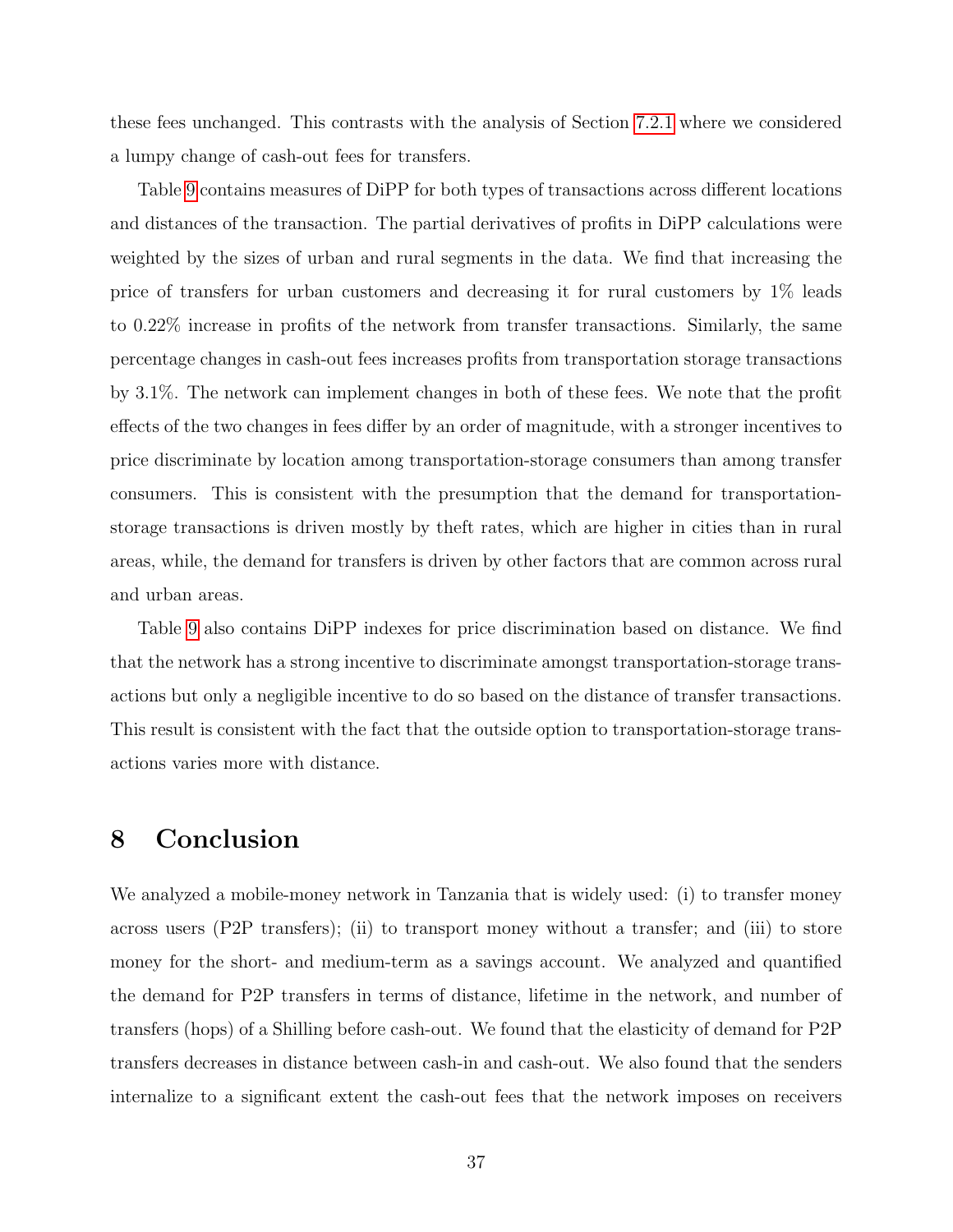these fees unchanged. This contrasts with the analysis of Section 7.2.1 where we considered a lumpy change of cash-out fees for transfers.

Table 9 contains measures of DiPP for both types of transactions across different locations and distances of the transaction. The partial derivatives of profits in DiPP calculations were weighted by the sizes of urban and rural segments in the data. We find that increasing the price of transfers for urban customers and decreasing it for rural customers by 1% leads to 0.22% increase in profits of the network from transfer transactions. Similarly, the same percentage changes in cash-out fees increases profits from transportation storage transactions by 3.1%. The network can implement changes in both of these fees. We note that the profit effects of the two changes in fees differ by an order of magnitude, with a stronger incentives to price discriminate by location among transportation-storage consumers than among transfer consumers. This is consistent with the presumption that the demand for transportation-storage transactions is driven mostly by theft rates, which are higher in cities than in rural areas, while, the demand for transfers is driven by other factors that are common across rural and urban areas.

Table 9 also contains DiPP indexes for price discrimination based on distance. We find that the network has a strong incentive to discriminate amongst transportation-storage transactions but only a negligible incentive to do so based on the distance of transfer transactions. This result is consistent with the fact that the outside option to transportation-storage transactions varies more with distance.

# 8 Conclusion

We analyzed a mobile-money network in Tanzania that is widely used: (i) to transfer money across users (P2P transfers); (ii) to transport money without a transfer; and (iii) to store money for the short- and medium-term as a savings account. We analyzed and quantified the demand for P2P transfers in terms of distance, lifetime in the network, and number of transfers (hops) of a Shilling before cash-out. We found that the elasticity of demand for P2P transfers decreases in distance between cash-in and cash-out. We also found that the senders internalize to a significant extent the cash-out fees that the network imposes on receivers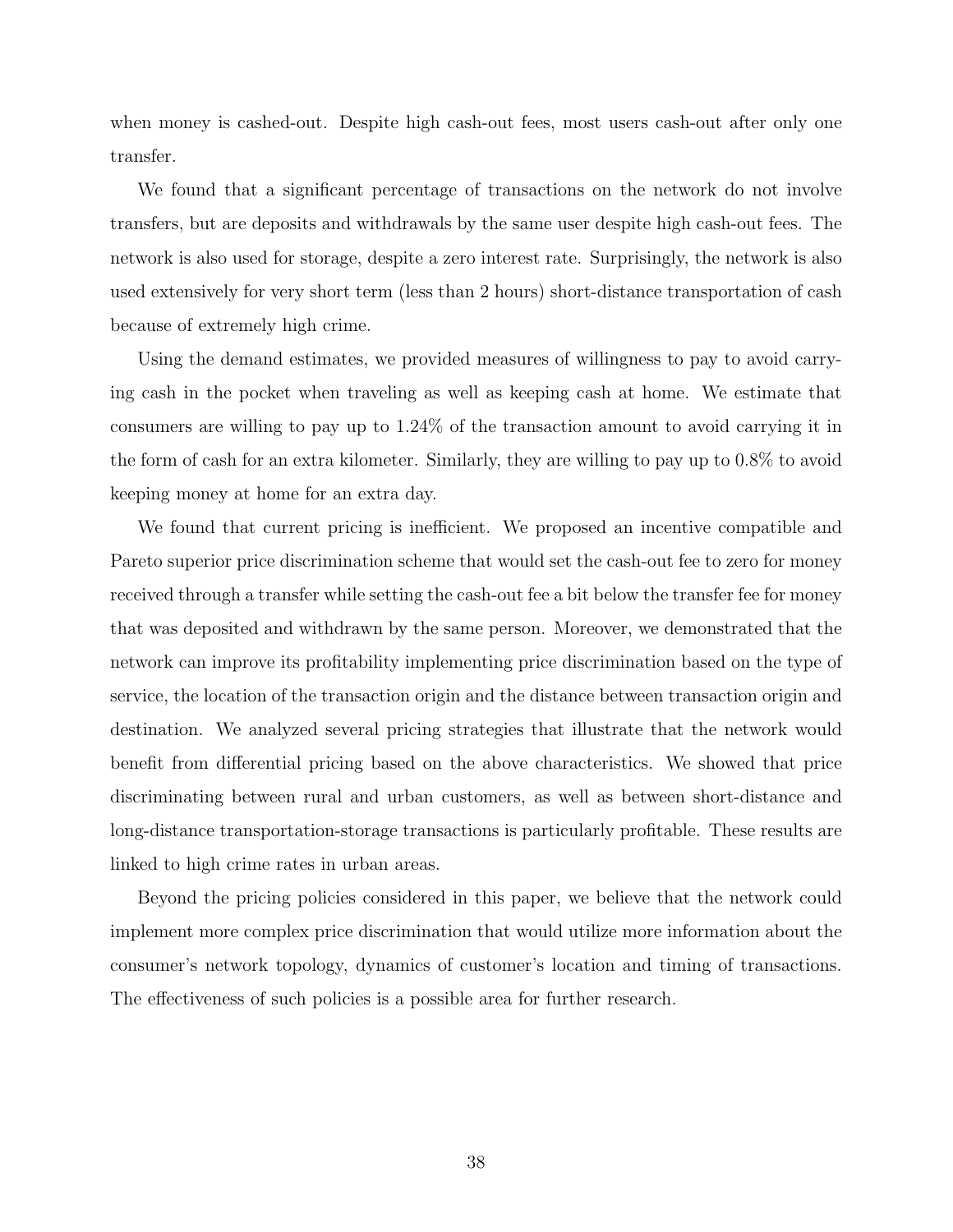when money is cashed-out. Despite high cash-out fees, most users cash-out after only one transfer.

We found that a significant percentage of transactions on the network do not involve transfers, but are deposits and withdrawals by the same user despite high cash-out fees. The network is also used for storage, despite a zero interest rate. Surprisingly, the network is also used extensively for very short term (less than 2 hours) short-distance transportation of cash because of extremely high crime.

Using the demand estimates, we provided measures of willingness to pay to avoid carrying cash in the pocket when traveling as well as keeping cash at home. We estimate that consumers are willing to pay up to 1.24% of the transaction amount to avoid carrying it in the form of cash for an extra kilometer. Similarly, they are willing to pay up to 0.8% to avoid keeping money at home for an extra day.

We found that current pricing is inefficient. We proposed an incentive compatible and Pareto superior price discrimination scheme that would set the cash-out fee to zero for money received through a transfer while setting the cash-out fee a bit below the transfer fee for money that was deposited and withdrawn by the same person. Moreover, we demonstrated that the network can improve its profitability implementing price discrimination based on the type of service, the location of the transaction origin and the distance between transaction origin and destination. We analyzed several pricing strategies that illustrate that the network would benefit from differential pricing based on the above characteristics. We showed that price discriminating between rural and urban customers, as well as between short-distance and long-distance transportation-storage transactions is particularly profitable. These results are linked to high crime rates in urban areas.

Beyond the pricing policies considered in this paper, we believe that the network could implement more complex price discrimination that would utilize more information about the consumer's network topology, dynamics of customer's location and timing of transactions. The effectiveness of such policies is a possible area for further research.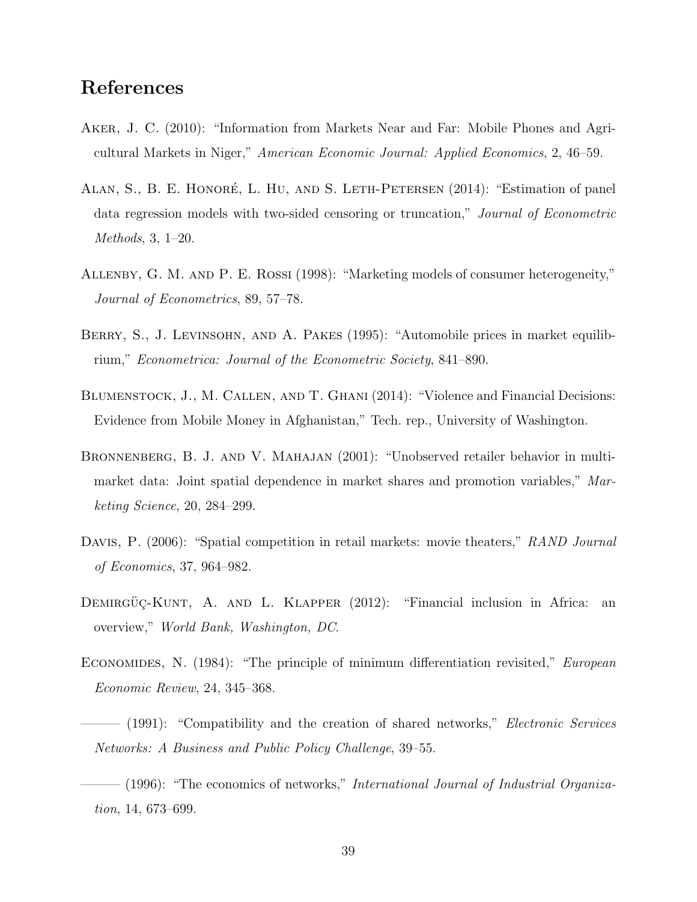# References

Aker, J. C. (2010): "Information from Markets Near and Far: Mobile Phones and Agricultural Markets in Niger," *American Economic Journal: Applied Economics*, 2, 46–59.

Alan, S., B. E. Honoré, L. Hu, and S. Leth-Petersen (2014): "Estimation of panel data regression models with two-sided censoring or truncation," *Journal of Econometric Methods*, 3, 1–20.

Allenby, G. M. and P. E. Rossi (1998): "Marketing models of consumer heterogeneity," *Journal of Econometrics*, 89, 57–78.

Berry, S., J. Levinsohn, and A. Pakes (1995): "Automobile prices in market equilibrium," *Econometrica: Journal of the Econometric Society*, 841–890.

Blumenstock, J., M. Callen, and T. Ghani (2014): "Violence and Financial Decisions: Evidence from Mobile Money in Afghanistan," Tech. rep., University of Washington.

Bronnenberg, B. J. and V. Mahajan (2001): "Unobserved retailer behavior in multimarket data: Joint spatial dependence in market shares and promotion variables," *Marketing Science*, 20, 284–299.

Davis, P. (2006): "Spatial competition in retail markets: movie theaters," *RAND Journal of Economics*, 37, 964–982.

Demirgüç-Kunt, A. and L. Klapper (2012): "Financial inclusion in Africa: an overview," *World Bank, Washington, DC*.

Economides, N. (1984): "The principle of minimum differentiation revisited," *European Economic Review*, 24, 345–368.

——— (1991): "Compatibility and the creation of shared networks," *Electronic Services Networks: A Business and Public Policy Challenge*, 39–55.

——— (1996): "The economics of networks," *International Journal of Industrial Organization*, 14, 673–699.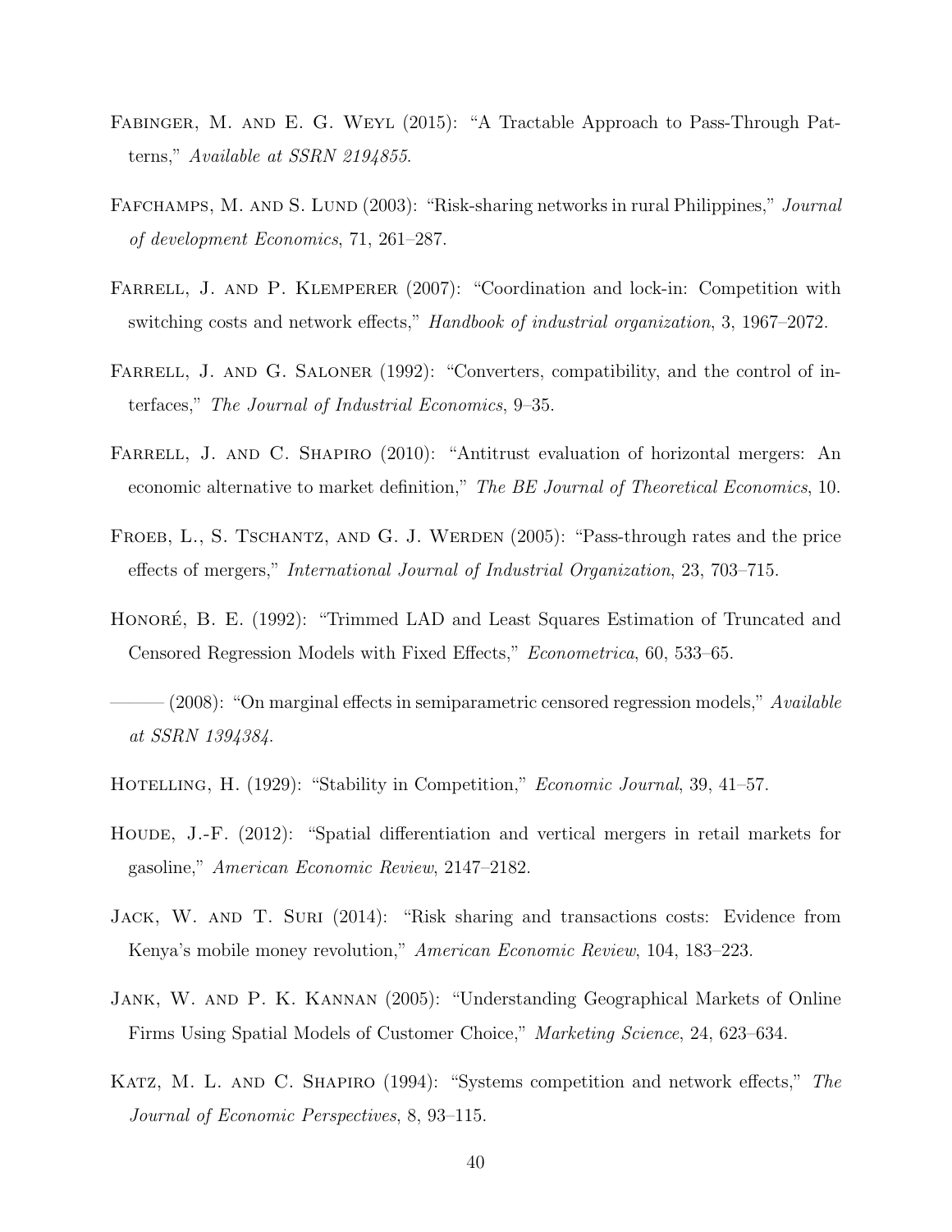Fabinger, M. and E. G. Weyl (2015): "A Tractable Approach to Pass-Through Patterns," *Available at SSRN 2194855*.

Fafchamps, M. and S. Lund (2003): "Risk-sharing networks in rural Philippines," *Journal of development Economics*, 71, 261–287.

Farrell, J. and P. Klemperer (2007): "Coordination and lock-in: Competition with switching costs and network effects," *Handbook of industrial organization*, 3, 1967–2072.

Farrell, J. and G. Saloner (1992): "Converters, compatibility, and the control of interfaces," *The Journal of Industrial Economics*, 9–35.

Farrell, J. and C. Shapiro (2010): "Antitrust evaluation of horizontal mergers: An economic alternative to market definition," *The BE Journal of Theoretical Economics*, 10.

Froeb, L., S. Tschantz, and G. J. Werden (2005): "Pass-through rates and the price effects of mergers," *International Journal of Industrial Organization*, 23, 703–715.

Honoré, B. E. (1992): "Trimmed LAD and Least Squares Estimation of Truncated and Censored Regression Models with Fixed Effects," *Econometrica*, 60, 533–65.

——— (2008): "On marginal effects in semiparametric censored regression models," *Available at SSRN 1394384*.

Hotelling, H. (1929): "Stability in Competition," *Economic Journal*, 39, 41–57.

Houde, J.-F. (2012): "Spatial differentiation and vertical mergers in retail markets for gasoline," *American Economic Review*, 2147–2182.

Jack, W. and T. Suri (2014): "Risk sharing and transactions costs: Evidence from Kenya's mobile money revolution," *American Economic Review*, 104, 183–223.

Jank, W. and P. K. Kannan (2005): "Understanding Geographical Markets of Online Firms Using Spatial Models of Customer Choice," *Marketing Science*, 24, 623–634.

Katz, M. L. and C. Shapiro (1994): "Systems competition and network effects," *The Journal of Economic Perspectives*, 8, 93–115.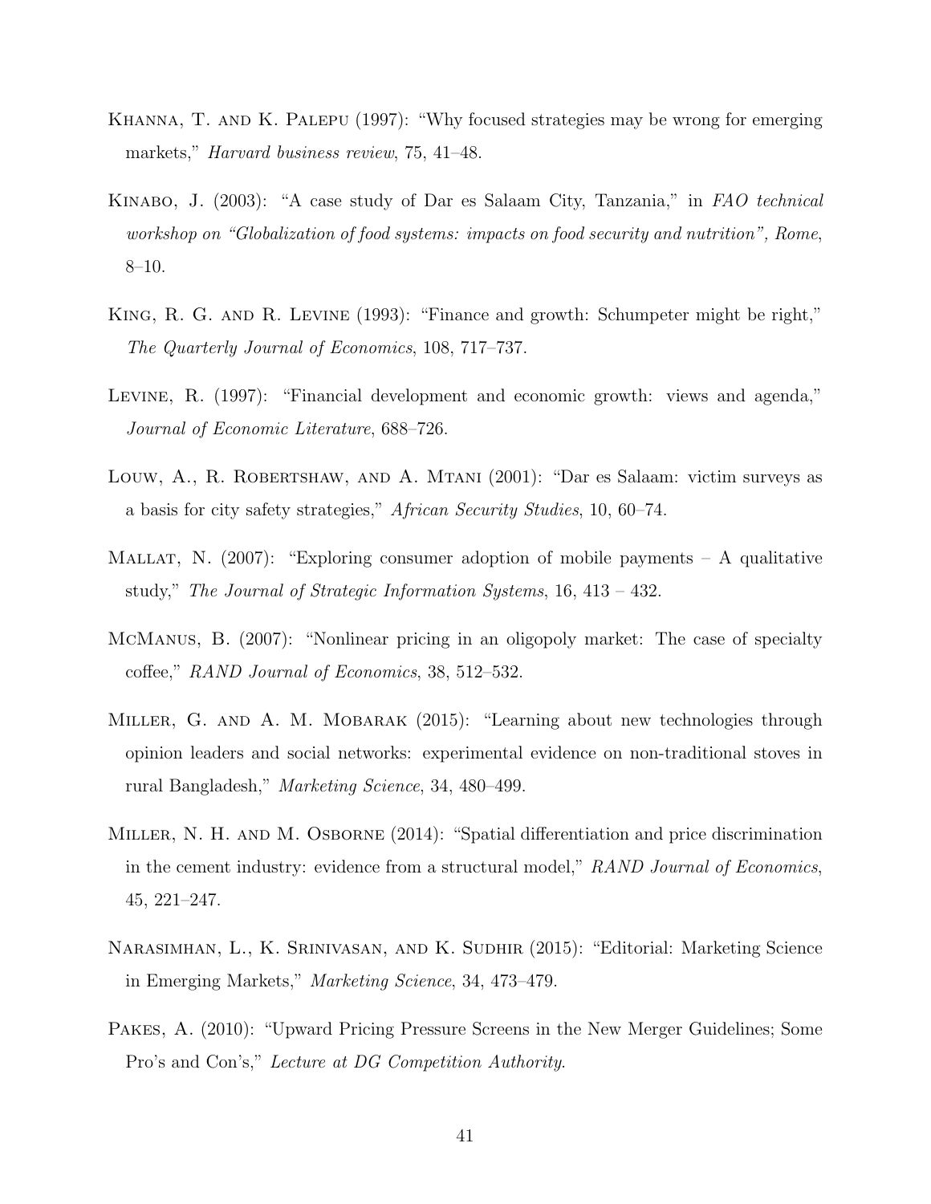Khanna, T. and K. Palepu (1997): "Why focused strategies may be wrong for emerging markets," *Harvard business review*, 75, 41–48.

Kinabo, J. (2003): "A case study of Dar es Salaam City, Tanzania," in *FAO technical workshop on "Globalization of food systems: impacts on food security and nutrition", Rome*, 8–10.

King, R. G. and R. Levine (1993): "Finance and growth: Schumpeter might be right," *The Quarterly Journal of Economics*, 108, 717–737.

Levine, R. (1997): "Financial development and economic growth: views and agenda," *Journal of Economic Literature*, 688–726.

Louw, A., R. Robertshaw, and A. Mtani (2001): "Dar es Salaam: victim surveys as a basis for city safety strategies," *African Security Studies*, 10, 60–74.

Mallat, N. (2007): "Exploring consumer adoption of mobile payments – A qualitative study," *The Journal of Strategic Information Systems*, 16, 413 – 432.

McManus, B. (2007): "Nonlinear pricing in an oligopoly market: The case of specialty coffee," *RAND Journal of Economics*, 38, 512–532.

Miller, G. and A. M. Mobarak (2015): "Learning about new technologies through opinion leaders and social networks: experimental evidence on non-traditional stoves in rural Bangladesh," *Marketing Science*, 34, 480–499.

Miller, N. H. and M. Osborne (2014): "Spatial differentiation and price discrimination in the cement industry: evidence from a structural model," *RAND Journal of Economics*, 45, 221–247.

Narasimhan, L., K. Srinivasan, and K. Sudhir (2015): "Editorial: Marketing Science in Emerging Markets," *Marketing Science*, 34, 473–479.

Pakes, A. (2010): "Upward Pricing Pressure Screens in the New Merger Guidelines; Some Pro's and Con's," *Lecture at DG Competition Authority*.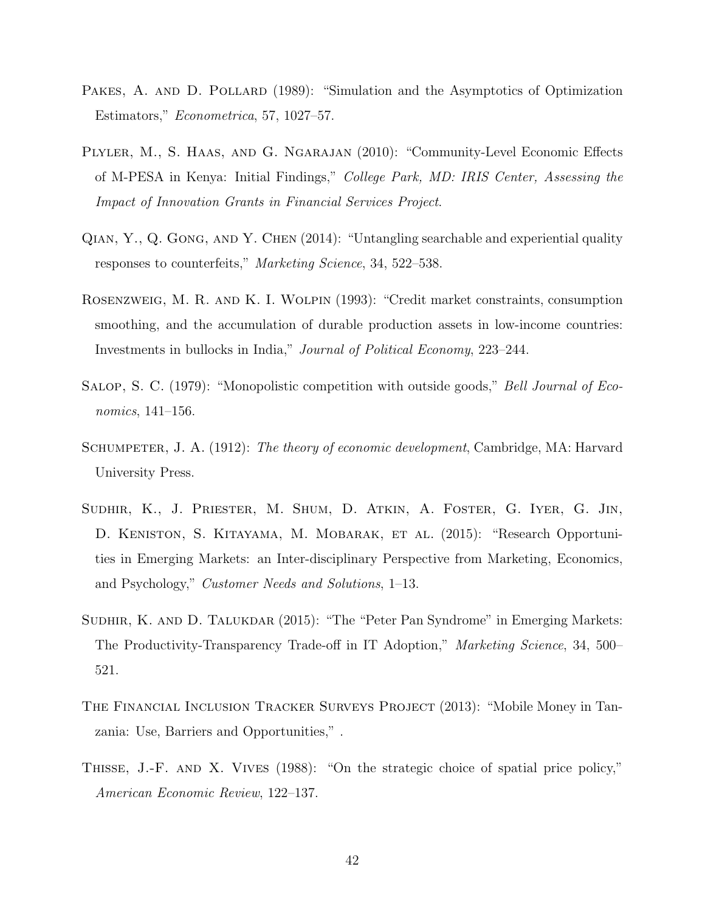Pakes, A. and D. Pollard (1989): "Simulation and the Asymptotics of Optimization Estimators," *Econometrica*, 57, 1027–57.

Plyler, M., S. Haas, and G. Ngarajan (2010): "Community-Level Economic Effects of M-PESA in Kenya: Initial Findings," *College Park, MD: IRIS Center, Assessing the Impact of Innovation Grants in Financial Services Project*.

Qian, Y., Q. Gong, and Y. Chen (2014): "Untangling searchable and experiential quality responses to counterfeits," *Marketing Science*, 34, 522–538.

Rosenzweig, M. R. and K. I. Wolpin (1993): "Credit market constraints, consumption smoothing, and the accumulation of durable production assets in low-income countries: Investments in bullocks in India," *Journal of Political Economy*, 223–244.

Salop, S. C. (1979): "Monopolistic competition with outside goods," *Bell Journal of Economics*, 141–156.

Schumpeter, J. A. (1912): *The theory of economic development*, Cambridge, MA: Harvard University Press.

Sudhir, K., J. Priester, M. Shum, D. Atkin, A. Foster, G. Iyer, G. Jin, D. Keniston, S. Kitayama, M. Mobarak, et al. (2015): "Research Opportunities in Emerging Markets: an Inter-disciplinary Perspective from Marketing, Economics, and Psychology," *Customer Needs and Solutions*, 1–13.

Sudhir, K. and D. Talukdar (2015): "The "Peter Pan Syndrome" in Emerging Markets: The Productivity-Transparency Trade-off in IT Adoption," *Marketing Science*, 34, 500–521.

The Financial Inclusion Tracker Surveys Project (2013): "Mobile Money in Tanzania: Use, Barriers and Opportunities," .

Thisse, J.-F. and X. Vives (1988): "On the strategic choice of spatial price policy," *American Economic Review*, 122–137.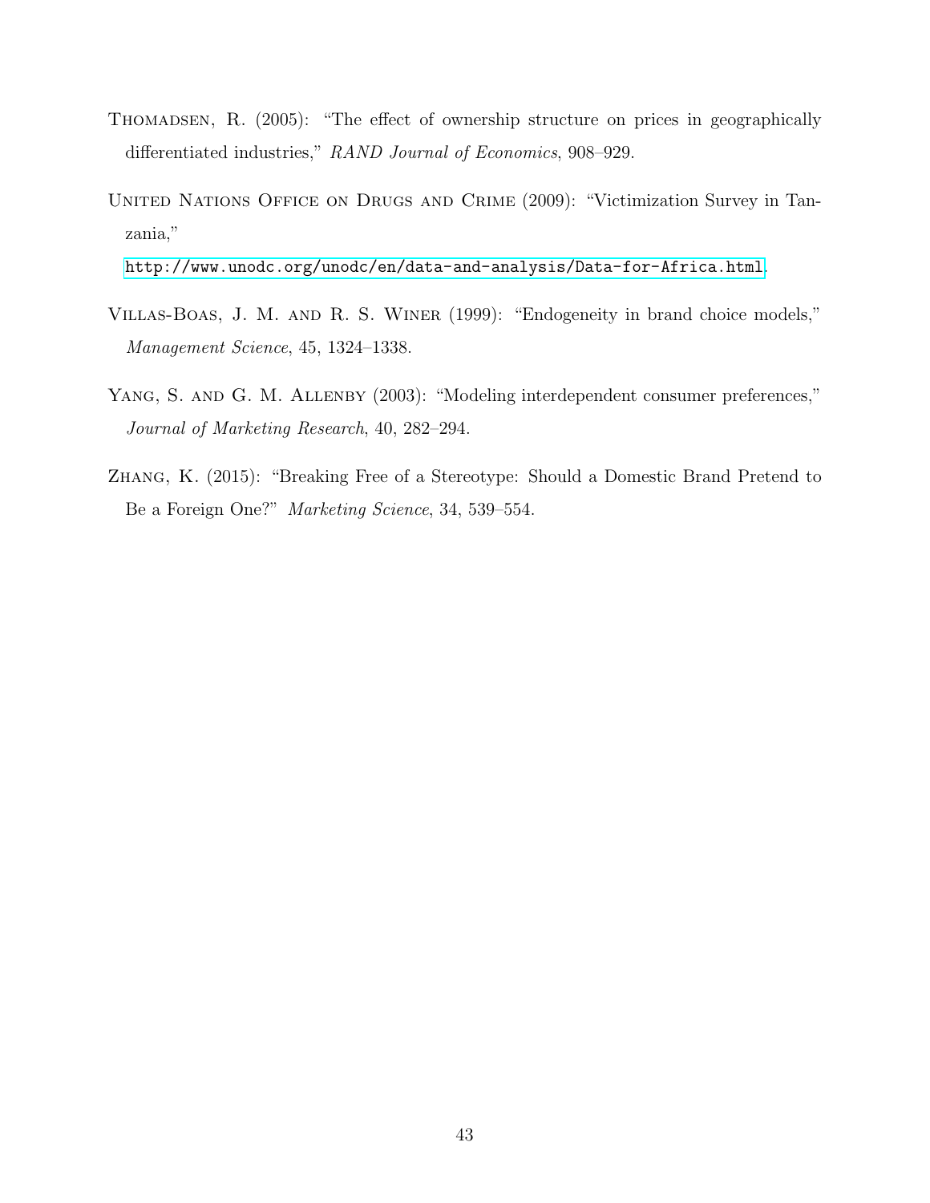Thomadsen, R. (2005): "The effect of ownership structure on prices in geographically differentiated industries," *RAND Journal of Economics*, 908–929.

United Nations Office on Drugs and Crime (2009): "Victimization Survey in Tanzania," http://www.unodc.org/unodc/en/data-and-analysis/Data-for-Africa.html.

Villas-Boas, J. M. and R. S. Winer (1999): "Endogeneity in brand choice models," *Management Science*, 45, 1324–1338.

Yang, S. and G. M. Allenby (2003): "Modeling interdependent consumer preferences," *Journal of Marketing Research*, 40, 282–294.

Zhang, K. (2015): "Breaking Free of a Stereotype: Should a Domestic Brand Pretend to Be a Foreign One?" *Marketing Science*, 34, 539–554.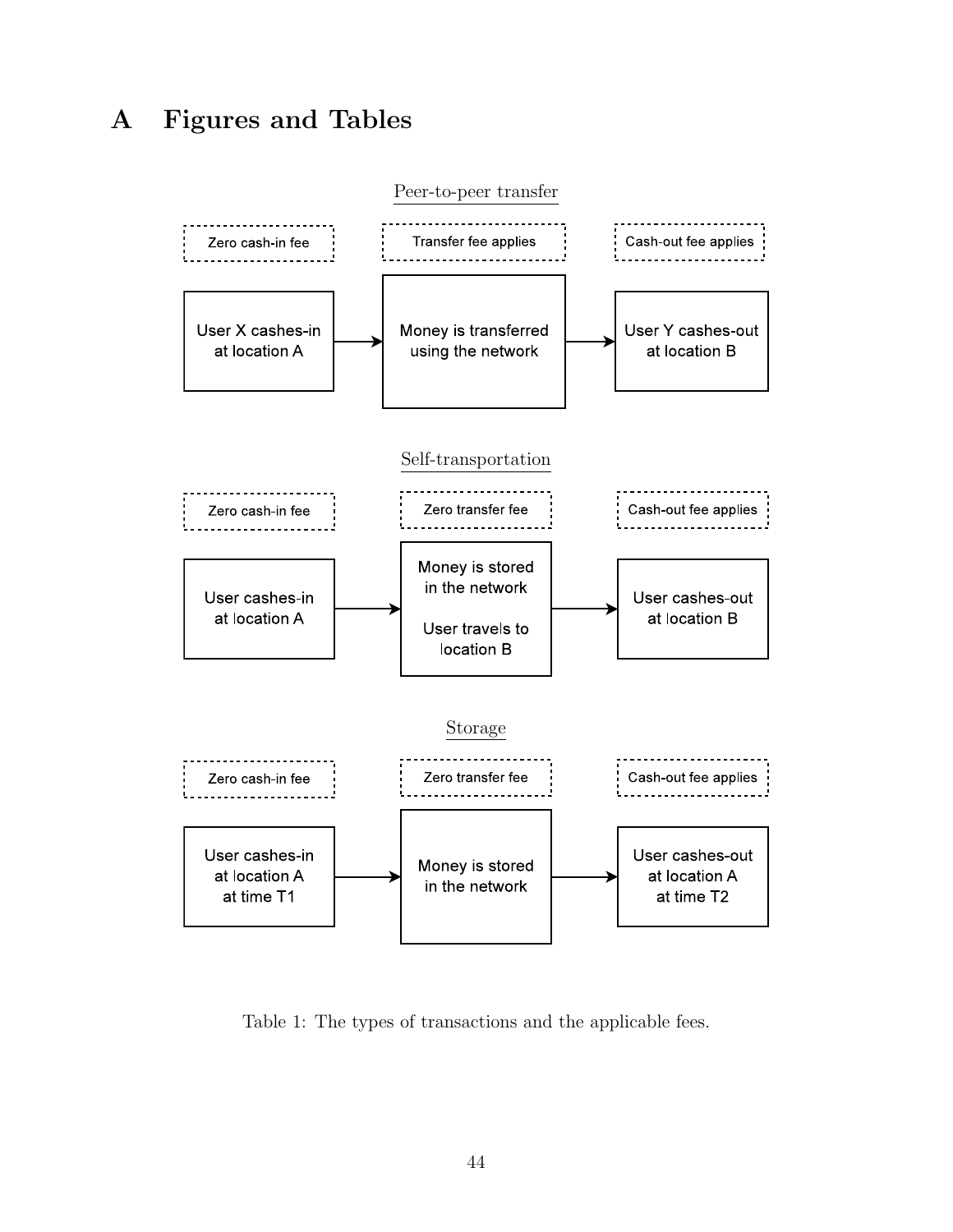# A Figures and Tables

Peer-to-peer transfer

| Zero cash-in fee | Transfer fee applies | Cash-out fee applies |
| --- | --- | --- |
| User X cashes-in at location A → | Money is transferred using the network → | User Y cashes-out at location B |

Self-transportation

| Zero cash-in fee | Zero transfer fee | Cash-out fee applies |
| --- | --- | --- |
| User cashes-in at location A → | Money is stored in the network<br><br>User travels to location B → | User cashes-out at location B |

Storage

| Zero cash-in fee | Zero transfer fee | Cash-out fee applies |
| --- | --- | --- |
| User cashes-in at location A at time T1 → | Money is stored in the network → | User cashes-out at location A at time T2 |

Table 1: The types of transactions and the applicable fees.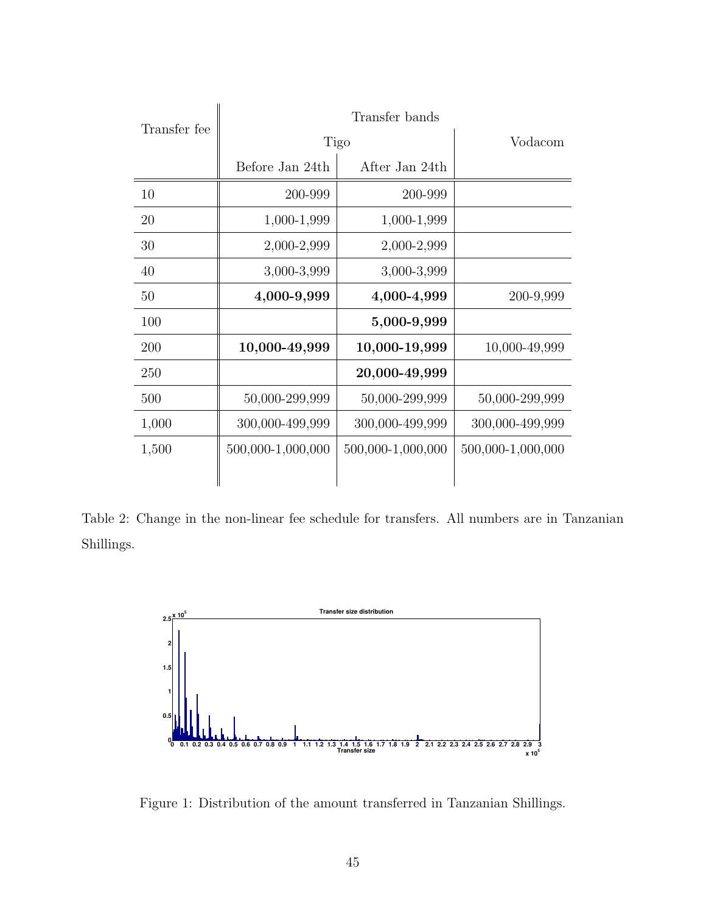| Transfer fee | Transfer bands | | |
|---|---|---|---|
| | Tigo | | Vodacom |
| | Before Jan 24th | After Jan 24th | |
| 10 | 200-999 | 200-999 | |
| 20 | 1,000-1,999 | 1,000-1,999 | |
| 30 | 2,000-2,999 | 2,000-2,999 | |
| 40 | 3,000-3,999 | 3,000-3,999 | |
| 50 | **4,000-9,999** | **4,000-4,999** | 200-9,999 |
| 100 | | **5,000-9,999** | |
| 200 | **10,000-49,999** | **10,000-19,999** | 10,000-49,999 |
| 250 | | **20,000-49,999** | |
| 500 | 50,000-299,999 | 50,000-299,999 | 50,000-299,999 |
| 1,000 | 300,000-499,999 | 300,000-499,999 | 300,000-499,999 |
| 1,500 | 500,000-1,000,000 | 500,000-1,000,000 | 500,000-1,000,000 |

Table 2: Change in the non-linear fee schedule for transfers. All numbers are in Tanzanian Shillings.

Figure 1: Distribution of the amount transferred in Tanzanian Shillings.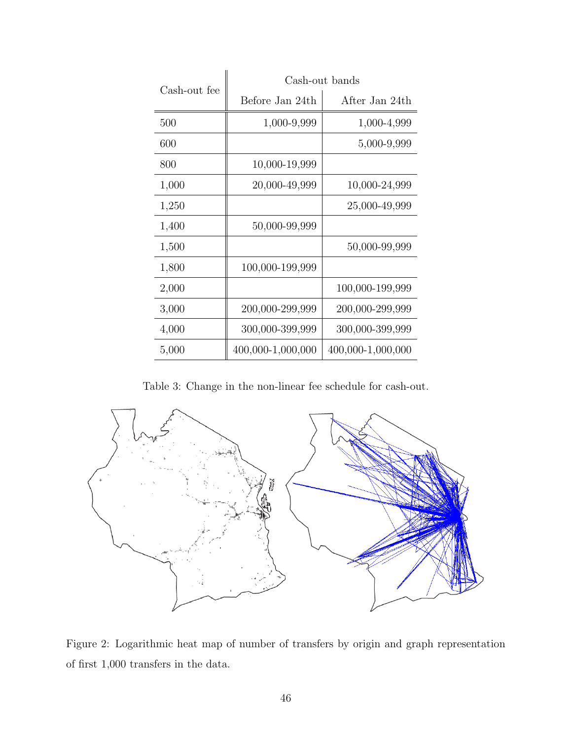| Cash-out fee | Cash-out bands | |
|---|---|---|
| | Before Jan 24th | After Jan 24th |
| 500 | 1,000-9,999 | 1,000-4,999 |
| 600 | | 5,000-9,999 |
| 800 | 10,000-19,999 | |
| 1,000 | 20,000-49,999 | 10,000-24,999 |
| 1,250 | | 25,000-49,999 |
| 1,400 | 50,000-99,999 | |
| 1,500 | | 50,000-99,999 |
| 1,800 | 100,000-199,999 | |
| 2,000 | | 100,000-199,999 |
| 3,000 | 200,000-299,999 | 200,000-299,999 |
| 4,000 | 300,000-399,999 | 300,000-399,999 |
| 5,000 | 400,000-1,000,000 | 400,000-1,000,000 |

Table 3: Change in the non-linear fee schedule for cash-out.

Figure 2: Logarithmic heat map of number of transfers by origin and graph representation of first 1,000 transfers in the data.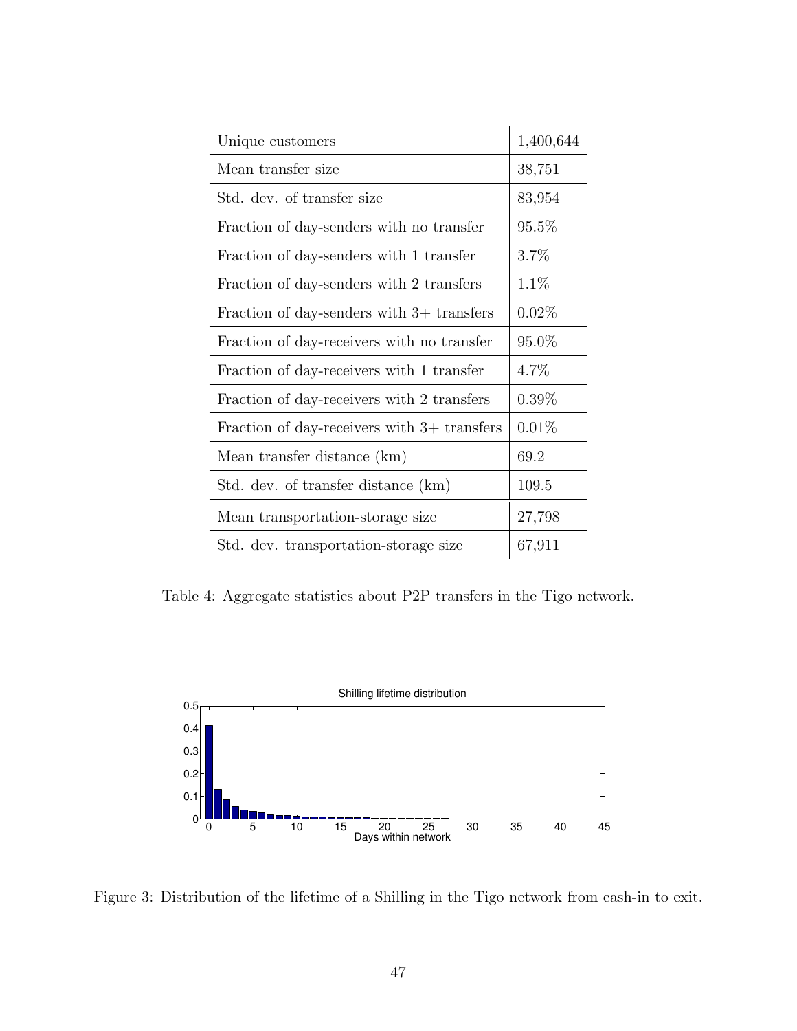| | |
|---|---|
| Unique customers | 1,400,644 |
| Mean transfer size | 38,751 |
| Std. dev. of transfer size | 83,954 |
| Fraction of day-senders with no transfer | 95.5% |
| Fraction of day-senders with 1 transfer | 3.7% |
| Fraction of day-senders with 2 transfers | 1.1% |
| Fraction of day-senders with 3+ transfers | 0.02% |
| Fraction of day-receivers with no transfer | 95.0% |
| Fraction of day-receivers with 1 transfer | 4.7% |
| Fraction of day-receivers with 2 transfers | 0.39% |
| Fraction of day-receivers with 3+ transfers | 0.01% |
| Mean transfer distance (km) | 69.2 |
| Std. dev. of transfer distance (km) | 109.5 |
| Mean transportation-storage size | 27,798 |
| Std. dev. transportation-storage size | 67,911 |

Table 4: Aggregate statistics about P2P transfers in the Tigo network.

Figure 3: Distribution of the lifetime of a Shilling in the Tigo network from cash-in to exit.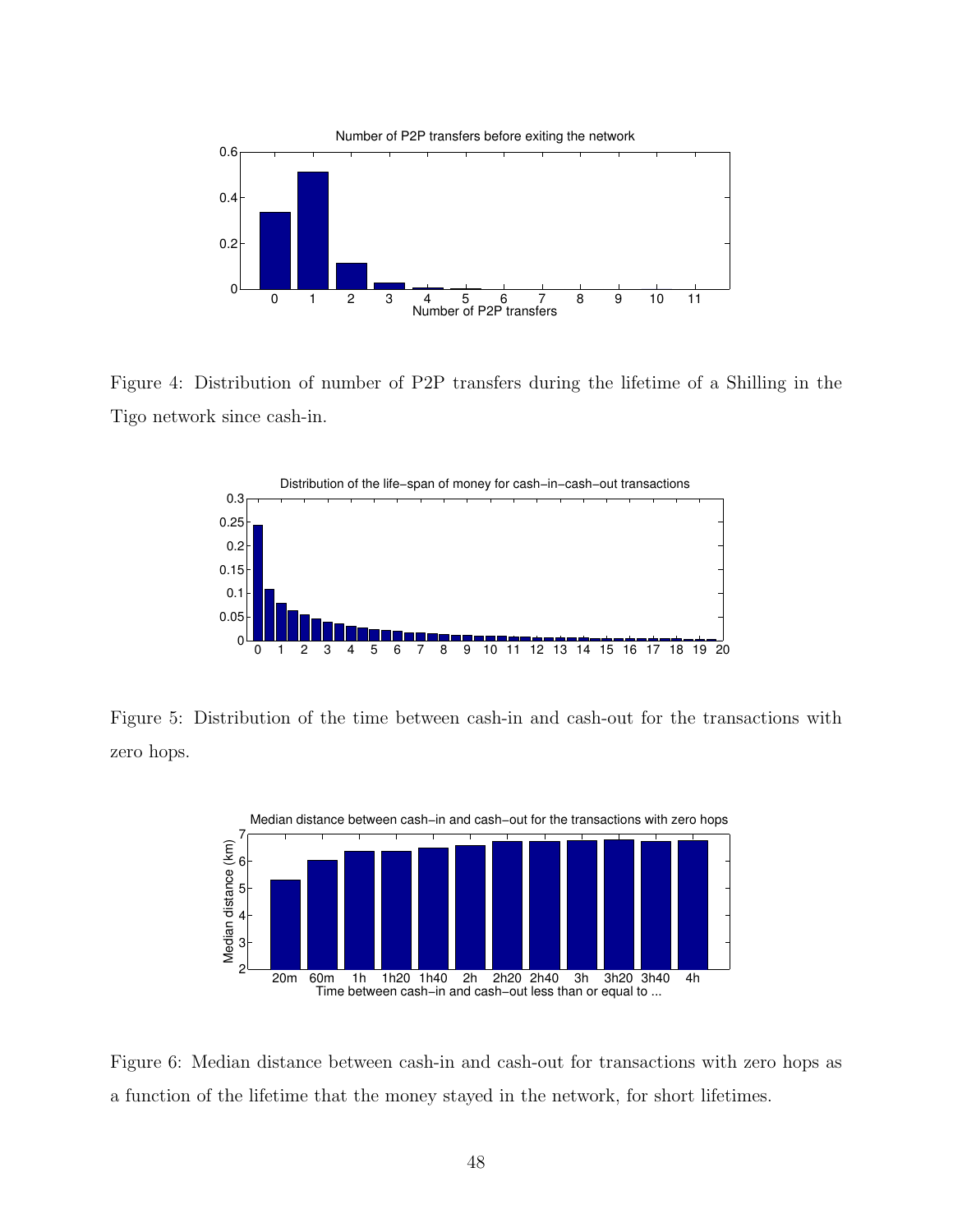Figure 4: Distribution of number of P2P transfers during the lifetime of a Shilling in the Tigo network since cash-in.

Figure 5: Distribution of the time between cash-in and cash-out for the transactions with zero hops.

Figure 6: Median distance between cash-in and cash-out for transactions with zero hops as a function of the lifetime that the money stayed in the network, for short lifetimes.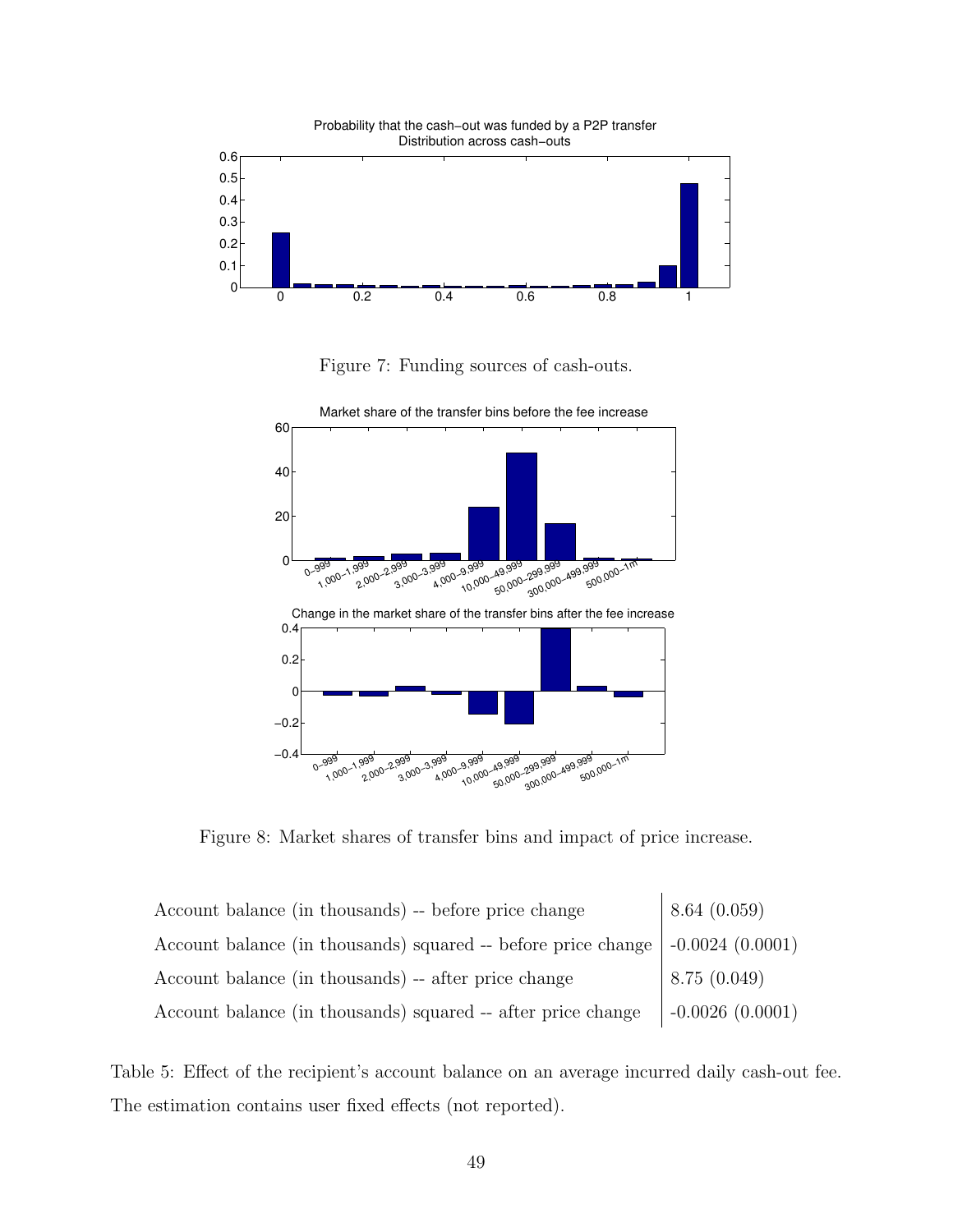Figure 7: Funding sources of cash-outs.

Figure 8: Market shares of transfer bins and impact of price increase.

| | |
|---|---|
| Account balance (in thousands) -- before price change | 8.64 (0.059) |
| Account balance (in thousands) squared -- before price change | -0.0024 (0.0001) |
| Account balance (in thousands) -- after price change | 8.75 (0.049) |
| Account balance (in thousands) squared -- after price change | -0.0026 (0.0001) |

Table 5: Effect of the recipient's account balance on an average incurred daily cash-out fee. The estimation contains user fixed effects (not reported).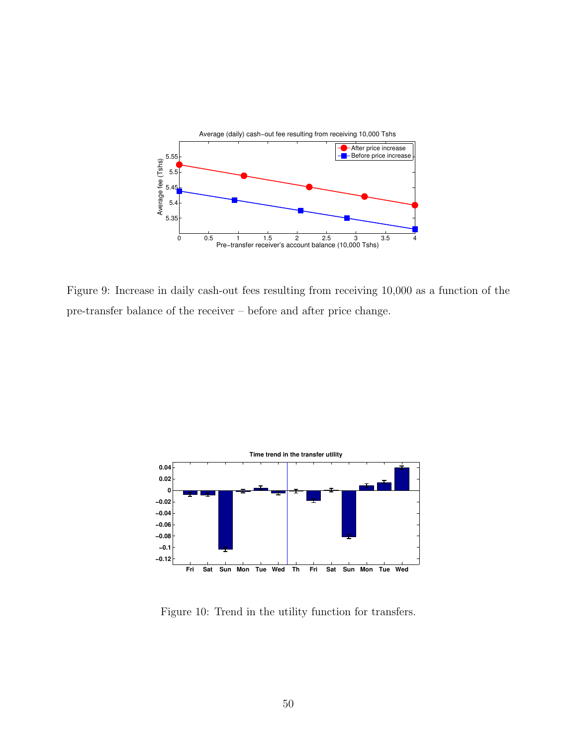Figure 9: Increase in daily cash-out fees resulting from receiving 10,000 as a function of the pre-transfer balance of the receiver – before and after price change.

Figure 10: Trend in the utility function for transfers.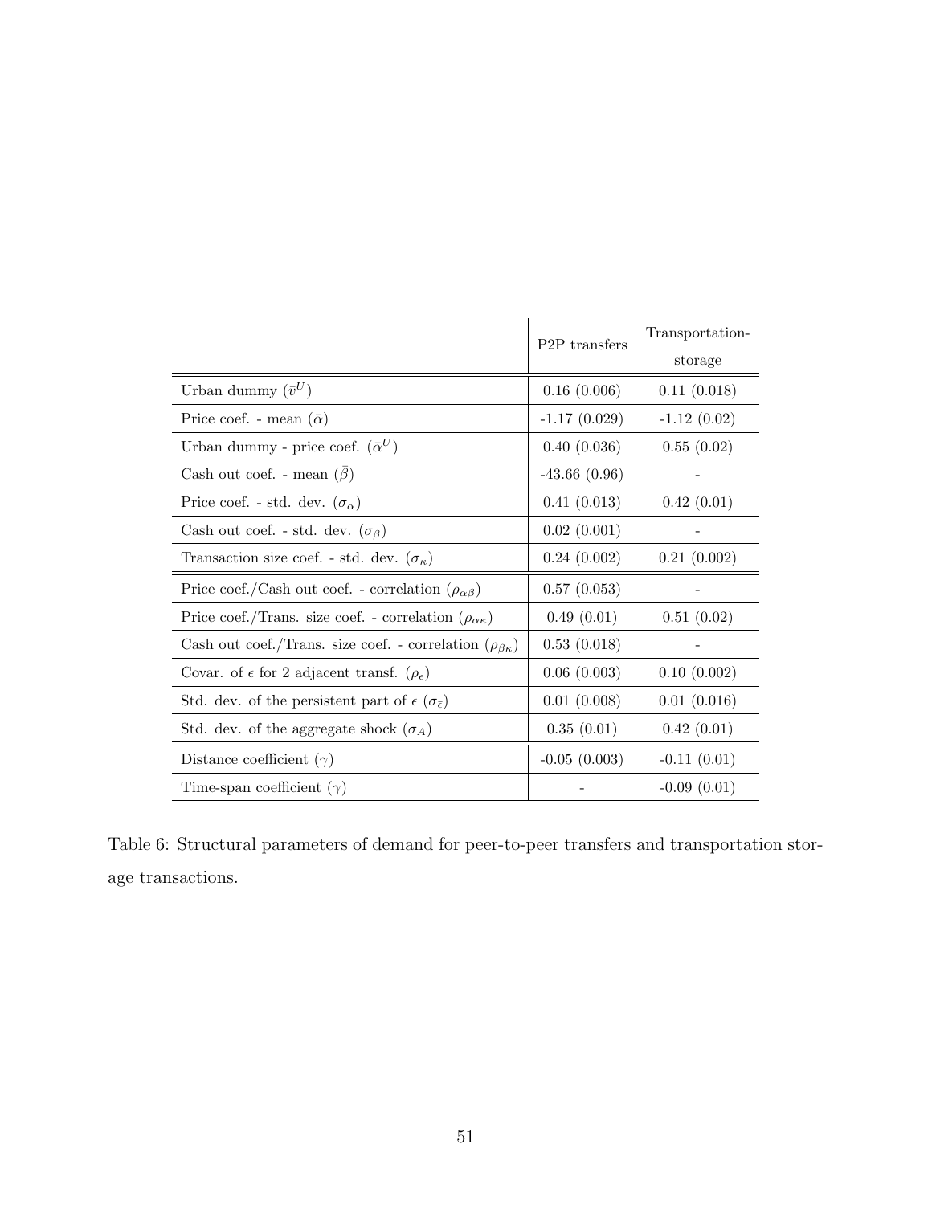| | P2P transfers | Transportation-storage |
|---|---|---|
| Urban dummy ($\bar{v}^U$) | 0.16 (0.006) | 0.11 (0.018) |
| Price coef. - mean ($\bar{\alpha}$) | -1.17 (0.029) | -1.12 (0.02) |
| Urban dummy - price coef. ($\bar{\alpha}^U$) | 0.40 (0.036) | 0.55 (0.02) |
| Cash out coef. - mean ($\bar{\beta}$) | -43.66 (0.96) | - |
| Price coef. - std. dev. ($\sigma_\alpha$) | 0.41 (0.013) | 0.42 (0.01) |
| Cash out coef. - std. dev. ($\sigma_\beta$) | 0.02 (0.001) | - |
| Transaction size coef. - std. dev. ($\sigma_\kappa$) | 0.24 (0.002) | 0.21 (0.002) |
| Price coef./Cash out coef. - correlation ($\rho_{\alpha\beta}$) | 0.57 (0.053) | - |
| Price coef./Trans. size coef. - correlation ($\rho_{\alpha\kappa}$) | 0.49 (0.01) | 0.51 (0.02) |
| Cash out coef./Trans. size coef. - correlation ($\rho_{\beta\kappa}$) | 0.53 (0.018) | - |
| Covar. of $\epsilon$ for 2 adjacent transf. ($\rho_\epsilon$) | 0.06 (0.003) | 0.10 (0.002) |
| Std. dev. of the persistent part of $\epsilon$ ($\sigma_{\bar{\epsilon}}$) | 0.01 (0.008) | 0.01 (0.016) |
| Std. dev. of the aggregate shock ($\sigma_A$) | 0.35 (0.01) | 0.42 (0.01) |
| Distance coefficient ($\gamma$) | -0.05 (0.003) | -0.11 (0.01) |
| Time-span coefficient ($\gamma$) | - | -0.09 (0.01) |

Table 6: Structural parameters of demand for peer-to-peer transfers and transportation storage transactions.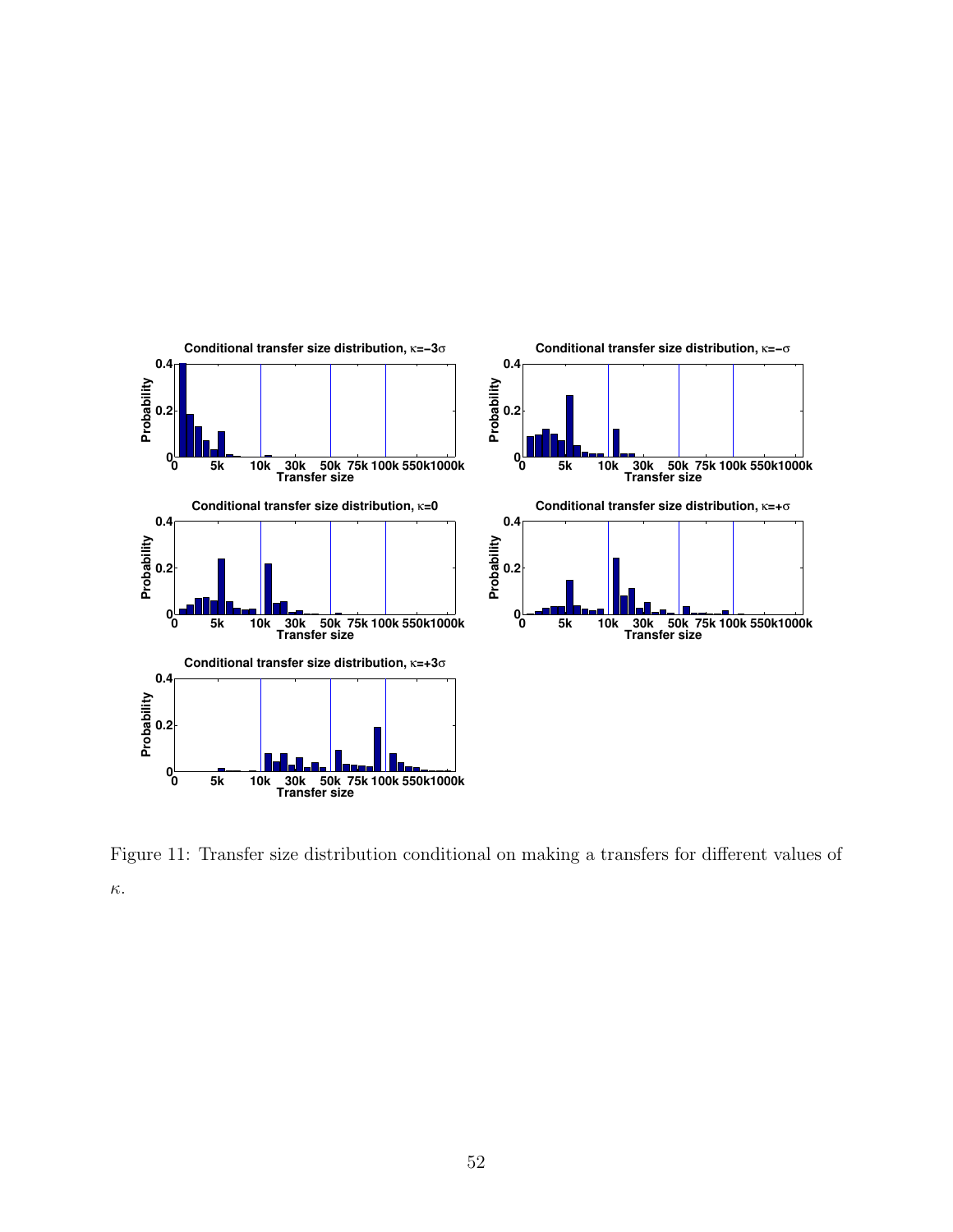Figure 11: Transfer size distribution conditional on making a transfers for different values of $\kappa$.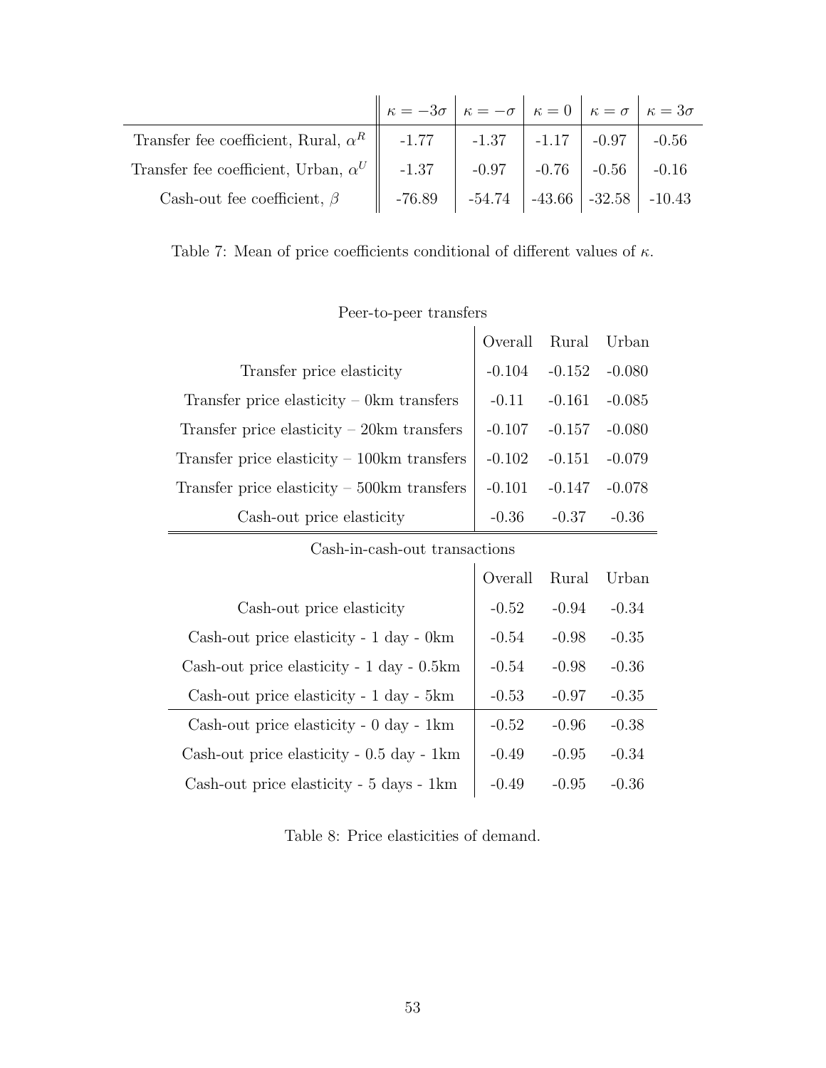| | $\kappa = -3\sigma$ | $\kappa = -\sigma$ | $\kappa = 0$ | $\kappa = \sigma$ | $\kappa = 3\sigma$ |
|---|---|---|---|---|---|
| Transfer fee coefficient, Rural, $\alpha^R$ | -1.77 | -1.37 | -1.17 | -0.97 | -0.56 |
| Transfer fee coefficient, Urban, $\alpha^U$ | -1.37 | -0.97 | -0.76 | -0.56 | -0.16 |
| Cash-out fee coefficient, $\beta$ | -76.89 | -54.74 | -43.66 | -32.58 | -10.43 |

Table 7: Mean of price coefficients conditional of different values of $\kappa$.

| Peer-to-peer transfers | | | |
|---|---|---|---|
| | Overall | Rural | Urban |
| Transfer price elasticity | -0.104 | -0.152 | -0.080 |
| Transfer price elasticity – 0km transfers | -0.11 | -0.161 | -0.085 |
| Transfer price elasticity – 20km transfers | -0.107 | -0.157 | -0.080 |
| Transfer price elasticity – 100km transfers | -0.102 | -0.151 | -0.079 |
| Transfer price elasticity – 500km transfers | -0.101 | -0.147 | -0.078 |
| Cash-out price elasticity | -0.36 | -0.37 | -0.36 |
| **Cash-in-cash-out transactions** | | | |
| | Overall | Rural | Urban |
| Cash-out price elasticity | -0.52 | -0.94 | -0.34 |
| Cash-out price elasticity - 1 day - 0km | -0.54 | -0.98 | -0.35 |
| Cash-out price elasticity - 1 day - 0.5km | -0.54 | -0.98 | -0.36 |
| Cash-out price elasticity - 1 day - 5km | -0.53 | -0.97 | -0.35 |
| Cash-out price elasticity - 0 day - 1km | -0.52 | -0.96 | -0.38 |
| Cash-out price elasticity - 0.5 day - 1km | -0.49 | -0.95 | -0.34 |
| Cash-out price elasticity - 5 days - 1km | -0.49 | -0.95 | -0.36 |

Table 8: Price elasticities of demand.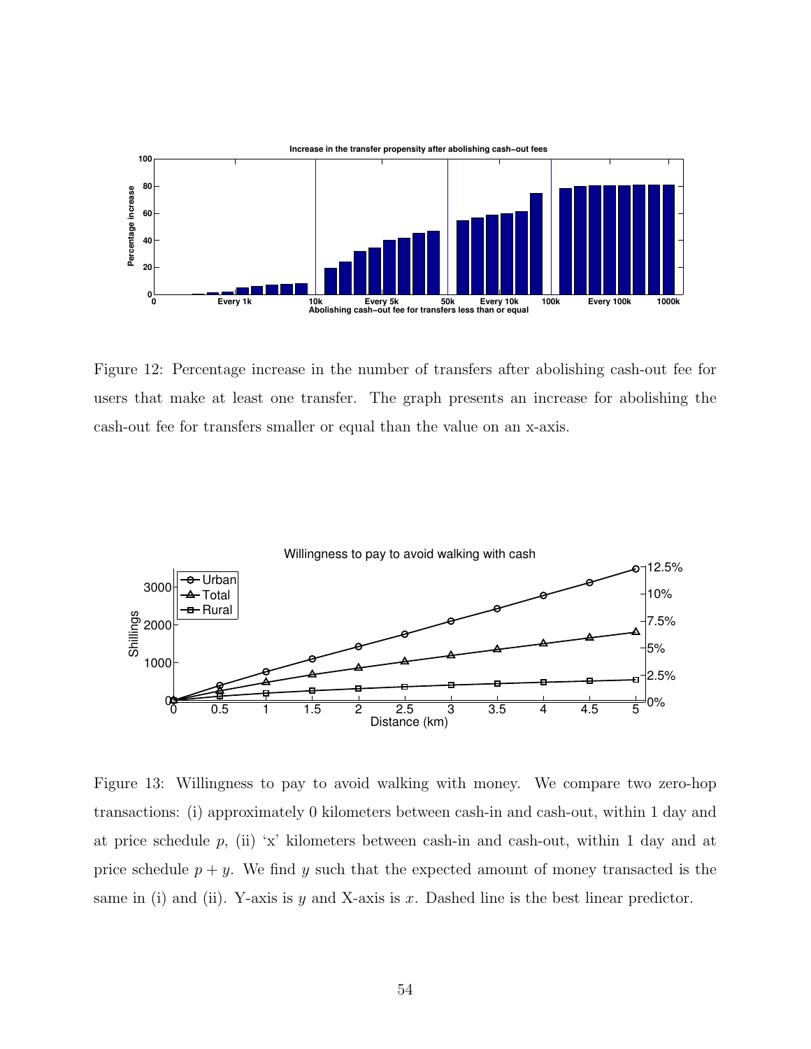Figure 12: Percentage increase in the number of transfers after abolishing cash-out fee for users that make at least one transfer. The graph presents an increase for abolishing the cash-out fee for transfers smaller or equal than the value on an x-axis.

Figure 13: Willingness to pay to avoid walking with money. We compare two zero-hop transactions: (i) approximately 0 kilometers between cash-in and cash-out, within 1 day and at price schedule $p$, (ii) 'x' kilometers between cash-in and cash-out, within 1 day and at price schedule $p + y$. We find $y$ such that the expected amount of money transacted is the same in (i) and (ii). Y-axis is $y$ and X-axis is $x$. Dashed line is the best linear predictor.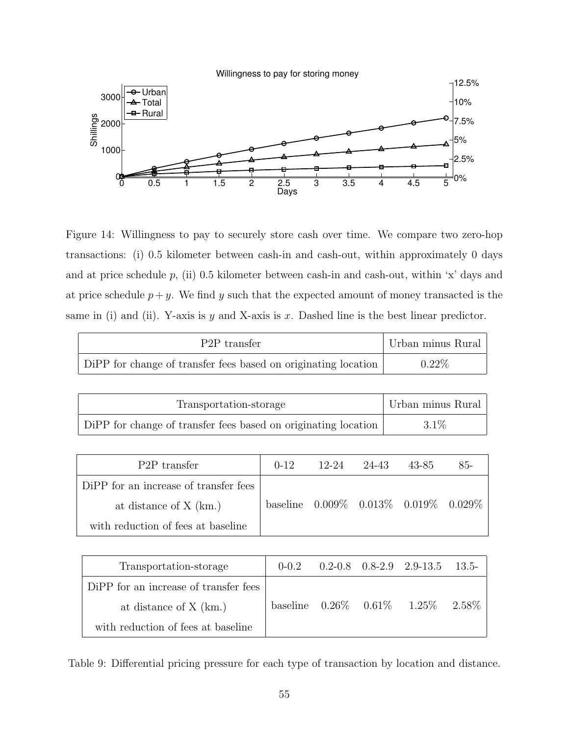Willingness to pay for storing money

Shillings

3000
2000
1000
0

12.5%
10%
7.5%
5%
2.5%
0%

Urban
Total
Rural

0 0.5 1 1.5 2 2.5 3 3.5 4 4.5 5

Days

Figure 14: Willingness to pay to securely store cash over time. We compare two zero-hop transactions: (i) 0.5 kilometer between cash-in and cash-out, within approximately 0 days and at price schedule $p$, (ii) 0.5 kilometer between cash-in and cash-out, within 'x' days and at price schedule $p + y$. We find $y$ such that the expected amount of money transacted is the same in (i) and (ii). Y-axis is $y$ and X-axis is $x$. Dashed line is the best linear predictor.

| P2P transfer | Urban minus Rural |
|---|---|
| DiPP for change of transfer fees based on originating location | 0.22% |

| Transportation-storage | Urban minus Rural |
|---|---|
| DiPP for change of transfer fees based on originating location | 3.1% |

| P2P transfer | 0-12 | 12-24 | 24-43 | 43-85 | 85- |
|---|---|---|---|---|---|
| DiPP for an increase of transfer fees at distance of X (km.) with reduction of fees at baseline | baseline | 0.009% | 0.013% | 0.019% | 0.029% |

| Transportation-storage | 0-0.2 | 0.2-0.8 | 0.8-2.9 | 2.9-13.5 | 13.5- |
|---|---|---|---|---|---|
| DiPP for an increase of transfer fees at distance of X (km.) with reduction of fees at baseline | baseline | 0.26% | 0.61% | 1.25% | 2.58% |

Table 9: Differential pricing pressure for each type of transaction by location and distance.